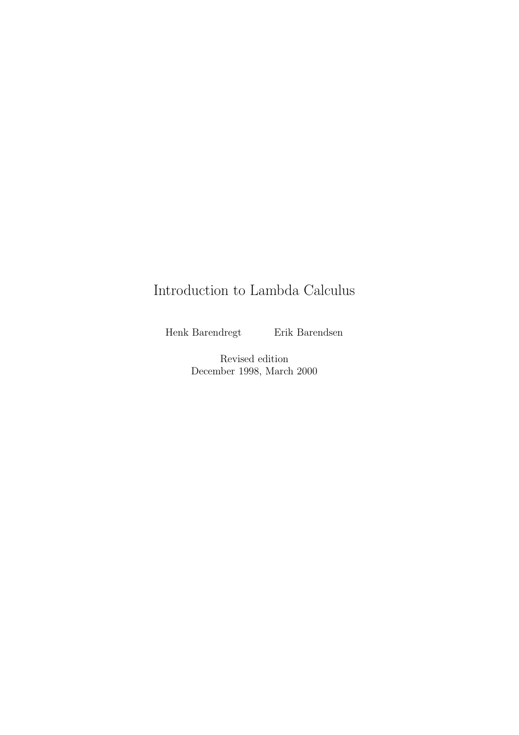# Introduction to Lambda Calculus

Henk Barendregt Erik Barendsen

Revised edition
December 1998, March 2000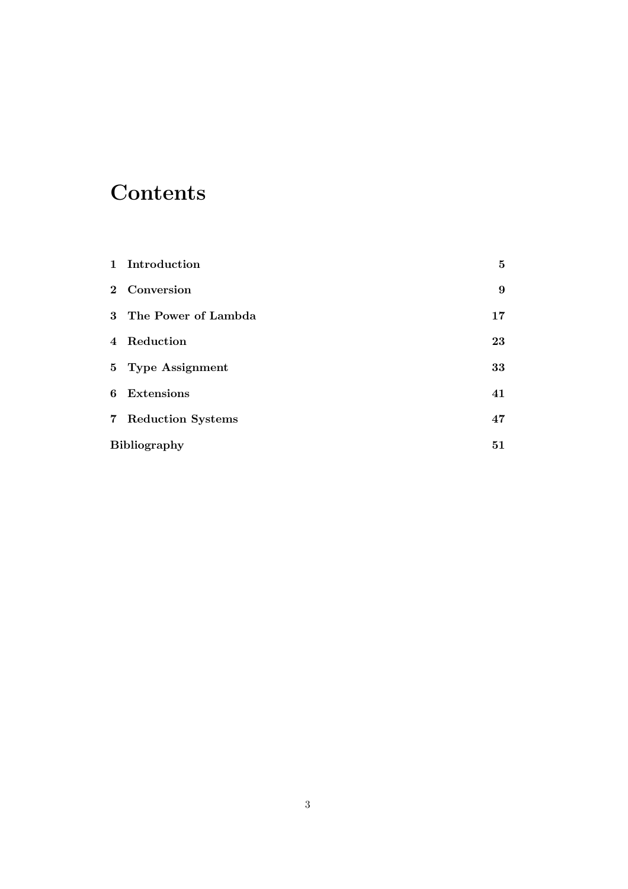# Contents

| | |
|---|---|
| **1 Introduction** | **5** |
| **2 Conversion** | **9** |
| **3 The Power of Lambda** | **17** |
| **4 Reduction** | **23** |
| **5 Type Assignment** | **33** |
| **6 Extensions** | **41** |
| **7 Reduction Systems** | **47** |
| **Bibliography** | **51** |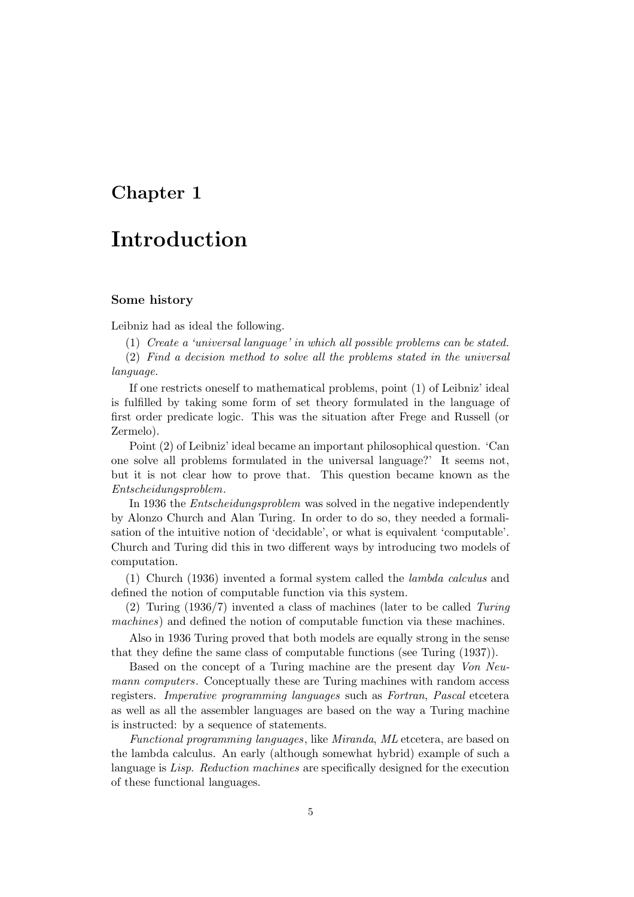# Chapter 1

# Introduction

### Some history

Leibniz had as ideal the following.

(1) *Create a 'universal language' in which all possible problems can be stated.*

(2) *Find a decision method to solve all the problems stated in the universal language.*

If one restricts oneself to mathematical problems, point (1) of Leibniz' ideal is fulfilled by taking some form of set theory formulated in the language of first order predicate logic. This was the situation after Frege and Russell (or Zermelo).

Point (2) of Leibniz' ideal became an important philosophical question. 'Can one solve all problems formulated in the universal language?' It seems not, but it is not clear how to prove that. This question became known as the *Entscheidungsproblem*.

In 1936 the *Entscheidungsproblem* was solved in the negative independently by Alonzo Church and Alan Turing. In order to do so, they needed a formalisation of the intuitive notion of 'decidable', or what is equivalent 'computable'. Church and Turing did this in two different ways by introducing two models of computation.

(1) Church (1936) invented a formal system called the *lambda calculus* and defined the notion of computable function via this system.

(2) Turing (1936/7) invented a class of machines (later to be called *Turing machines*) and defined the notion of computable function via these machines.

Also in 1936 Turing proved that both models are equally strong in the sense that they define the same class of computable functions (see Turing (1937)).

Based on the concept of a Turing machine are the present day *Von Neumann computers*. Conceptually these are Turing machines with random access registers. *Imperative programming languages* such as *Fortran*, *Pascal* etcetera as well as all the assembler languages are based on the way a Turing machine is instructed: by a sequence of statements.

*Functional programming languages*, like *Miranda*, *ML* etcetera, are based on the lambda calculus. An early (although somewhat hybrid) example of such a language is *Lisp*. *Reduction machines* are specifically designed for the execution of these functional languages.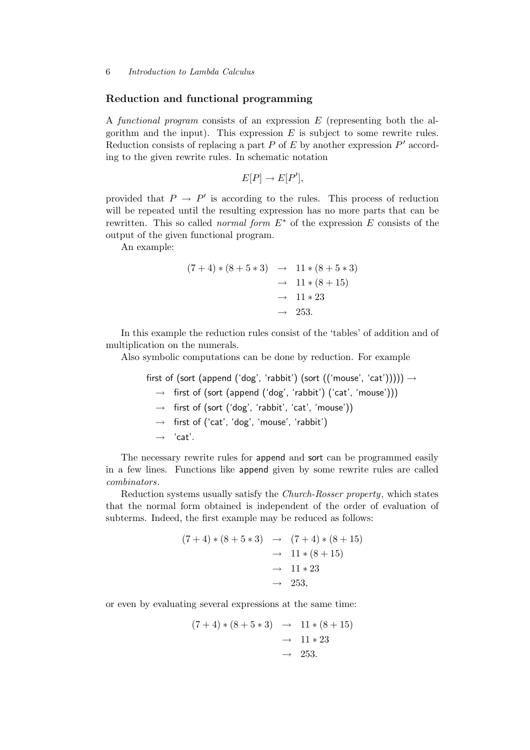## Reduction and functional programming

A *functional program* consists of an expression $E$ (representing both the algorithm and the input). This expression $E$ is subject to some rewrite rules. Reduction consists of replacing a part $P$ of $E$ by another expression $P'$ according to the given rewrite rules. In schematic notation

$$E[P] \to E[P'],$$

provided that $P \to P'$ is according to the rules. This process of reduction will be repeated until the resulting expression has no more parts that can be rewritten. This so called *normal form* $E^*$ of the expression $E$ consists of the output of the given functional program.

An example:

$$\begin{aligned}
(7+4)*(8+5*3) &\to 11*(8+5*3) \\
&\to 11*(8+15) \\
&\to 11*23 \\
&\to 253.
\end{aligned}$$

In this example the reduction rules consist of the 'tables' of addition and of multiplication on the numerals.

Also symbolic computations can be done by reduction. For example

first of (sort (append ('dog', 'rabbit') (sort (('mouse', 'cat'))))) $\to$
$\to$ first of (sort (append ('dog', 'rabbit') ('cat', 'mouse')))
$\to$ first of (sort ('dog', 'rabbit', 'cat', 'mouse'))
$\to$ first of ('cat', 'dog', 'mouse', 'rabbit')
$\to$ 'cat'.

The necessary rewrite rules for append and sort can be programmed easily in a few lines. Functions like append given by some rewrite rules are called *combinators*.

Reduction systems usually satisfy the *Church-Rosser property*, which states that the normal form obtained is independent of the order of evaluation of subterms. Indeed, the first example may be reduced as follows:

$$\begin{aligned}
(7+4)*(8+5*3) &\to (7+4)*(8+15) \\
&\to 11*(8+15) \\
&\to 11*23 \\
&\to 253,
\end{aligned}$$

or even by evaluating several expressions at the same time:

$$\begin{aligned}
(7+4)*(8+5*3) &\to 11*(8+15) \\
&\to 11*23 \\
&\to 253.
\end{aligned}$$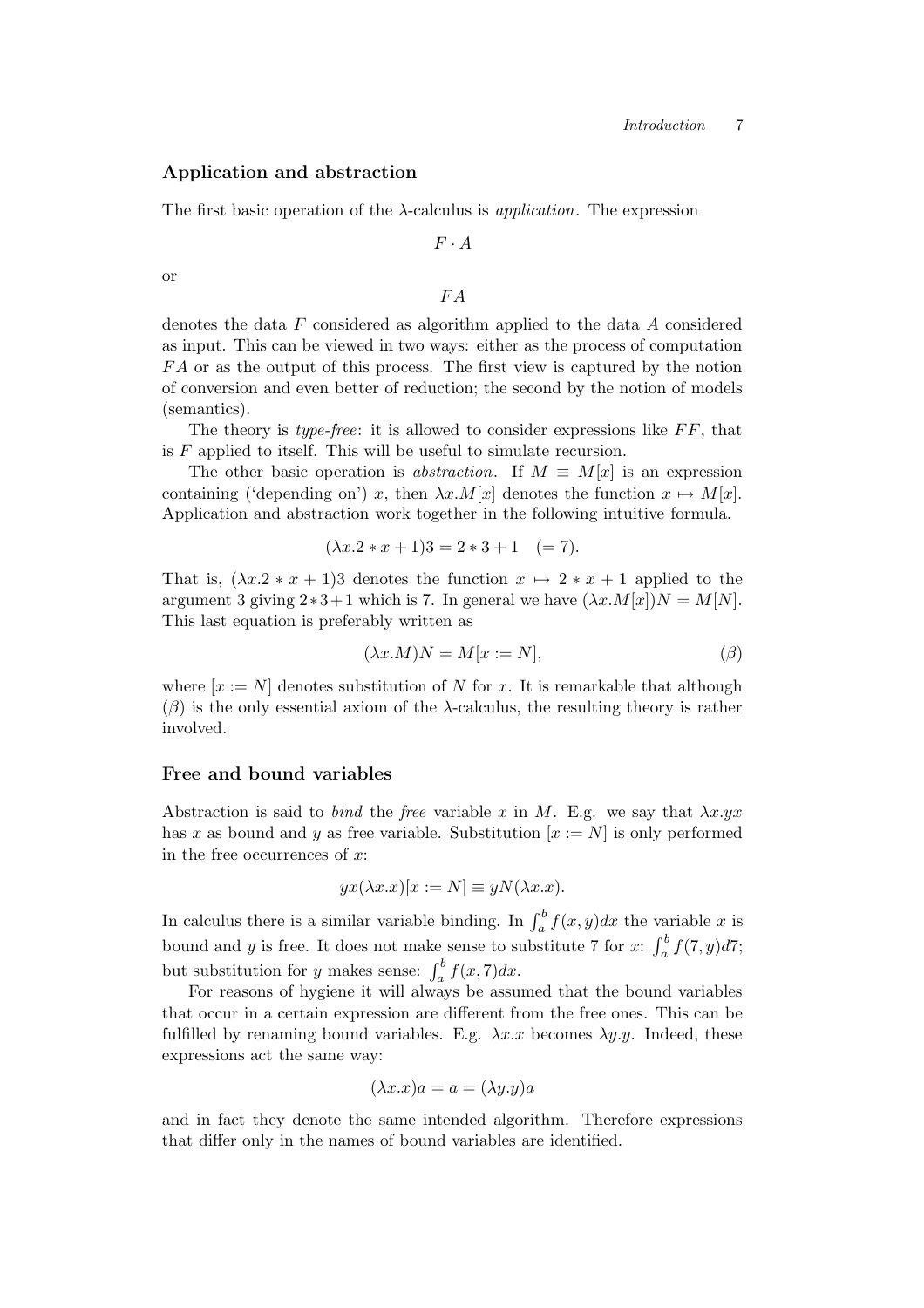### Application and abstraction

The first basic operation of the λ-calculus is *application*. The expression

$$F \cdot A$$

or

$$FA$$

denotes the data $F$ considered as algorithm applied to the data $A$ considered as input. This can be viewed in two ways: either as the process of computation $FA$ or as the output of this process. The first view is captured by the notion of conversion and even better of reduction; the second by the notion of models (semantics).

The theory is *type-free*: it is allowed to consider expressions like $FF$, that is $F$ applied to itself. This will be useful to simulate recursion.

The other basic operation is *abstraction*. If $M \equiv M[x]$ is an expression containing ('depending on') $x$, then $\lambda x.M[x]$ denotes the function $x \mapsto M[x]$. Application and abstraction work together in the following intuitive formula.

$$(\lambda x.2 * x + 1)3 = 2 * 3 + 1 \quad (= 7).$$

That is, $(\lambda x.2 * x + 1)3$ denotes the function $x \mapsto 2 * x + 1$ applied to the argument 3 giving $2*3+1$ which is 7. In general we have $(\lambda x.M[x])N = M[N]$. This last equation is preferably written as

$$(\lambda x.M)N = M[x := N], \qquad (\beta)$$

where $[x := N]$ denotes substitution of $N$ for $x$. It is remarkable that although $(\beta)$ is the only essential axiom of the λ-calculus, the resulting theory is rather involved.

### Free and bound variables

Abstraction is said to *bind* the *free* variable $x$ in $M$. E.g. we say that $\lambda x.yx$ has $x$ as bound and $y$ as free variable. Substitution $[x := N]$ is only performed in the free occurrences of $x$:

$$yx(\lambda x.x)[x := N] \equiv yN(\lambda x.x).$$

In calculus there is a similar variable binding. In $\int_a^b f(x,y)dx$ the variable $x$ is bound and $y$ is free. It does not make sense to substitute 7 for $x$: $\int_a^b f(7,y)d7$; but substitution for $y$ makes sense: $\int_a^b f(x,7)dx$.

For reasons of hygiene it will always be assumed that the bound variables that occur in a certain expression are different from the free ones. This can be fulfilled by renaming bound variables. E.g. $\lambda x.x$ becomes $\lambda y.y$. Indeed, these expressions act the same way:

$$(\lambda x.x)a = a = (\lambda y.y)a$$

and in fact they denote the same intended algorithm. Therefore expressions that differ only in the names of bound variables are identified.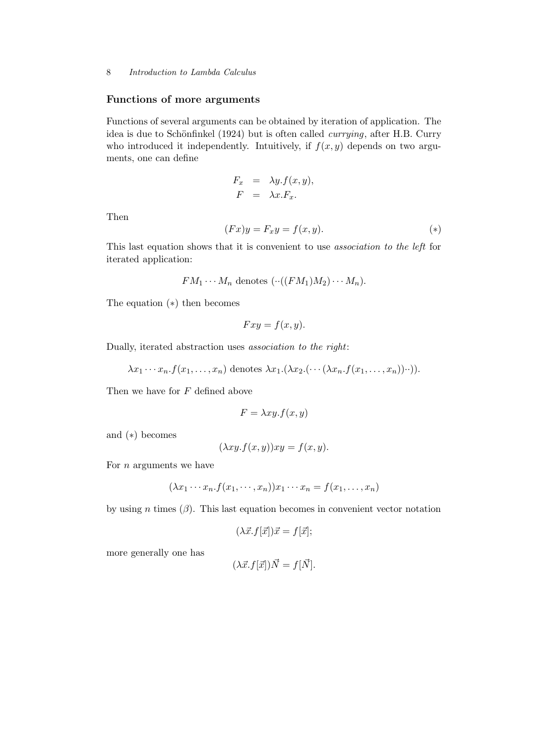## Functions of more arguments

Functions of several arguments can be obtained by iteration of application. The idea is due to Schönfinkel (1924) but is often called *currying*, after H.B. Curry who introduced it independently. Intuitively, if $f(x, y)$ depends on two arguments, one can define

$$\begin{aligned} F_x &= \lambda y.f(x, y), \\ F &= \lambda x.F_x. \end{aligned}$$

Then

$$(Fx)y = F_x y = f(x, y). \qquad (*)$$

This last equation shows that it is convenient to use *association to the left* for iterated application:

$$FM_1 \cdots M_n \text{ denotes } (\cdot\cdot((FM_1)M_2) \cdots M_n).$$

The equation $(*)$ then becomes

$$Fxy = f(x, y).$$

Dually, iterated abstraction uses *association to the right*:

$$\lambda x_1 \cdots x_n.f(x_1, \ldots, x_n) \text{ denotes } \lambda x_1.(\lambda x_2.(\cdots(\lambda x_n.f(x_1, \ldots, x_n))\cdot\cdot)).$$

Then we have for $F$ defined above

$$F = \lambda xy.f(x, y)$$

and $(*)$ becomes

$$(\lambda xy.f(x, y))xy = f(x, y).$$

For $n$ arguments we have

$$(\lambda x_1 \cdots x_n.f(x_1, \cdots, x_n))x_1 \cdots x_n = f(x_1, \ldots, x_n)$$

by using $n$ times $(\beta)$. This last equation becomes in convenient vector notation

$$(\lambda \vec{x}.f[\vec{x}])\vec{x} = f[\vec{x}];$$

more generally one has

$$(\lambda \vec{x}.f[\vec{x}])\vec{N} = f[\vec{N}].$$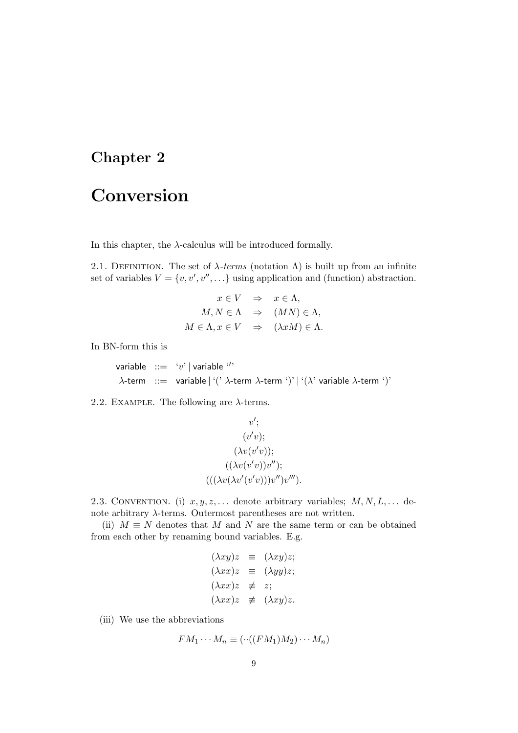# Chapter 2

# Conversion

In this chapter, the $\lambda$-calculus will be introduced formally.

2.1. Definition. The set of $\lambda$-*terms* (notation $\Lambda$) is built up from an infinite set of variables $V = \{v, v', v'', \ldots\}$ using application and (function) abstraction.

$$
\begin{aligned}
x \in V &\quad\Rightarrow\quad x \in \Lambda, \\
M, N \in \Lambda &\quad\Rightarrow\quad (MN) \in \Lambda, \\
M \in \Lambda, x \in V &\quad\Rightarrow\quad (\lambda x M) \in \Lambda.
\end{aligned}
$$

In BN-form this is

$$
\begin{aligned}
\mathsf{variable} &::= \text{`}v\text{'} \mid \mathsf{variable}\ \text{`}'\text{'} \\
\lambda\text{-}\mathsf{term} &::= \mathsf{variable} \mid \text{`('}\ \lambda\text{-}\mathsf{term}\ \lambda\text{-}\mathsf{term}\ \text{`)'} \mid \text{`(}\lambda\text{'}\ \mathsf{variable}\ \lambda\text{-}\mathsf{term}\ \text{`)'}
\end{aligned}
$$

2.2. Example. The following are $\lambda$-terms.

$$
\begin{gathered}
v'; \\
(v'v); \\
(\lambda v(v'v)); \\
((\lambda v(v'v))v''); \\
(((\lambda v(\lambda v'(v'v)))v'')v''').
\end{gathered}
$$

2.3. Convention. (i) $x, y, z, \ldots$ denote arbitrary variables; $M, N, L, \ldots$ denote arbitrary $\lambda$-terms. Outermost parentheses are not written.

(ii) $M \equiv N$ denotes that $M$ and $N$ are the same term or can be obtained from each other by renaming bound variables. E.g.

$$
\begin{aligned}
(\lambda xy)z &\equiv (\lambda xy)z; \\
(\lambda xx)z &\equiv (\lambda yy)z; \\
(\lambda xx)z &\not\equiv z; \\
(\lambda xx)z &\not\equiv (\lambda xy)z.
\end{aligned}
$$

(iii) We use the abbreviations

$$
FM_1 \cdots M_n \equiv (\cdot\cdot((FM_1)M_2) \cdots M_n)
$$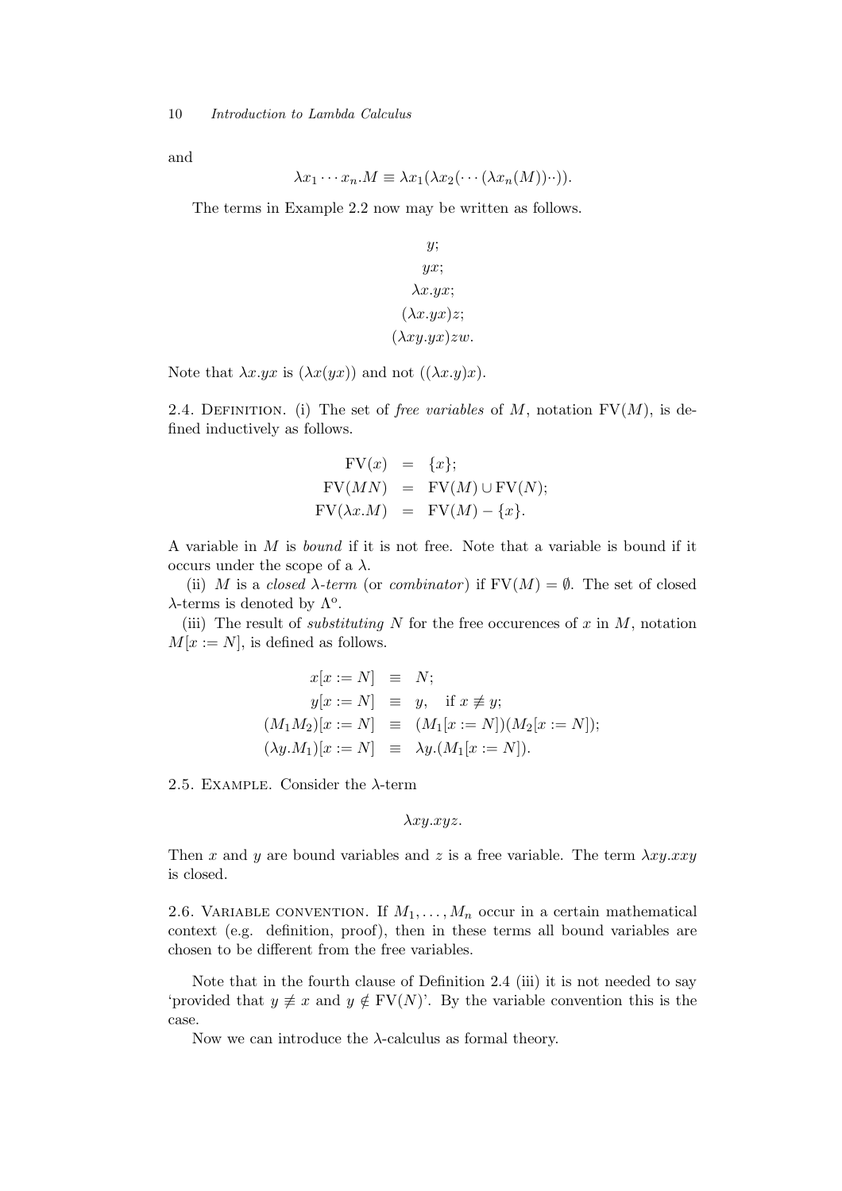and

$$\lambda x_1 \cdots x_n.M \equiv \lambda x_1(\lambda x_2(\cdots(\lambda x_n(M))\cdot\cdot)).$$

The terms in Example 2.2 now may be written as follows.

$$\begin{gathered} y; \\ yx; \\ \lambda x.yx; \\ (\lambda x.yx)z; \\ (\lambda xy.yx)zw. \end{gathered}$$

Note that $\lambda x.yx$ is $(\lambda x(yx))$ and not $((\lambda x.y)x)$.

2.4. Definition. (i) The set of *free variables* of $M$, notation $\mathrm{FV}(M)$, is defined inductively as follows.

$$\begin{aligned} \mathrm{FV}(x) &= \{x\}; \\ \mathrm{FV}(MN) &= \mathrm{FV}(M) \cup \mathrm{FV}(N); \\ \mathrm{FV}(\lambda x.M) &= \mathrm{FV}(M) - \{x\}. \end{aligned}$$

A variable in $M$ is *bound* if it is not free. Note that a variable is bound if it occurs under the scope of a $\lambda$.

(ii) $M$ is a *closed* $\lambda$*-term* (or *combinator*) if $\mathrm{FV}(M) = \emptyset$. The set of closed $\lambda$-terms is denoted by $\Lambda^o$.

(iii) The result of *substituting* $N$ for the free occurences of $x$ in $M$, notation $M[x := N]$, is defined as follows.

$$\begin{aligned} x[x := N] &\equiv N; \\ y[x := N] &\equiv y, \quad \text{if } x \not\equiv y; \\ (M_1 M_2)[x := N] &\equiv (M_1[x := N])(M_2[x := N]); \\ (\lambda y.M_1)[x := N] &\equiv \lambda y.(M_1[x := N]). \end{aligned}$$

2.5. Example. Consider the $\lambda$-term

$$\lambda xy.xyz.$$

Then $x$ and $y$ are bound variables and $z$ is a free variable. The term $\lambda xy.xxy$ is closed.

2.6. Variable convention. If $M_1, \ldots, M_n$ occur in a certain mathematical context (e.g. definition, proof), then in these terms all bound variables are chosen to be different from the free variables.

Note that in the fourth clause of Definition 2.4 (iii) it is not needed to say 'provided that $y \not\equiv x$ and $y \notin \mathrm{FV}(N)$'. By the variable convention this is the case.

Now we can introduce the $\lambda$-calculus as formal theory.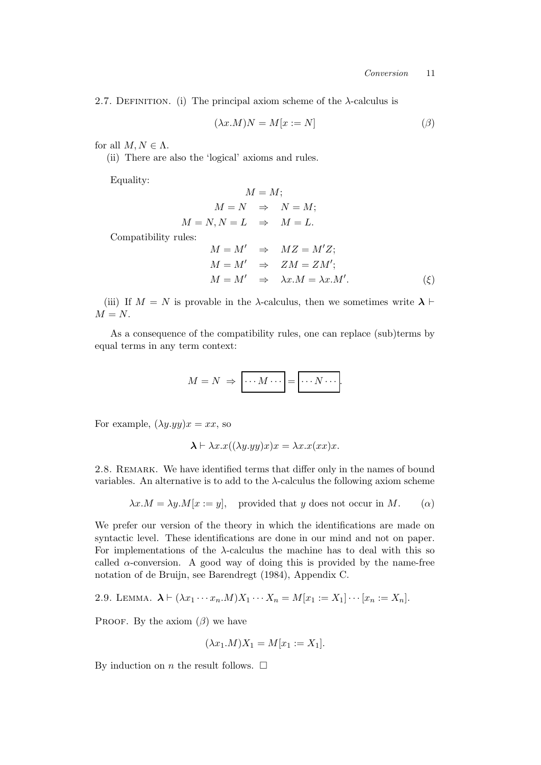2.7. Definition. (i) The principal axiom scheme of the $\lambda$-calculus is

$$(\lambda x.M)N = M[x := N] \tag{$\beta$}$$

for all $M, N \in \Lambda$.

(ii) There are also the 'logical' axioms and rules.

Equality:

$$\begin{aligned} & M = M; \\ M = N \quad & \Rightarrow \quad N = M; \\ M = N, N = L \quad & \Rightarrow \quad M = L. \end{aligned}$$

Compatibility rules:

$$\begin{aligned} M = M' \quad & \Rightarrow \quad MZ = M'Z; \\ M = M' \quad & \Rightarrow \quad ZM = ZM'; \\ M = M' \quad & \Rightarrow \quad \lambda x.M = \lambda x.M'. \end{aligned} \tag{$\xi$}$$

(iii) If $M = N$ is provable in the $\lambda$-calculus, then we sometimes write $\boldsymbol{\lambda} \vdash M = N$.

As a consequence of the compatibility rules, one can replace (sub)terms by equal terms in any term context:

$$M = N \;\Rightarrow\; \boxed{\cdots M \cdots} = \boxed{\cdots N \cdots}.$$

For example, $(\lambda y.yy)x = xx$, so

$$\boldsymbol{\lambda} \vdash \lambda x.x((\lambda y.yy)x)x = \lambda x.x(xx)x.$$

2.8. Remark. We have identified terms that differ only in the names of bound variables. An alternative is to add to the $\lambda$-calculus the following axiom scheme

$$\lambda x.M = \lambda y.M[x := y], \quad \text{provided that } y \text{ does not occur in } M. \tag{$\alpha$}$$

We prefer our version of the theory in which the identifications are made on syntactic level. These identifications are done in our mind and not on paper. For implementations of the $\lambda$-calculus the machine has to deal with this so called $\alpha$-conversion. A good way of doing this is provided by the name-free notation of de Bruijn, see Barendregt (1984), Appendix C.

2.9. Lemma. $\boldsymbol{\lambda} \vdash (\lambda x_1 \cdots x_n.M)X_1 \cdots X_n = M[x_1 := X_1] \cdots [x_n := X_n]$.

Proof. By the axiom $(\beta)$ we have

$$(\lambda x_1.M)X_1 = M[x_1 := X_1].$$

By induction on $n$ the result follows. $\square$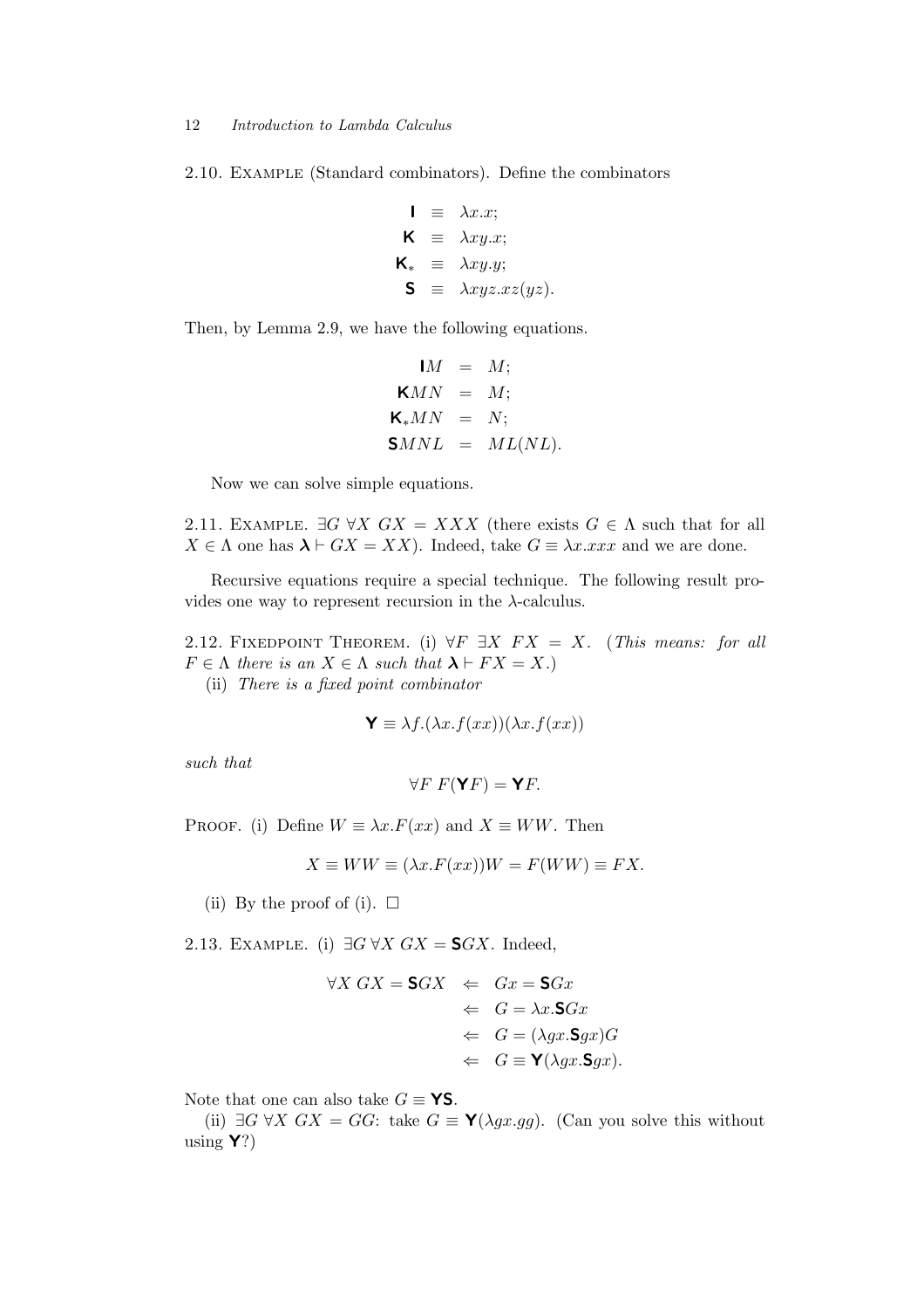2.10. Example (Standard combinators). Define the combinators

$$\begin{aligned}
\mathsf{I} &\equiv \lambda x.x; \\
\mathsf{K} &\equiv \lambda xy.x; \\
\mathsf{K}_* &\equiv \lambda xy.y; \\
\mathsf{S} &\equiv \lambda xyz.xz(yz).
\end{aligned}$$

Then, by Lemma 2.9, we have the following equations.

$$\begin{aligned}
\mathsf{I}M &= M; \\
\mathsf{K}MN &= M; \\
\mathsf{K}_*MN &= N; \\
\mathsf{S}MNL &= ML(NL).
\end{aligned}$$

Now we can solve simple equations.

2.11. Example. $\exists G\ \forall X\ GX = XXX$ (there exists $G \in \Lambda$ such that for all $X \in \Lambda$ one has $\boldsymbol{\lambda} \vdash GX = XX$). Indeed, take $G \equiv \lambda x.xxx$ and we are done.

Recursive equations require a special technique. The following result provides one way to represent recursion in the $\lambda$-calculus.

2.12. Fixedpoint Theorem. (i) $\forall F\ \exists X\ FX = X$. (*This means: for all $F \in \Lambda$ there is an $X \in \Lambda$ such that $\boldsymbol{\lambda} \vdash FX = X$.*)

(ii) *There is a fixed point combinator*

$$\mathsf{Y} \equiv \lambda f.(\lambda x.f(xx))(\lambda x.f(xx))$$

*such that*

$$\forall F\ F(\mathsf{Y}F) = \mathsf{Y}F.$$

Proof. (i) Define $W \equiv \lambda x.F(xx)$ and $X \equiv WW$. Then

$$X \equiv WW \equiv (\lambda x.F(xx))W = F(WW) \equiv FX.$$

(ii) By the proof of (i). $\square$

2.13. Example. (i) $\exists G\ \forall X\ GX = \mathsf{S}GX$. Indeed,

$$\begin{aligned}
\forall X\ GX = \mathsf{S}GX &\Leftarrow Gx = \mathsf{S}Gx \\
&\Leftarrow G = \lambda x.\mathsf{S}Gx \\
&\Leftarrow G = (\lambda gx.\mathsf{S}gx)G \\
&\Leftarrow G \equiv \mathsf{Y}(\lambda gx.\mathsf{S}gx).
\end{aligned}$$

Note that one can also take $G \equiv \mathsf{YS}$.

(ii) $\exists G\ \forall X\ GX = GG$: take $G \equiv \mathsf{Y}(\lambda gx.gg)$. (Can you solve this without using $\mathsf{Y}$?)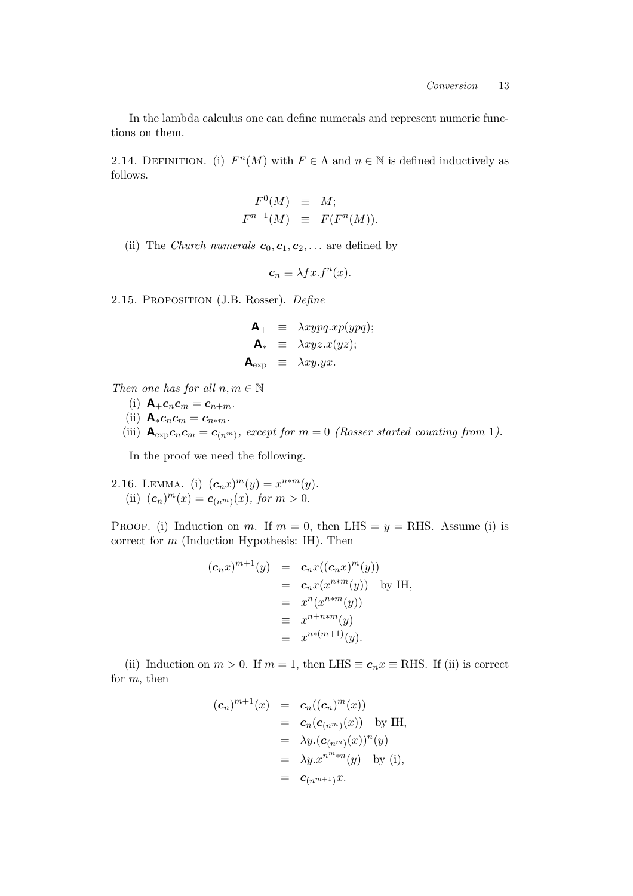In the lambda calculus one can define numerals and represent numeric functions on them.

2.14. Definition. (i) $F^n(M)$ with $F \in \Lambda$ and $n \in \mathbb{N}$ is defined inductively as follows.

$$
\begin{array}{rcl}
F^0(M) & \equiv & M; \\
F^{n+1}(M) & \equiv & F(F^n(M)).
\end{array}
$$

(ii) The *Church numerals* $\boldsymbol{c}_0, \boldsymbol{c}_1, \boldsymbol{c}_2, \ldots$ are defined by

$$
\boldsymbol{c}_n \equiv \lambda f x. f^n(x).
$$

2.15. Proposition (J.B. Rosser). *Define*

$$
\begin{array}{rcl}
\mathbf{A}_+ & \equiv & \lambda xypq.xp(ypq); \\
\mathbf{A}_* & \equiv & \lambda xyz.x(yz); \\
\mathbf{A}_{\exp} & \equiv & \lambda xy.yx.
\end{array}
$$

*Then one has for all* $n, m \in \mathbb{N}$

(i) $\mathbf{A}_+ \boldsymbol{c}_n \boldsymbol{c}_m = \boldsymbol{c}_{n+m}$.

(ii) $\mathbf{A}_* \boldsymbol{c}_n \boldsymbol{c}_m = \boldsymbol{c}_{n*m}$.

(iii) $\mathbf{A}_{\exp} \boldsymbol{c}_n \boldsymbol{c}_m = \boldsymbol{c}_{(n^m)}$, *except for* $m = 0$ *(Rosser started counting from* 1*).*

In the proof we need the following.

2.16. Lemma. (i) $(\boldsymbol{c}_n x)^m(y) = x^{n*m}(y)$.

(ii) $(\boldsymbol{c}_n)^m(x) = \boldsymbol{c}_{(n^m)}(x)$, *for* $m > 0$.

Proof. (i) Induction on $m$. If $m = 0$, then LHS $= y =$ RHS. Assume (i) is correct for $m$ (Induction Hypothesis: IH). Then

$$
\begin{array}{rcll}
(\boldsymbol{c}_n x)^{m+1}(y) & = & \boldsymbol{c}_n x((\boldsymbol{c}_n x)^m(y)) & \\
& = & \boldsymbol{c}_n x(x^{n*m}(y)) & \text{by IH,} \\
& = & x^n(x^{n*m}(y)) & \\
& \equiv & x^{n+n*m}(y) & \\
& \equiv & x^{n*(m+1)}(y). &
\end{array}
$$

(ii) Induction on $m > 0$. If $m = 1$, then LHS $\equiv \boldsymbol{c}_n x \equiv$ RHS. If (ii) is correct for $m$, then

$$
\begin{array}{rcll}
(\boldsymbol{c}_n)^{m+1}(x) & = & \boldsymbol{c}_n((\boldsymbol{c}_n)^m(x)) & \\
& = & \boldsymbol{c}_n(\boldsymbol{c}_{(n^m)}(x)) & \text{by IH,} \\
& = & \lambda y.(\boldsymbol{c}_{(n^m)}(x))^n(y) & \\
& = & \lambda y.x^{n^m*n}(y) & \text{by (i),} \\
& = & \boldsymbol{c}_{(n^{m+1})}x. &
\end{array}
$$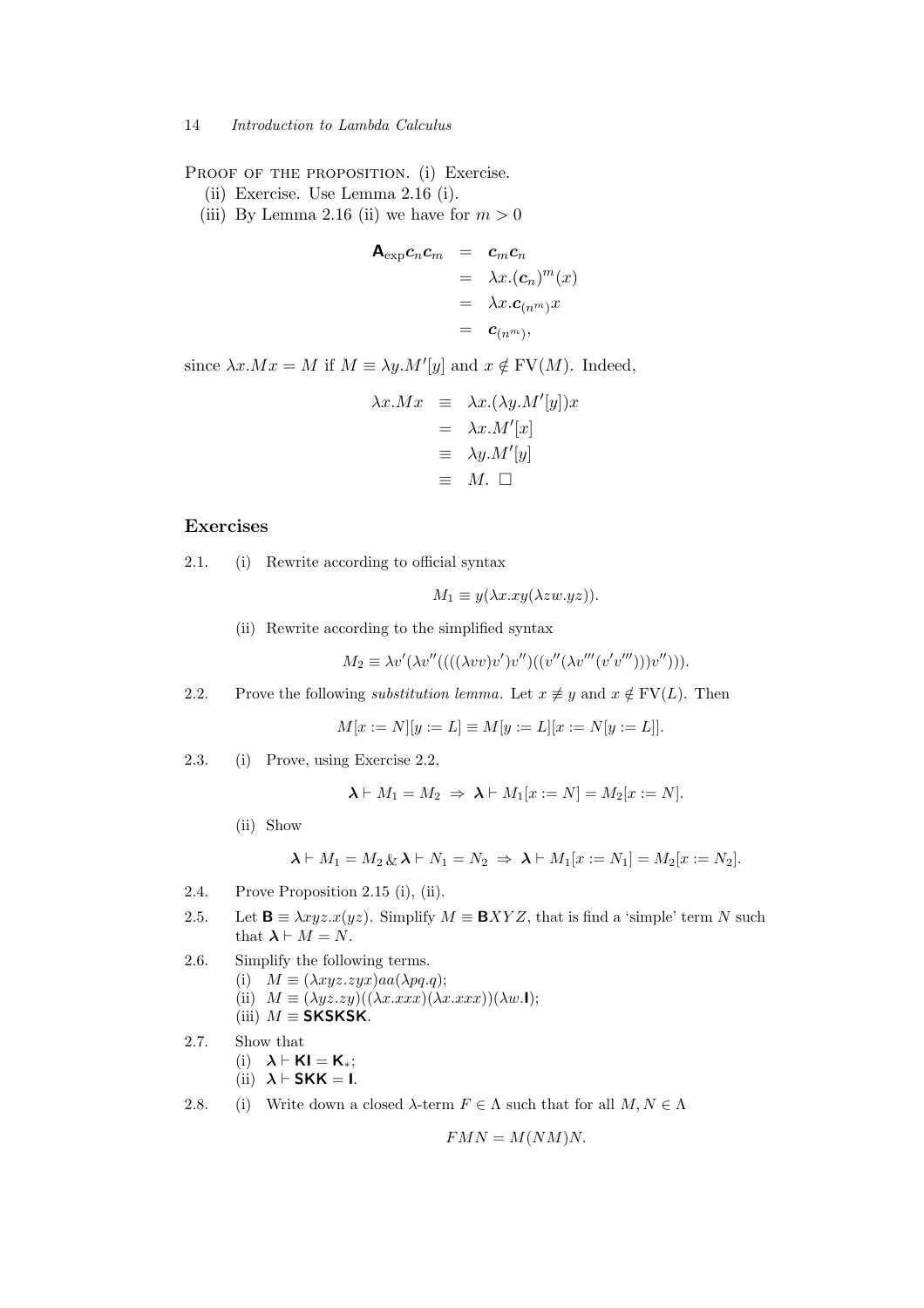PROOF OF THE PROPOSITION. (i) Exercise.

(ii) Exercise. Use Lemma 2.16 (i).

(iii) By Lemma 2.16 (ii) we have for $m > 0$

$$\begin{aligned}
\mathsf{A}_{\exp}\boldsymbol{c}_n\boldsymbol{c}_m &= \boldsymbol{c}_m\boldsymbol{c}_n \\
&= \lambda x.(\boldsymbol{c}_n)^m(x) \\
&= \lambda x.\boldsymbol{c}_{(n^m)}x \\
&= \boldsymbol{c}_{(n^m)},
\end{aligned}$$

since $\lambda x.Mx = M$ if $M \equiv \lambda y.M'[y]$ and $x \notin \mathrm{FV}(M)$. Indeed,

$$\begin{aligned}
\lambda x.Mx &\equiv \lambda x.(\lambda y.M'[y])x \\
&= \lambda x.M'[x] \\
&\equiv \lambda y.M'[y] \\
&\equiv M. \ \Box
\end{aligned}$$

## Exercises

2.1. (i) Rewrite according to official syntax

$$M_1 \equiv y(\lambda x.xy(\lambda zw.yz)).$$

(ii) Rewrite according to the simplified syntax

$$M_2 \equiv \lambda v'(\lambda v''((((\lambda vv)v')v'')((v''(\lambda v'''(v'v''')))v''))).$$

2.2. Prove the following *substitution lemma*. Let $x \not\equiv y$ and $x \notin \mathrm{FV}(L)$. Then

$$M[x := N][y := L] \equiv M[y := L][x := N[y := L]].$$

2.3. (i) Prove, using Exercise 2.2,

$$\boldsymbol{\lambda} \vdash M_1 = M_2 \Rightarrow \boldsymbol{\lambda} \vdash M_1[x := N] = M_2[x := N].$$

(ii) Show

$$\boldsymbol{\lambda} \vdash M_1 = M_2 \,\&\, \boldsymbol{\lambda} \vdash N_1 = N_2 \Rightarrow \boldsymbol{\lambda} \vdash M_1[x := N_1] = M_2[x := N_2].$$

2.4. Prove Proposition 2.15 (i), (ii).

2.5. Let $\mathsf{B} \equiv \lambda xyz.x(yz)$. Simplify $M \equiv \mathsf{B}XYZ$, that is find a 'simple' term $N$ such that $\boldsymbol{\lambda} \vdash M = N$.

2.6. Simplify the following terms.
(i) $M \equiv (\lambda xyz.zyx)aa(\lambda pq.q)$;
(ii) $M \equiv (\lambda yz.zy)((\lambda x.xxx)(\lambda x.xxx))(\lambda w.\mathsf{I})$;
(iii) $M \equiv \mathsf{SKSKSK}$.

2.7. Show that
(i) $\boldsymbol{\lambda} \vdash \mathsf{KI} = \mathsf{K}_*$;
(ii) $\boldsymbol{\lambda} \vdash \mathsf{SKK} = \mathsf{I}$.

2.8. (i) Write down a closed $\lambda$-term $F \in \Lambda$ such that for all $M, N \in \Lambda$

$$FMN = M(NM)N.$$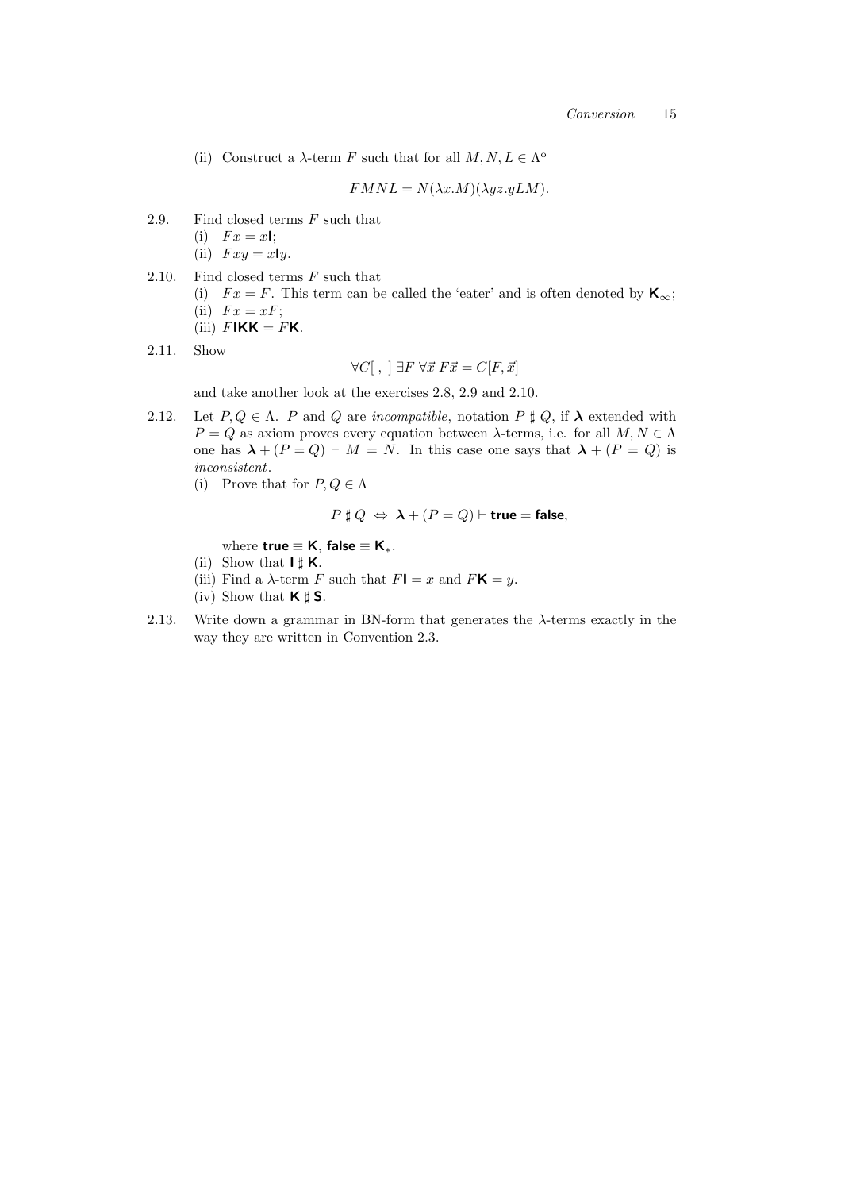(ii) Construct a λ-term $F$ such that for all $M, N, L \in \Lambda^o$

$$FMNL = N(\lambda x.M)(\lambda yz.yLM).$$

2.9. Find closed terms $F$ such that
(i) $Fx = x\mathsf{I}$;
(ii) $Fxy = x\mathsf{I}y$.

2.10. Find closed terms $F$ such that
(i) $Fx = F$. This term can be called the 'eater' and is often denoted by $\mathsf{K}_\infty$;
(ii) $Fx = xF$;
(iii) $F\mathsf{IKK} = F\mathsf{K}$.

2.11. Show

$$\forall C[\ ,\ ]\ \exists F\ \forall \vec{x}\ F\vec{x} = C[F, \vec{x}]$$

and take another look at the exercises 2.8, 2.9 and 2.10.

2.12. Let $P, Q \in \Lambda$. $P$ and $Q$ are *incompatible*, notation $P \sharp Q$, if $\boldsymbol{\lambda}$ extended with $P = Q$ as axiom proves every equation between λ-terms, i.e. for all $M, N \in \Lambda$ one has $\boldsymbol{\lambda} + (P = Q) \vdash M = N$. In this case one says that $\boldsymbol{\lambda} + (P = Q)$ is *inconsistent*.
(i) Prove that for $P, Q \in \Lambda$

$$P \sharp Q \ \Leftrightarrow\ \boldsymbol{\lambda} + (P = Q) \vdash \mathsf{true} = \mathsf{false},$$

where $\mathsf{true} \equiv \mathsf{K}$, $\mathsf{false} \equiv \mathsf{K}_*$.
(ii) Show that $\mathsf{I} \sharp \mathsf{K}$.
(iii) Find a λ-term $F$ such that $F\mathsf{I} = x$ and $F\mathsf{K} = y$.
(iv) Show that $\mathsf{K} \sharp \mathsf{S}$.

2.13. Write down a grammar in BN-form that generates the λ-terms exactly in the way they are written in Convention 2.3.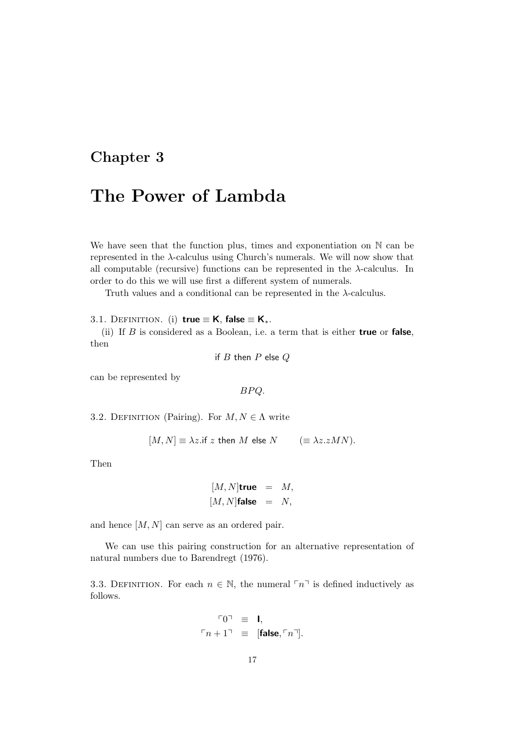# Chapter 3

# The Power of Lambda

We have seen that the function plus, times and exponentiation on $\mathbb{N}$ can be represented in the $\lambda$-calculus using Church's numerals. We will now show that all computable (recursive) functions can be represented in the $\lambda$-calculus. In order to do this we will use first a different system of numerals.

Truth values and a conditional can be represented in the $\lambda$-calculus.

3.1. Definition. (i) $\textsf{\textbf{true}} \equiv \textsf{K}$, $\textsf{\textbf{false}} \equiv \textsf{K}_*$.

(ii) If $B$ is considered as a Boolean, i.e. a term that is either **true** or **false**, then

$$\textsf{if } B \textsf{ then } P \textsf{ else } Q$$

can be represented by

$$BPQ.$$

3.2. Definition (Pairing). For $M, N \in \Lambda$ write

$$[M, N] \equiv \lambda z.\textsf{if } z \textsf{ then } M \textsf{ else } N \qquad (\equiv \lambda z.zMN).$$

Then

$$\begin{aligned} [M, N]\textsf{\textbf{true}} &= M, \\ [M, N]\textsf{\textbf{false}} &= N, \end{aligned}$$

and hence $[M, N]$ can serve as an ordered pair.

We can use this pairing construction for an alternative representation of natural numbers due to Barendregt (1976).

3.3. Definition. For each $n \in \mathbb{N}$, the numeral $\ulcorner n \urcorner$ is defined inductively as follows.

$$\begin{aligned} \ulcorner 0 \urcorner &\equiv \textsf{I}, \\ \ulcorner n+1 \urcorner &\equiv [\textsf{\textbf{false}}, \ulcorner n \urcorner]. \end{aligned}$$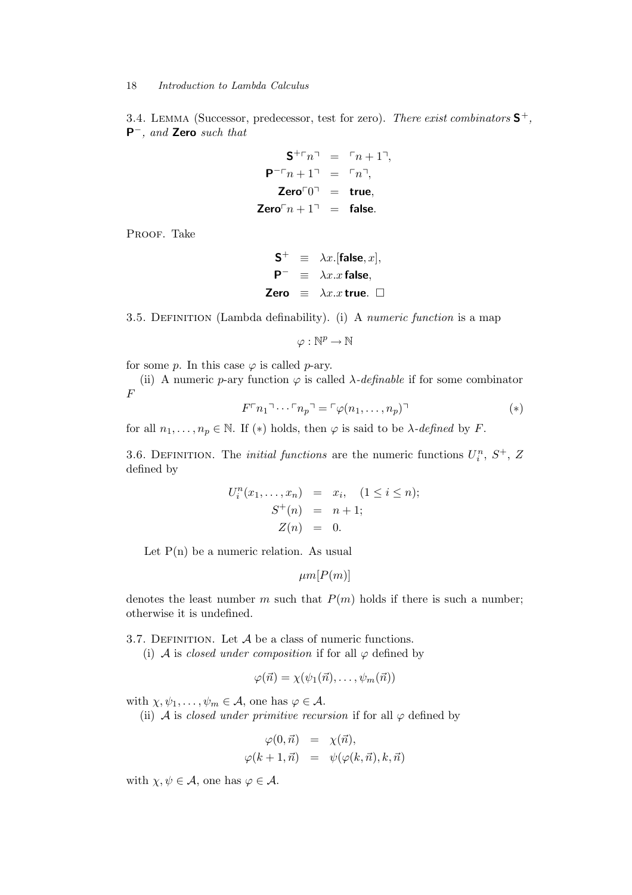3.4. Lemma (Successor, predecessor, test for zero). *There exist combinators* $\mathbf{S}^+$, $\mathbf{P}^-$, *and* **Zero** *such that*

$$
\begin{aligned}
\mathbf{S}^+ \ulcorner n \urcorner &= \ulcorner n+1 \urcorner, \\
\mathbf{P}^- \ulcorner n+1 \urcorner &= \ulcorner n \urcorner, \\
\mathbf{Zero} \ulcorner 0 \urcorner &= \mathbf{true}, \\
\mathbf{Zero} \ulcorner n+1 \urcorner &= \mathbf{false}.
\end{aligned}
$$

Proof. Take

$$
\begin{aligned}
\mathbf{S}^+ &\equiv \lambda x.[\mathbf{false}, x], \\
\mathbf{P}^- &\equiv \lambda x.x\, \mathbf{false}, \\
\mathbf{Zero} &\equiv \lambda x.x\, \mathbf{true}. \; \Box
\end{aligned}
$$

3.5. Definition (Lambda definability). (i) A *numeric function* is a map

$$\varphi : \mathbb{N}^p \to \mathbb{N}$$

for some $p$. In this case $\varphi$ is called $p$-ary.

(ii) A numeric $p$-ary function $\varphi$ is called $\lambda$-*definable* if for some combinator $F$

$$F \ulcorner n_1 \urcorner \cdots \ulcorner n_p \urcorner = \ulcorner \varphi(n_1, \ldots, n_p) \urcorner \qquad (*)$$

for all $n_1, \ldots, n_p \in \mathbb{N}$. If $(*)$ holds, then $\varphi$ is said to be $\lambda$-*defined* by $F$.

3.6. Definition. The *initial functions* are the numeric functions $U_i^n$, $S^+$, $Z$ defined by

$$
\begin{aligned}
U_i^n(x_1, \ldots, x_n) &= x_i, \quad (1 \le i \le n); \\
S^+(n) &= n+1; \\
Z(n) &= 0.
\end{aligned}
$$

Let P(n) be a numeric relation. As usual

$$\mu m[P(m)]$$

denotes the least number $m$ such that $P(m)$ holds if there is such a number; otherwise it is undefined.

3.7. Definition. Let $\mathcal{A}$ be a class of numeric functions.

(i) $\mathcal{A}$ is *closed under composition* if for all $\varphi$ defined by

$$\varphi(\vec{n}) = \chi(\psi_1(\vec{n}), \ldots, \psi_m(\vec{n}))$$

with $\chi, \psi_1, \ldots, \psi_m \in \mathcal{A}$, one has $\varphi \in \mathcal{A}$.

(ii) $\mathcal{A}$ is *closed under primitive recursion* if for all $\varphi$ defined by

$$
\begin{aligned}
\varphi(0, \vec{n}) &= \chi(\vec{n}), \\
\varphi(k+1, \vec{n}) &= \psi(\varphi(k, \vec{n}), k, \vec{n})
\end{aligned}
$$

with $\chi, \psi \in \mathcal{A}$, one has $\varphi \in \mathcal{A}$.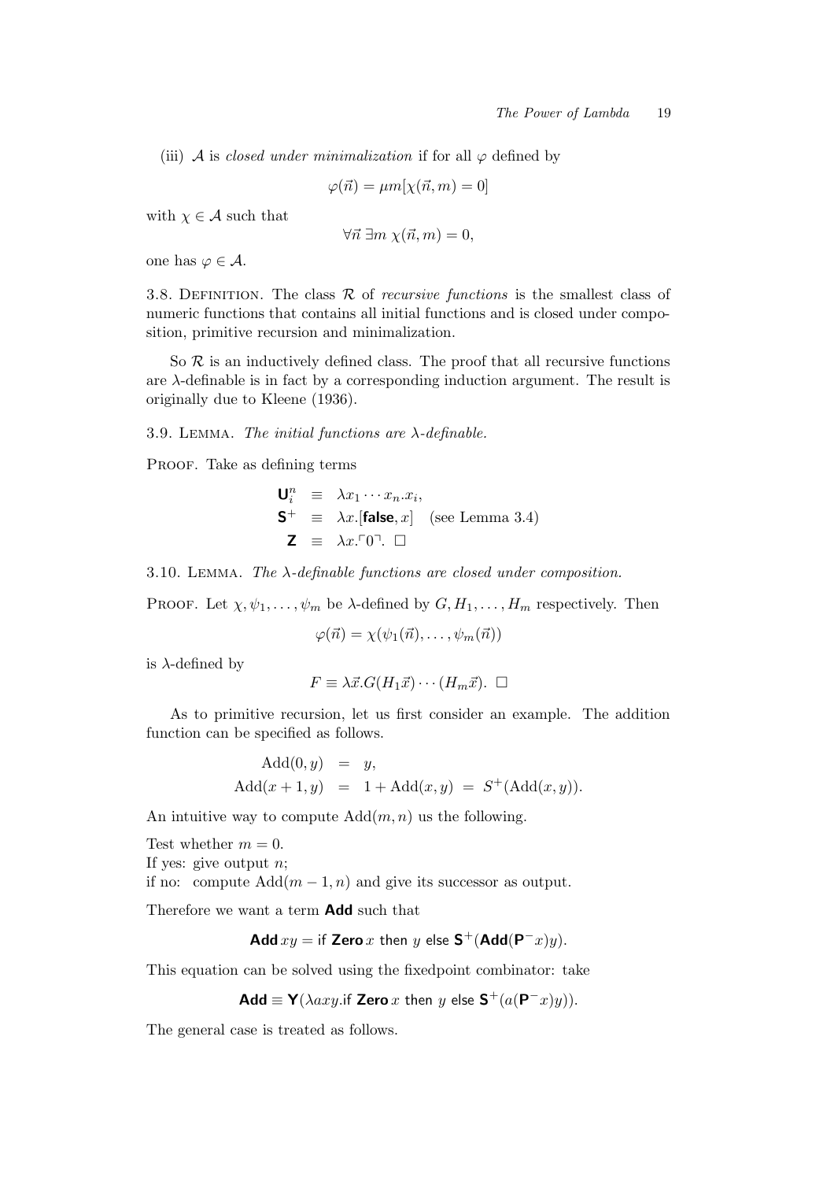(iii) $\mathcal{A}$ is *closed under minimalization* if for all $\varphi$ defined by

$$\varphi(\vec{n}) = \mu m[\chi(\vec{n}, m) = 0]$$

with $\chi \in \mathcal{A}$ such that

$$\forall \vec{n}\ \exists m\ \chi(\vec{n}, m) = 0,$$

one has $\varphi \in \mathcal{A}$.

3.8. Definition. The class $\mathcal{R}$ of *recursive functions* is the smallest class of numeric functions that contains all initial functions and is closed under composition, primitive recursion and minimalization.

So $\mathcal{R}$ is an inductively defined class. The proof that all recursive functions are $\lambda$-definable is in fact by a corresponding induction argument. The result is originally due to Kleene (1936).

3.9. Lemma. *The initial functions are $\lambda$-definable.*

Proof. Take as defining terms

$$\begin{array}{rcl} \mathbf{U}_i^n & \equiv & \lambda x_1 \cdots x_n.x_i, \\ \mathbf{S}^+ & \equiv & \lambda x.[\mathbf{false}, x] \quad \text{(see Lemma 3.4)} \\ \mathbf{Z} & \equiv & \lambda x.\ulcorner 0 \urcorner. \ \square \end{array}$$

3.10. Lemma. *The $\lambda$-definable functions are closed under composition.*

Proof. Let $\chi, \psi_1, \ldots, \psi_m$ be $\lambda$-defined by $G, H_1, \ldots, H_m$ respectively. Then

$$\varphi(\vec{n}) = \chi(\psi_1(\vec{n}), \ldots, \psi_m(\vec{n}))$$

is $\lambda$-defined by

$$F \equiv \lambda \vec{x}.G(H_1\vec{x}) \cdots (H_m\vec{x}). \ \square$$

As to primitive recursion, let us first consider an example. The addition function can be specified as follows.

$$\begin{array}{rcl} \text{Add}(0, y) & = & y, \\ \text{Add}(x+1, y) & = & 1 + \text{Add}(x, y) \ = \ S^+(\text{Add}(x, y)). \end{array}$$

An intuitive way to compute $\text{Add}(m, n)$ us the following.

Test whether $m = 0$.
If yes: give output $n$;
if no: compute $\text{Add}(m-1, n)$ and give its successor as output.

Therefore we want a term **Add** such that

$$\mathbf{Add}\, xy = \text{if } \mathbf{Zero}\, x \text{ then } y \text{ else } \mathbf{S}^+(\mathbf{Add}(\mathbf{P}^- x)y).$$

This equation can be solved using the fixedpoint combinator: take

$$\mathbf{Add} \equiv \mathbf{Y}(\lambda axy.\text{if } \mathbf{Zero}\, x \text{ then } y \text{ else } \mathbf{S}^+(a(\mathbf{P}^- x)y)).$$

The general case is treated as follows.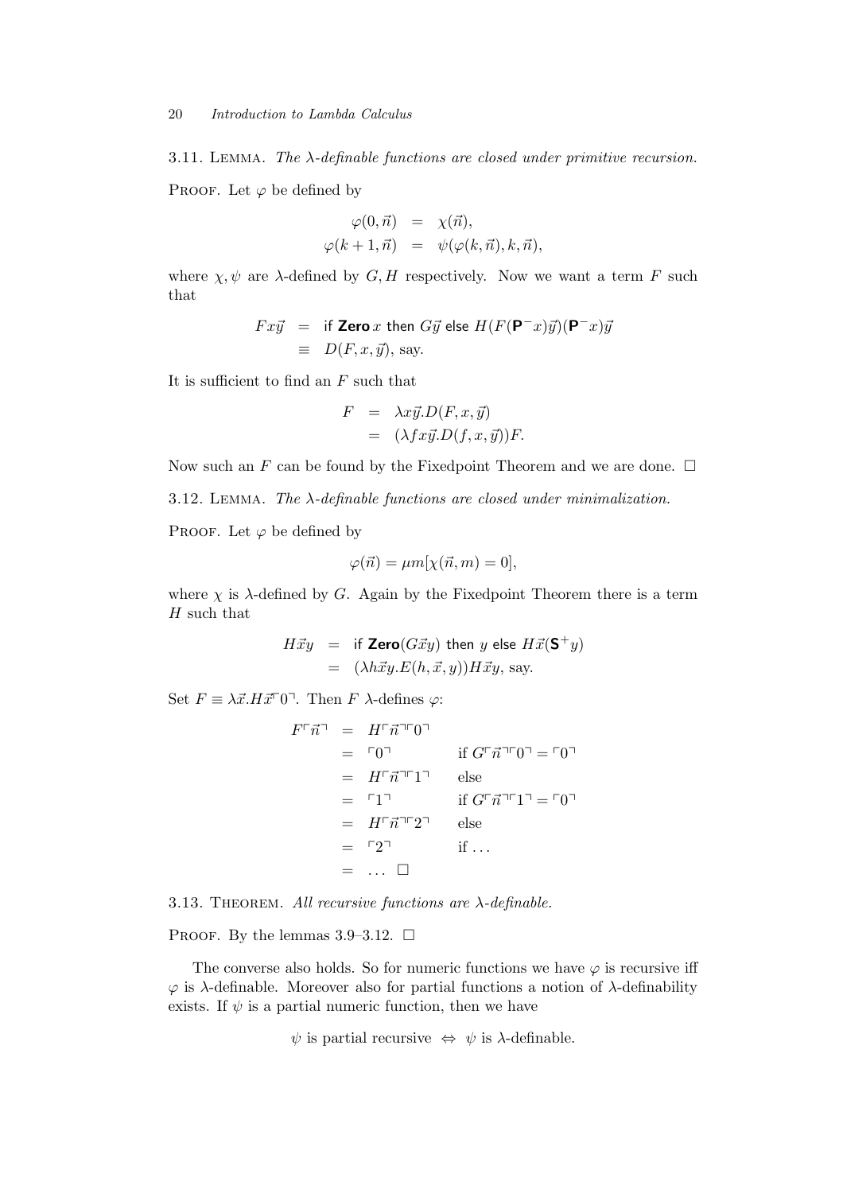3.11. Lemma. *The $\lambda$-definable functions are closed under primitive recursion.*

Proof. Let $\varphi$ be defined by

$$\begin{aligned}\varphi(0,\vec{n}) &= \chi(\vec{n}),\\ \varphi(k+1,\vec{n}) &= \psi(\varphi(k,\vec{n}),k,\vec{n}),\end{aligned}$$

where $\chi, \psi$ are $\lambda$-defined by $G, H$ respectively. Now we want a term $F$ such that

$$\begin{aligned}Fx\vec{y} &= \text{if } \mathbf{Zero}\, x \text{ then } G\vec{y} \text{ else } H(F(\mathbf{P}^{-}x)\vec{y})(\mathbf{P}^{-}x)\vec{y}\\ &\equiv D(F,x,\vec{y}), \text{ say.}\end{aligned}$$

It is sufficient to find an $F$ such that

$$\begin{aligned}F &= \lambda x\vec{y}.D(F,x,\vec{y})\\ &= (\lambda f x\vec{y}.D(f,x,\vec{y}))F.\end{aligned}$$

Now such an $F$ can be found by the Fixedpoint Theorem and we are done. □

3.12. Lemma. *The $\lambda$-definable functions are closed under minimalization.*

Proof. Let $\varphi$ be defined by

$$\varphi(\vec{n}) = \mu m[\chi(\vec{n},m)=0],$$

where $\chi$ is $\lambda$-defined by $G$. Again by the Fixedpoint Theorem there is a term $H$ such that

$$\begin{aligned}H\vec{x}y &= \text{if } \mathbf{Zero}(G\vec{x}y) \text{ then } y \text{ else } H\vec{x}(\mathbf{S}^{+}y)\\ &= (\lambda h\vec{x}y.E(h,\vec{x},y))H\vec{x}y, \text{ say.}\end{aligned}$$

Set $F \equiv \lambda\vec{x}.H\vec{x}\ulcorner 0\urcorner$. Then $F$ $\lambda$-defines $\varphi$:

$$\begin{aligned}F\ulcorner\vec{n}\urcorner &= H\ulcorner\vec{n}\urcorner\ulcorner 0\urcorner\\ &= \ulcorner 0\urcorner && \text{if } G\ulcorner\vec{n}\urcorner\ulcorner 0\urcorner = \ulcorner 0\urcorner\\ &= H\ulcorner\vec{n}\urcorner\ulcorner 1\urcorner && \text{else}\\ &= \ulcorner 1\urcorner && \text{if } G\ulcorner\vec{n}\urcorner\ulcorner 1\urcorner = \ulcorner 0\urcorner\\ &= H\ulcorner\vec{n}\urcorner\ulcorner 2\urcorner && \text{else}\\ &= \ulcorner 2\urcorner && \text{if } \ldots\\ &= \ldots \; \square\end{aligned}$$

3.13. Theorem. *All recursive functions are $\lambda$-definable.*

Proof. By the lemmas 3.9–3.12. □

The converse also holds. So for numeric functions we have $\varphi$ is recursive iff $\varphi$ is $\lambda$-definable. Moreover also for partial functions a notion of $\lambda$-definability exists. If $\psi$ is a partial numeric function, then we have

$$\psi \text{ is partial recursive } \Leftrightarrow \psi \text{ is } \lambda\text{-definable.}$$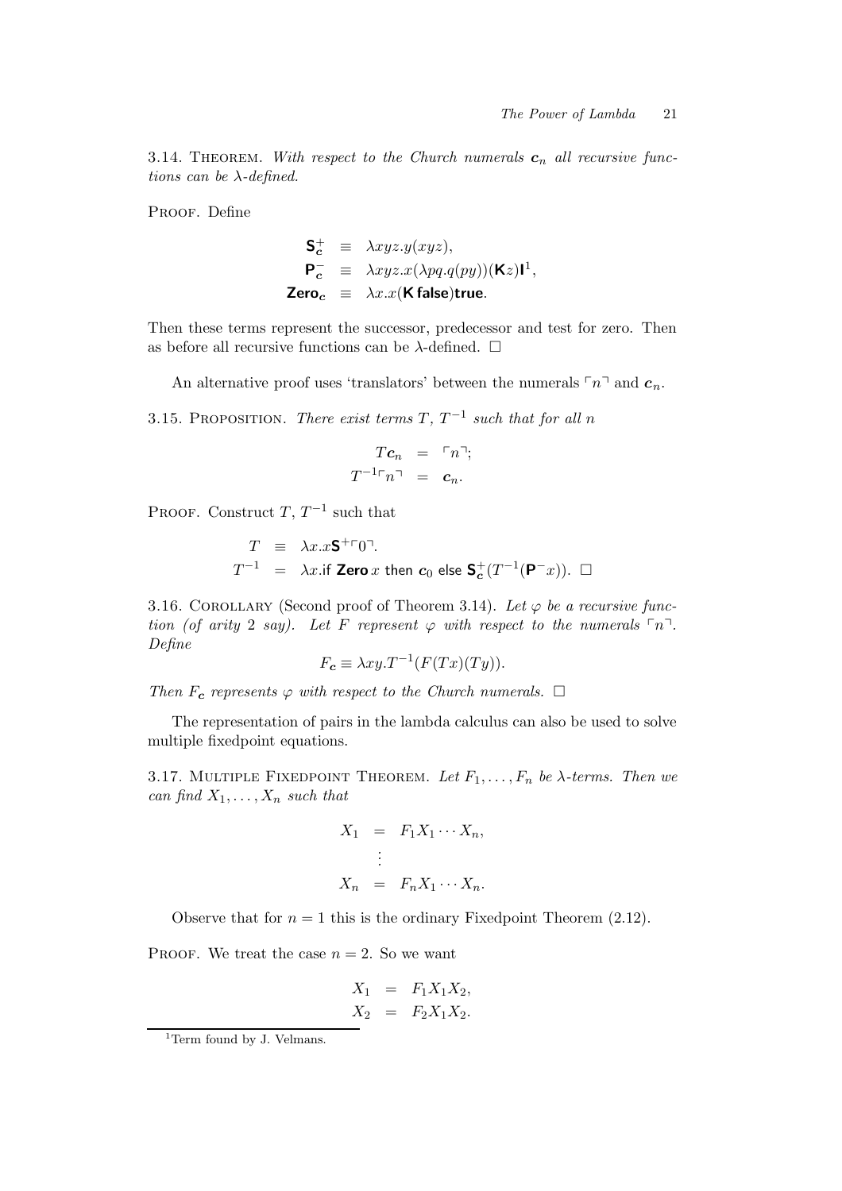3.14. Theorem. *With respect to the Church numerals $\boldsymbol{c}_n$ all recursive functions can be $\lambda$-defined.*

Proof. Define

$$
\begin{aligned}
\mathsf{S}^+_{\boldsymbol{c}} &\equiv \lambda xyz.y(xyz), \\
\mathsf{P}^-_{\boldsymbol{c}} &\equiv \lambda xyz.x(\lambda pq.q(py))(\mathsf{K}z)\mathsf{I}^1, \\
\mathsf{Zero}_{\boldsymbol{c}} &\equiv \lambda x.x(\mathsf{K}\,\mathsf{false})\mathsf{true}.
\end{aligned}
$$

Then these terms represent the successor, predecessor and test for zero. Then as before all recursive functions can be $\lambda$-defined. $\square$

An alternative proof uses 'translators' between the numerals $\ulcorner n \urcorner$ and $\boldsymbol{c}_n$.

3.15. Proposition. *There exist terms $T$, $T^{-1}$ such that for all $n$*

$$
\begin{aligned}
T\boldsymbol{c}_n &= \ulcorner n \urcorner; \\
T^{-1}\ulcorner n \urcorner &= \boldsymbol{c}_n.
\end{aligned}
$$

Proof. Construct $T$, $T^{-1}$ such that

$$
\begin{aligned}
T &\equiv \lambda x.x\mathsf{S}^+\ulcorner 0 \urcorner. \\
T^{-1} &= \lambda x.\text{if } \mathsf{Zero}\,x \text{ then } \boldsymbol{c}_0 \text{ else } \mathsf{S}^+_{\boldsymbol{c}}(T^{-1}(\mathsf{P}^-x)). \ \square
\end{aligned}
$$

3.16. Corollary (Second proof of Theorem 3.14). *Let $\varphi$ be a recursive function (of arity 2 say). Let $F$ represent $\varphi$ with respect to the numerals $\ulcorner n \urcorner$. Define*

$$F_{\boldsymbol{c}} \equiv \lambda xy.T^{-1}(F(Tx)(Ty)).$$

*Then $F_{\boldsymbol{c}}$ represents $\varphi$ with respect to the Church numerals.* $\square$

The representation of pairs in the lambda calculus can also be used to solve multiple fixedpoint equations.

3.17. Multiple Fixedpoint Theorem. *Let $F_1, \ldots, F_n$ be $\lambda$-terms. Then we can find $X_1, \ldots, X_n$ such that*

$$
\begin{aligned}
X_1 &= F_1 X_1 \cdots X_n, \\
&\vdots \\
X_n &= F_n X_1 \cdots X_n.
\end{aligned}
$$

Observe that for $n = 1$ this is the ordinary Fixedpoint Theorem (2.12).

Proof. We treat the case $n = 2$. So we want

$$
\begin{aligned}
X_1 &= F_1 X_1 X_2, \\
X_2 &= F_2 X_1 X_2.
\end{aligned}
$$

[1] Term found by J. Velmans.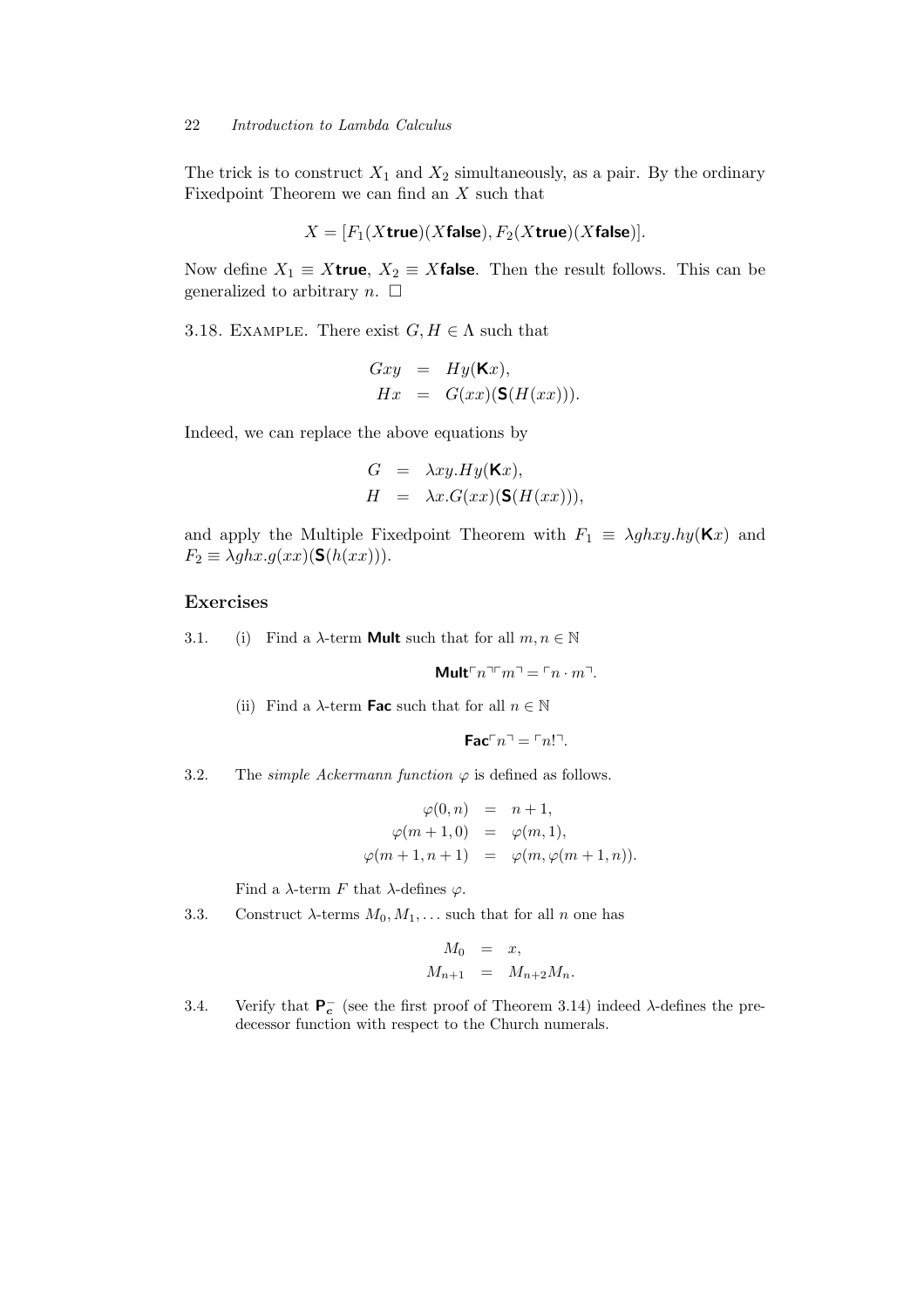The trick is to construct $X_1$ and $X_2$ simultaneously, as a pair. By the ordinary Fixedpoint Theorem we can find an $X$ such that

$$X = [F_1(X\textsf{true})(X\textsf{false}), F_2(X\textsf{true})(X\textsf{false})].$$

Now define $X_1 \equiv X\textsf{true}$, $X_2 \equiv X\textsf{false}$. Then the result follows. This can be generalized to arbitrary $n$. $\Box$

3.18. Example. There exist $G, H \in \Lambda$ such that

$$\begin{aligned} Gxy &= Hy(\textsf{K}x), \\ Hx &= G(xx)(\textsf{S}(H(xx))). \end{aligned}$$

Indeed, we can replace the above equations by

$$\begin{aligned} G &= \lambda xy.Hy(\textsf{K}x), \\ H &= \lambda x.G(xx)(\textsf{S}(H(xx))), \end{aligned}$$

and apply the Multiple Fixedpoint Theorem with $F_1 \equiv \lambda ghxy.hy(\textsf{K}x)$ and $F_2 \equiv \lambda ghx.g(xx)(\textsf{S}(h(xx)))$.

## Exercises

3.1. (i) Find a $\lambda$-term **Mult** such that for all $m, n \in \mathbb{N}$

$$\textsf{Mult}\ulcorner n \urcorner \ulcorner m \urcorner = \ulcorner n \cdot m \urcorner.$$

(ii) Find a $\lambda$-term **Fac** such that for all $n \in \mathbb{N}$

$$\textsf{Fac}\ulcorner n \urcorner = \ulcorner n! \urcorner.$$

3.2. The *simple Ackermann function* $\varphi$ is defined as follows.

$$\begin{aligned} \varphi(0, n) &= n + 1, \\ \varphi(m + 1, 0) &= \varphi(m, 1), \\ \varphi(m + 1, n + 1) &= \varphi(m, \varphi(m + 1, n)). \end{aligned}$$

Find a $\lambda$-term $F$ that $\lambda$-defines $\varphi$.

3.3. Construct $\lambda$-terms $M_0, M_1, \ldots$ such that for all $n$ one has

$$\begin{aligned} M_0 &= x, \\ M_{n+1} &= M_{n+2}M_n. \end{aligned}$$

3.4. Verify that $\textsf{P}_c^-$ (see the first proof of Theorem 3.14) indeed $\lambda$-defines the predecessor function with respect to the Church numerals.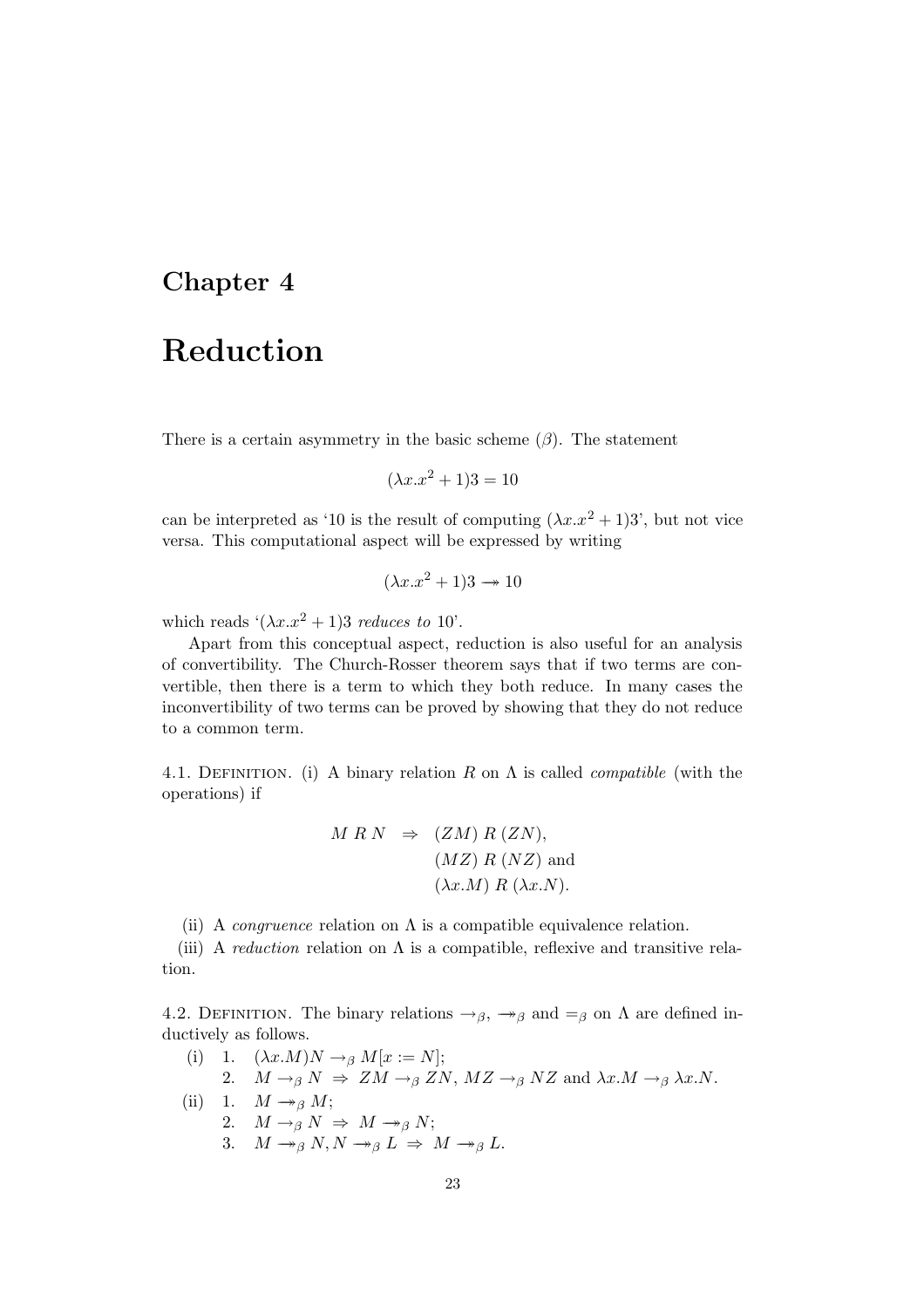# Chapter 4

# Reduction

There is a certain asymmetry in the basic scheme ($\beta$). The statement

$$(\lambda x.x^2 + 1)3 = 10$$

can be interpreted as '10 is the result of computing $(\lambda x.x^2 + 1)3$', but not vice versa. This computational aspect will be expressed by writing

$$(\lambda x.x^2 + 1)3 \twoheadrightarrow 10$$

which reads '$(\lambda x.x^2 + 1)3$ *reduces to* 10'.

Apart from this conceptual aspect, reduction is also useful for an analysis of convertibility. The Church-Rosser theorem says that if two terms are convertible, then there is a term to which they both reduce. In many cases the inconvertibility of two terms can be proved by showing that they do not reduce to a common term.

4.1. Definition. (i) A binary relation $R$ on $\Lambda$ is called *compatible* (with the operations) if

$$
\begin{aligned}
M \; R \; N \quad \Rightarrow \quad & (ZM) \; R \; (ZN), \\
& (MZ) \; R \; (NZ) \text{ and} \\
& (\lambda x.M) \; R \; (\lambda x.N).
\end{aligned}
$$

(ii) A *congruence* relation on $\Lambda$ is a compatible equivalence relation.

(iii) A *reduction* relation on $\Lambda$ is a compatible, reflexive and transitive relation.

4.2. Definition. The binary relations $\rightarrow_\beta$, $\twoheadrightarrow_\beta$ and $=_\beta$ on $\Lambda$ are defined inductively as follows.

(i) 1. $(\lambda x.M)N \rightarrow_\beta M[x := N]$;

   2. $M \rightarrow_\beta N \;\Rightarrow\; ZM \rightarrow_\beta ZN$, $MZ \rightarrow_\beta NZ$ and $\lambda x.M \rightarrow_\beta \lambda x.N$.

(ii) 1. $M \twoheadrightarrow_\beta M$;

   2. $M \rightarrow_\beta N \;\Rightarrow\; M \twoheadrightarrow_\beta N$;

   3. $M \twoheadrightarrow_\beta N, N \twoheadrightarrow_\beta L \;\Rightarrow\; M \twoheadrightarrow_\beta L$.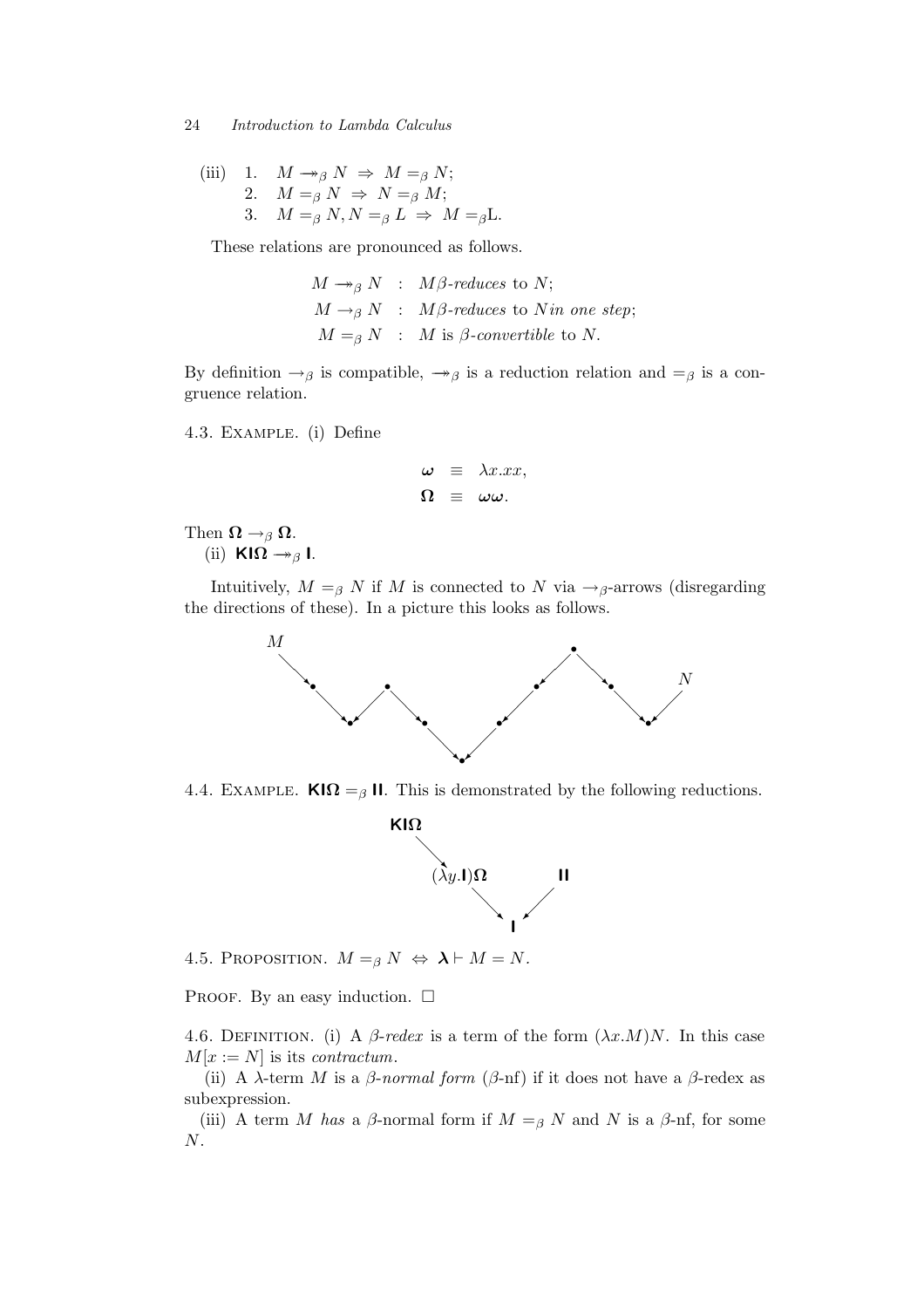(iii) 1. $M \twoheadrightarrow_\beta N \;\Rightarrow\; M =_\beta N$;
    2. $M =_\beta N \;\Rightarrow\; N =_\beta M$;
    3. $M =_\beta N, N =_\beta L \;\Rightarrow\; M =_\beta \mathrm{L}$.

These relations are pronounced as follows.

$$\begin{array}{rcl} M \twoheadrightarrow_\beta N & : & M\beta\text{-}\textit{reduces} \text{ to } N; \\ M \to_\beta N & : & M\beta\text{-}\textit{reduces} \text{ to } N \textit{in one step}; \\ M =_\beta N & : & M \text{ is } \beta\text{-}\textit{convertible} \text{ to } N. \end{array}$$

By definition $\to_\beta$ is compatible, $\twoheadrightarrow_\beta$ is a reduction relation and $=_\beta$ is a congruence relation.

4.3. Example. (i) Define

$$\begin{array}{rcl} \boldsymbol{\omega} & \equiv & \lambda x.xx, \\ \boldsymbol{\Omega} & \equiv & \boldsymbol{\omega}\boldsymbol{\omega}. \end{array}$$

Then $\boldsymbol{\Omega} \to_\beta \boldsymbol{\Omega}$.

(ii) $\mathsf{K}\mathsf{I}\boldsymbol{\Omega} \twoheadrightarrow_\beta \mathsf{I}$.

Intuitively, $M =_\beta N$ if $M$ is connected to $N$ via $\to_\beta$-arrows (disregarding the directions of these). In a picture this looks as follows.

4.4. Example. $\mathsf{K}\mathsf{I}\boldsymbol{\Omega} =_\beta \mathsf{I}\mathsf{I}$. This is demonstrated by the following reductions.

4.5. Proposition. $M =_\beta N \;\Leftrightarrow\; \boldsymbol{\lambda} \vdash M = N$.

Proof. By an easy induction. $\square$

4.6. Definition. (i) A $\beta$-*redex* is a term of the form $(\lambda x.M)N$. In this case $M[x := N]$ is its *contractum*.

(ii) A $\lambda$-term $M$ is a $\beta$-*normal form* ($\beta$-nf) if it does not have a $\beta$-redex as subexpression.

(iii) A term $M$ *has* a $\beta$-normal form if $M =_\beta N$ and $N$ is a $\beta$-nf, for some $N$.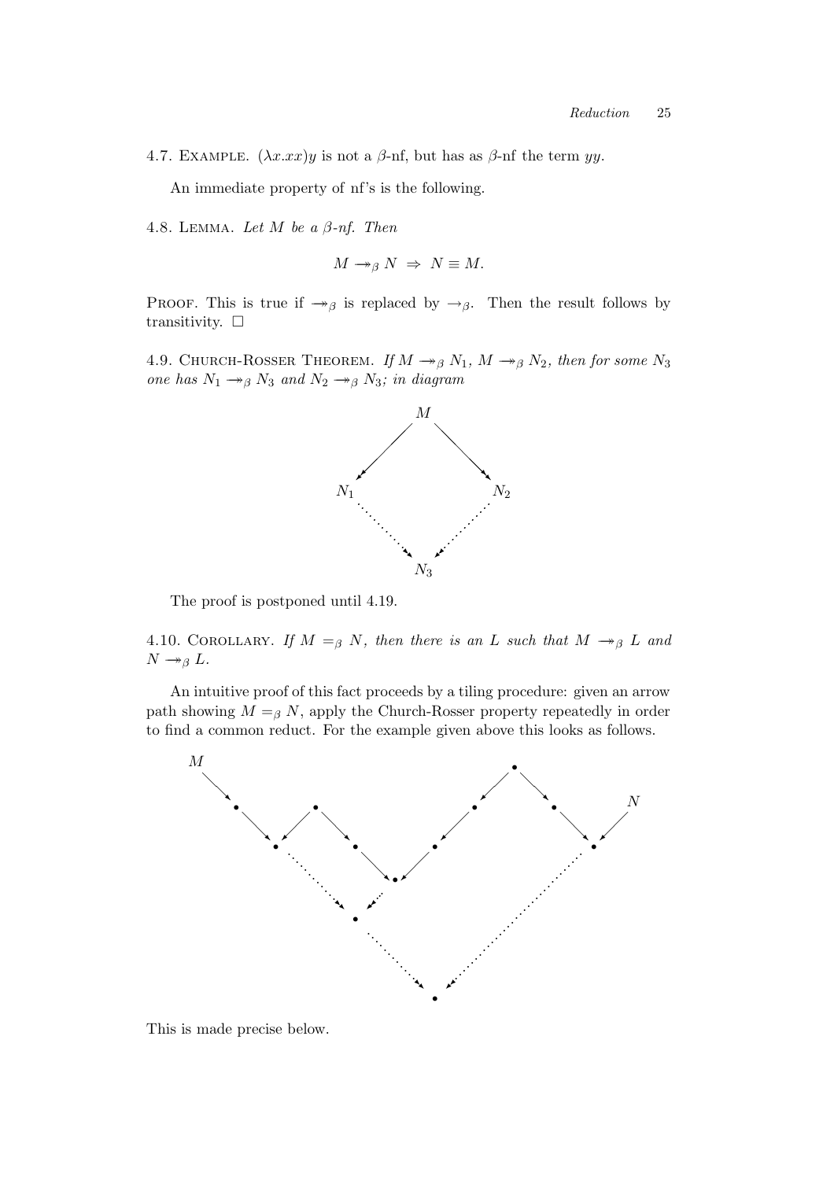4.7. Example. $(\lambda x.xx)y$ is not a $\beta$-nf, but has as $\beta$-nf the term $yy$.

An immediate property of nf's is the following.

4.8. Lemma. *Let $M$ be a $\beta$-nf. Then*

$$M \twoheadrightarrow_\beta N \;\Rightarrow\; N \equiv M.$$

Proof. This is true if $\twoheadrightarrow_\beta$ is replaced by $\rightarrow_\beta$. Then the result follows by transitivity. $\square$

4.9. Church-Rosser Theorem. *If $M \twoheadrightarrow_\beta N_1$, $M \twoheadrightarrow_\beta N_2$, then for some $N_3$ one has $N_1 \twoheadrightarrow_\beta N_3$ and $N_2 \twoheadrightarrow_\beta N_3$; in diagram*

The proof is postponed until 4.19.

4.10. Corollary. *If $M =_\beta N$, then there is an $L$ such that $M \twoheadrightarrow_\beta L$ and $N \twoheadrightarrow_\beta L$.*

An intuitive proof of this fact proceeds by a tiling procedure: given an arrow path showing $M =_\beta N$, apply the Church-Rosser property repeatedly in order to find a common reduct. For the example given above this looks as follows.

This is made precise below.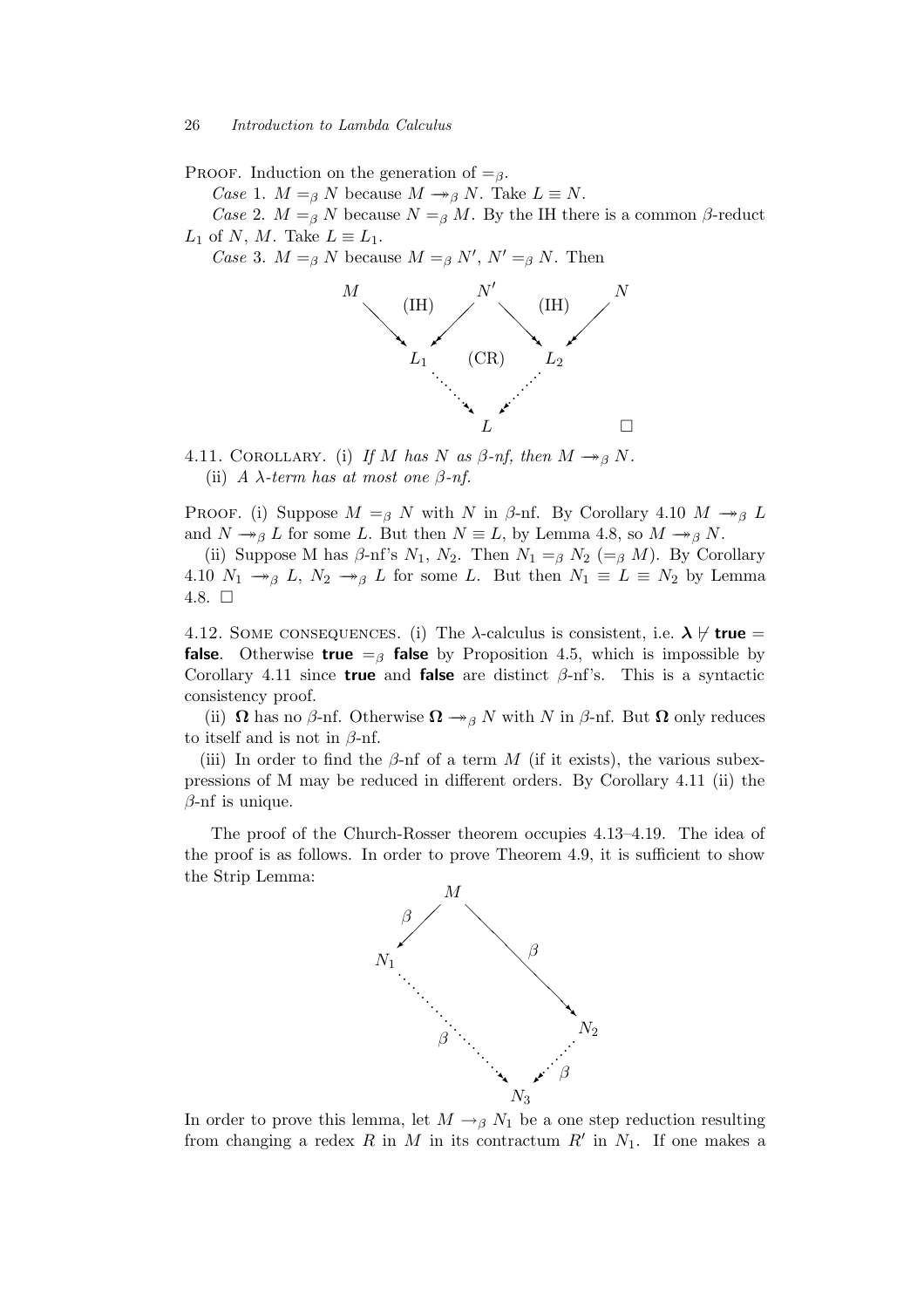PROOF. Induction on the generation of $=_\beta$.

*Case* 1. $M =_\beta N$ because $M \twoheadrightarrow_\beta N$. Take $L \equiv N$.

*Case* 2. $M =_\beta N$ because $N =_\beta M$. By the IH there is a common $\beta$-reduct $L_1$ of $N$, $M$. Take $L \equiv L_1$.

*Case* 3. $M =_\beta N$ because $M =_\beta N'$, $N' =_\beta N$. Then

$$
\begin{array}{ccccccc}
M & & & N' & & & N \\
 & \searrow & \text{(IH)} \swarrow & & \searrow \text{(IH)} & \swarrow & \\
 & & L_1 & \text{(CR)} & L_2 & & \\
 & & & \searrow \quad \swarrow & & & \\
 & & & L & & & \square
\end{array}
$$

4.11. COROLLARY. (i) *If $M$ has $N$ as $\beta$-nf, then $M \twoheadrightarrow_\beta N$.*

(ii) *A $\lambda$-term has at most one $\beta$-nf.*

PROOF. (i) Suppose $M =_\beta N$ with $N$ in $\beta$-nf. By Corollary 4.10 $M \twoheadrightarrow_\beta L$ and $N \twoheadrightarrow_\beta L$ for some $L$. But then $N \equiv L$, by Lemma 4.8, so $M \twoheadrightarrow_\beta N$.

(ii) Suppose M has $\beta$-nf's $N_1$, $N_2$. Then $N_1 =_\beta N_2$ $(=_\beta M)$. By Corollary 4.10 $N_1 \twoheadrightarrow_\beta L$, $N_2 \twoheadrightarrow_\beta L$ for some $L$. But then $N_1 \equiv L \equiv N_2$ by Lemma 4.8. $\square$

4.12. SOME CONSEQUENCES. (i) The $\lambda$-calculus is consistent, i.e. $\boldsymbol{\lambda} \nvdash$ **true** $=$ **false**. Otherwise **true** $=_\beta$ **false** by Proposition 4.5, which is impossible by Corollary 4.11 since **true** and **false** are distinct $\beta$-nf's. This is a syntactic consistency proof.

(ii) $\boldsymbol{\Omega}$ has no $\beta$-nf. Otherwise $\boldsymbol{\Omega} \twoheadrightarrow_\beta N$ with $N$ in $\beta$-nf. But $\boldsymbol{\Omega}$ only reduces to itself and is not in $\beta$-nf.

(iii) In order to find the $\beta$-nf of a term $M$ (if it exists), the various subexpressions of M may be reduced in different orders. By Corollary 4.11 (ii) the $\beta$-nf is unique.

The proof of the Church-Rosser theorem occupies 4.13–4.19. The idea of the proof is as follows. In order to prove Theorem 4.9, it is sufficient to show the Strip Lemma:

$$
\begin{array}{ccccc}
 & & M & & \\
 & \beta \swarrow & & \searrow \beta & \\
N_1 & & & & \\
 & \searrow \beta & & & N_2 \\
 & & & \swarrow \beta & \\
 & & N_3 & &
\end{array}
$$

In order to prove this lemma, let $M \rightarrow_\beta N_1$ be a one step reduction resulting from changing a redex $R$ in $M$ in its contractum $R'$ in $N_1$. If one makes a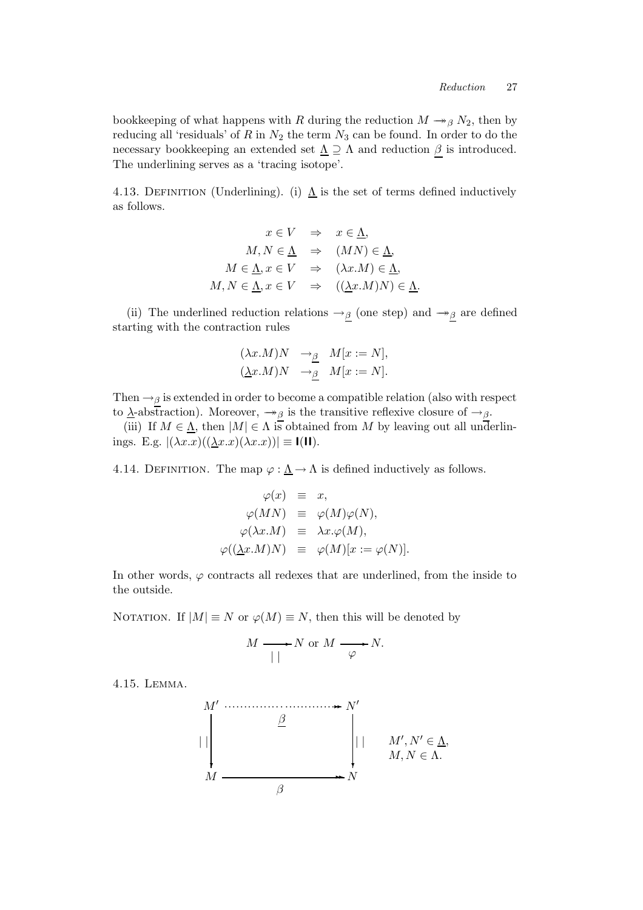bookkeeping of what happens with $R$ during the reduction $M \twoheadrightarrow_\beta N_2$, then by reducing all 'residuals' of $R$ in $N_2$ the term $N_3$ can be found. In order to do the necessary bookkeeping an extended set $\underline{\Lambda} \supseteq \Lambda$ and reduction $\underline{\beta}$ is introduced. The underlining serves as a 'tracing isotope'.

4.13. Definition (Underlining). (i) $\underline{\Lambda}$ is the set of terms defined inductively as follows.

$$\begin{array}{rcl} x \in V & \Rightarrow & x \in \underline{\Lambda}, \\ M, N \in \underline{\Lambda} & \Rightarrow & (MN) \in \underline{\Lambda}, \\ M \in \underline{\Lambda}, x \in V & \Rightarrow & (\lambda x.M) \in \underline{\Lambda}, \\ M, N \in \underline{\Lambda}, x \in V & \Rightarrow & ((\underline{\lambda} x.M)N) \in \underline{\Lambda}. \end{array}$$

(ii) The underlined reduction relations $\rightarrow_{\underline{\beta}}$ (one step) and $\twoheadrightarrow_{\underline{\beta}}$ are defined starting with the contraction rules

$$\begin{array}{rcl} (\lambda x.M)N & \rightarrow_{\underline{\beta}} & M[x := N], \\ (\underline{\lambda} x.M)N & \rightarrow_{\underline{\beta}} & M[x := N]. \end{array}$$

Then $\rightarrow_{\underline{\beta}}$ is extended in order to become a compatible relation (also with respect to $\underline{\lambda}$-abstraction). Moreover, $\twoheadrightarrow_{\underline{\beta}}$ is the transitive reflexive closure of $\rightarrow_{\underline{\beta}}$.

(iii) If $M \in \underline{\Lambda}$, then $|M| \in \Lambda$ is obtained from $M$ by leaving out all underlinings. E.g. $|(\lambda x.x)((\underline{\lambda} x.x)(\lambda x.x))| \equiv \mathsf{I}(\mathsf{II})$.

4.14. Definition. The map $\varphi : \underline{\Lambda} \rightarrow \Lambda$ is defined inductively as follows.

$$\begin{array}{rcl} \varphi(x) & \equiv & x, \\ \varphi(MN) & \equiv & \varphi(M)\varphi(N), \\ \varphi(\lambda x.M) & \equiv & \lambda x.\varphi(M), \\ \varphi((\underline{\lambda} x.M)N) & \equiv & \varphi(M)[x := \varphi(N)]. \end{array}$$

In other words, $\varphi$ contracts all redexes that are underlined, from the inside to the outside.

Notation. If $|M| \equiv N$ or $\varphi(M) \equiv N$, then this will be denoted by

$$M \xrightarrow[\;|\;|\;]{} N \text{ or } M \xrightarrow[\;\varphi\;]{} N.$$

4.15. Lemma.

$$\begin{array}{ccc} M' & \overset{\underline{\beta}}{\cdots\cdots\cdots\twoheadrightarrow} & N' \\ {\scriptstyle |\,|}\downarrow & & \downarrow{\scriptstyle |\,|} \\ M & \xrightarrow[\beta]{\quad\quad\quad} & N \end{array} \qquad \begin{array}{l} M', N' \in \underline{\Lambda}, \\ M, N \in \Lambda. \end{array}$$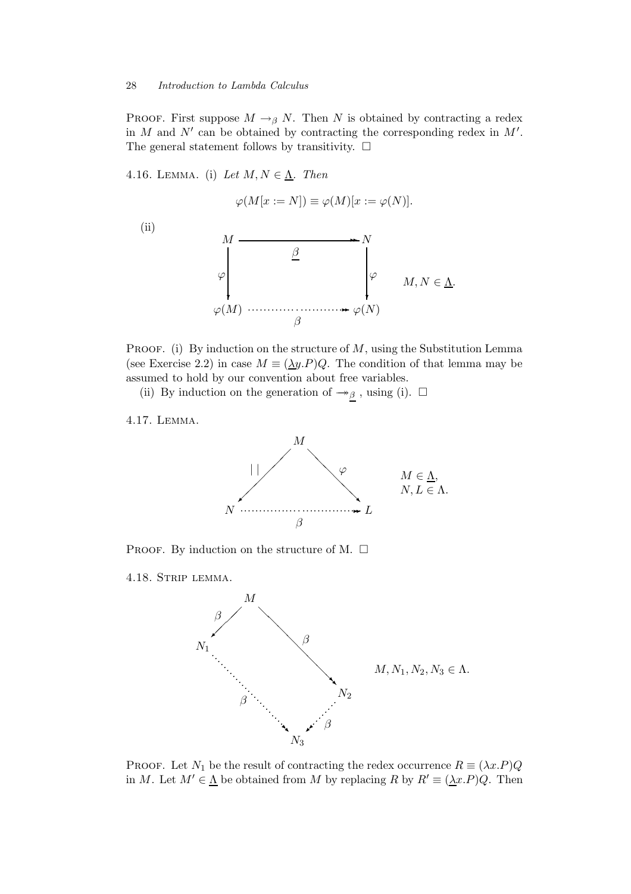PROOF. First suppose $M \to_\beta N$. Then $N$ is obtained by contracting a redex in $M$ and $N'$ can be obtained by contracting the corresponding redex in $M'$. The general statement follows by transitivity. $\square$

4.16. LEMMA. (i) *Let $M, N \in \underline{\Lambda}$. Then*

$$\varphi(M[x := N]) \equiv \varphi(M)[x := \varphi(N)].$$

(ii)

$$\begin{array}{ccc} M & \xrightarrow{\quad\underline{\beta}\quad} & N \\ \Big\downarrow{\scriptstyle\varphi} & & \Big\downarrow{\scriptstyle\varphi} \\ \varphi(M) & \overset{\beta}{\cdots\cdots\twoheadrightarrow} & \varphi(N) \end{array} \qquad M, N \in \underline{\Lambda}.$$

PROOF. (i) By induction on the structure of $M$, using the Substitution Lemma (see Exercise 2.2) in case $M \equiv (\underline{\lambda} y.P)Q$. The condition of that lemma may be assumed to hold by our convention about free variables.

(ii) By induction on the generation of $\twoheadrightarrow_{\underline{\beta}}$, using (i). $\square$

4.17. LEMMA.

$$\begin{array}{ccc} & M & \\ {\scriptstyle |\,|}\swarrow & & \searrow{\scriptstyle\varphi} \\ N & \overset{\beta}{\cdots\cdots\twoheadrightarrow} & L \end{array} \qquad M \in \underline{\Lambda},\ N, L \in \Lambda.$$

PROOF. By induction on the structure of M. $\square$

4.18. STRIP LEMMA.

$$\begin{array}{ccc} & M & \\ {\scriptstyle\beta}\swarrow & & \searrow\!\!\!\!\searrow{\scriptstyle\beta} \\ N_1 & & N_2 \\ {\scriptstyle\beta}\ddots\!\twoheadrightarrow & & \twoheadleftarrow\!\cdot{\scriptstyle\beta} \\ & N_3 & \end{array} \qquad M, N_1, N_2, N_3 \in \Lambda.$$

PROOF. Let $N_1$ be the result of contracting the redex occurrence $R \equiv (\lambda x.P)Q$ in $M$. Let $M' \in \underline{\Lambda}$ be obtained from $M$ by replacing $R$ by $R' \equiv (\underline{\lambda} x.P)Q$. Then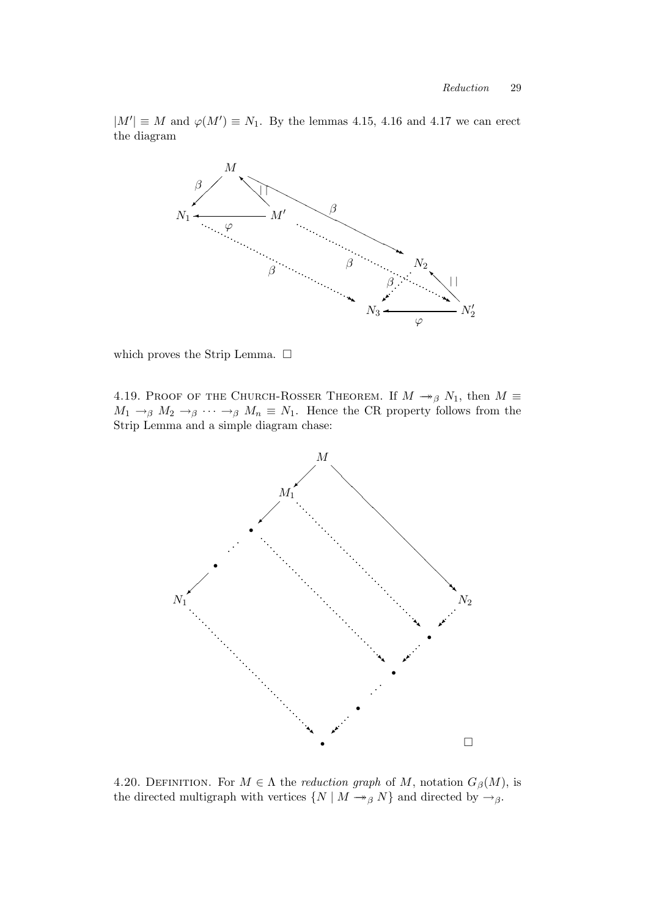$|M'| \equiv M$ and $\varphi(M') \equiv N_1$. By the lemmas 4.15, 4.16 and 4.17 we can erect the diagram

which proves the Strip Lemma. $\square$

4.19. Proof of the Church-Rosser Theorem. If $M \twoheadrightarrow_\beta N_1$, then $M \equiv M_1 \to_\beta M_2 \to_\beta \cdots \to_\beta M_n \equiv N_1$. Hence the CR property follows from the Strip Lemma and a simple diagram chase:

$\square$

4.20. Definition. For $M \in \Lambda$ the *reduction graph* of $M$, notation $G_\beta(M)$, is the directed multigraph with vertices $\{N \mid M \twoheadrightarrow_\beta N\}$ and directed by $\to_\beta$.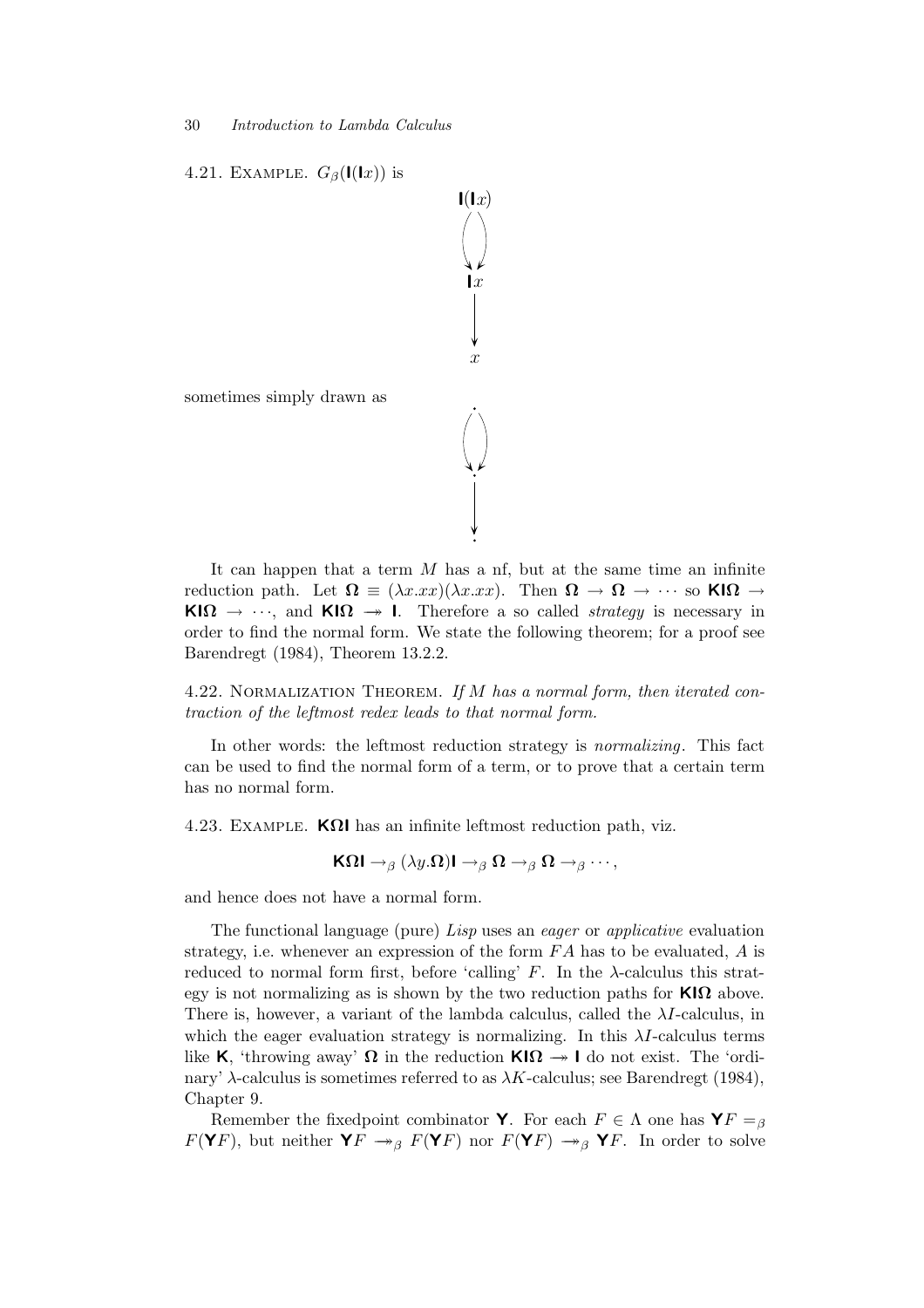4.21. Example. $G_\beta(\mathsf{I}(\mathsf{I}x))$ is

$$\begin{array}{c} \mathsf{I}(\mathsf{I}x) \\ \downdownarrows \\ \mathsf{I}x \\ \downarrow \\ x \end{array}$$

sometimes simply drawn as

$$\begin{array}{c} \cdot \\ \downdownarrows \\ \cdot \\ \downarrow \\ \cdot \end{array}$$

It can happen that a term $M$ has a nf, but at the same time an infinite reduction path. Let $\mathbf{\Omega} \equiv (\lambda x.xx)(\lambda x.xx)$. Then $\mathbf{\Omega} \to \mathbf{\Omega} \to \cdots$ so $\mathsf{K}\mathsf{I}\mathbf{\Omega} \to \mathsf{K}\mathsf{I}\mathbf{\Omega} \to \cdots$, and $\mathsf{K}\mathsf{I}\mathbf{\Omega} \twoheadrightarrow \mathsf{I}$. Therefore a so called *strategy* is necessary in order to find the normal form. We state the following theorem; for a proof see Barendregt (1984), Theorem 13.2.2.

4.22. Normalization Theorem. *If $M$ has a normal form, then iterated contraction of the leftmost redex leads to that normal form.*

In other words: the leftmost reduction strategy is *normalizing*. This fact can be used to find the normal form of a term, or to prove that a certain term has no normal form.

4.23. Example. $\mathsf{K}\mathbf{\Omega}\mathsf{I}$ has an infinite leftmost reduction path, viz.

$$\mathsf{K}\mathbf{\Omega}\mathsf{I} \to_\beta (\lambda y.\mathbf{\Omega})\mathsf{I} \to_\beta \mathbf{\Omega} \to_\beta \mathbf{\Omega} \to_\beta \cdots,$$

and hence does not have a normal form.

The functional language (pure) *Lisp* uses an *eager* or *applicative* evaluation strategy, i.e. whenever an expression of the form $FA$ has to be evaluated, $A$ is reduced to normal form first, before 'calling' $F$. In the $\lambda$-calculus this strategy is not normalizing as is shown by the two reduction paths for $\mathsf{K}\mathsf{I}\mathbf{\Omega}$ above. There is, however, a variant of the lambda calculus, called the $\lambda I$-calculus, in which the eager evaluation strategy is normalizing. In this $\lambda I$-calculus terms like $\mathsf{K}$, 'throwing away' $\mathbf{\Omega}$ in the reduction $\mathsf{K}\mathsf{I}\mathbf{\Omega} \twoheadrightarrow \mathsf{I}$ do not exist. The 'ordinary' $\lambda$-calculus is sometimes referred to as $\lambda K$-calculus; see Barendregt (1984), Chapter 9.

Remember the fixedpoint combinator $\mathsf{Y}$. For each $F \in \Lambda$ one has $\mathsf{Y}F =_\beta F(\mathsf{Y}F)$, but neither $\mathsf{Y}F \twoheadrightarrow_\beta F(\mathsf{Y}F)$ nor $F(\mathsf{Y}F) \twoheadrightarrow_\beta \mathsf{Y}F$. In order to solve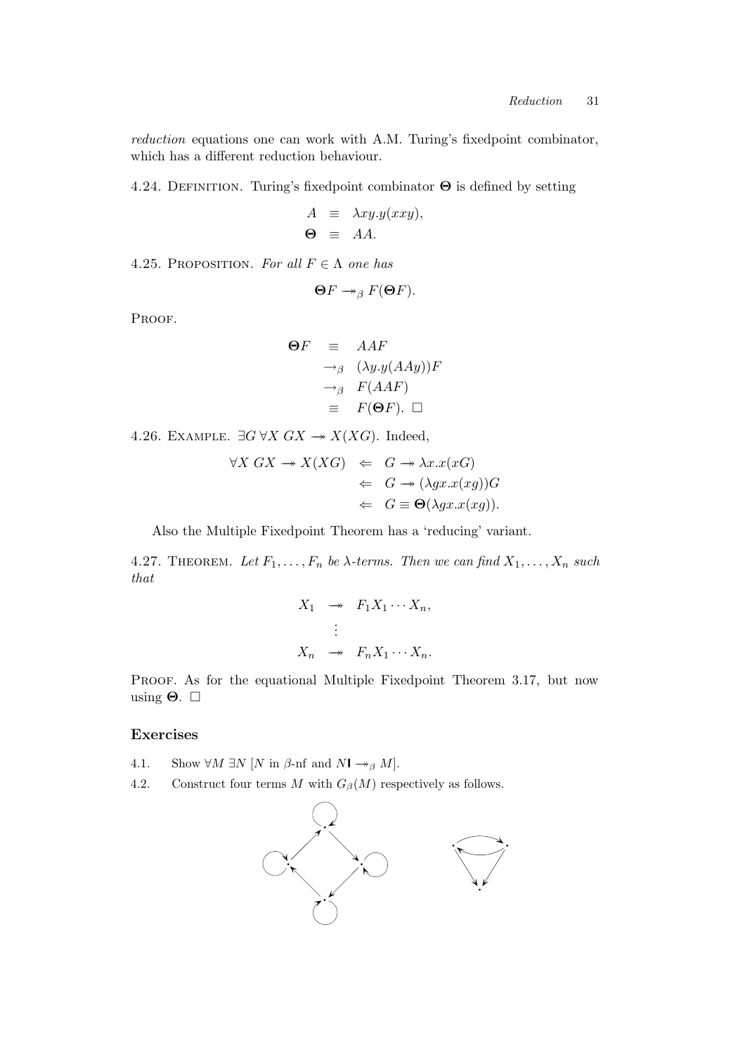*reduction* equations one can work with A.M. Turing's fixedpoint combinator, which has a different reduction behaviour.

4.24. DEFINITION. Turing's fixedpoint combinator $\mathbf{\Theta}$ is defined by setting

$$
\begin{aligned}
A &\equiv \lambda xy.y(xxy),\\
\mathbf{\Theta} &\equiv AA.
\end{aligned}
$$

4.25. PROPOSITION. *For all $F \in \Lambda$ one has*

$$\mathbf{\Theta}F \twoheadrightarrow_\beta F(\mathbf{\Theta}F).$$

PROOF.

$$
\begin{aligned}
\mathbf{\Theta}F &\equiv AAF\\
&\to_\beta (\lambda y.y(AAy))F\\
&\to_\beta F(AAF)\\
&\equiv F(\mathbf{\Theta}F). \ \square
\end{aligned}
$$

4.26. EXAMPLE. $\exists G\, \forall X\; GX \twoheadrightarrow X(XG)$. Indeed,

$$
\begin{aligned}
\forall X\; GX \twoheadrightarrow X(XG) &\Leftarrow G \twoheadrightarrow \lambda x.x(xG)\\
&\Leftarrow G \twoheadrightarrow (\lambda gx.x(xg))G\\
&\Leftarrow G \equiv \mathbf{\Theta}(\lambda gx.x(xg)).
\end{aligned}
$$

Also the Multiple Fixedpoint Theorem has a 'reducing' variant.

4.27. THEOREM. *Let $F_1, \ldots, F_n$ be $\lambda$-terms. Then we can find $X_1, \ldots, X_n$ such that*

$$
\begin{aligned}
X_1 &\twoheadrightarrow F_1 X_1 \cdots X_n,\\
&\vdots\\
X_n &\twoheadrightarrow F_n X_1 \cdots X_n.
\end{aligned}
$$

PROOF. As for the equational Multiple Fixedpoint Theorem 3.17, but now using $\mathbf{\Theta}$. $\square$

## Exercises

4.1. Show $\forall M\, \exists N\, [N$ in $\beta$-nf and $N\mathsf{I} \twoheadrightarrow_\beta M]$.

4.2. Construct four terms $M$ with $G_\beta(M)$ respectively as follows.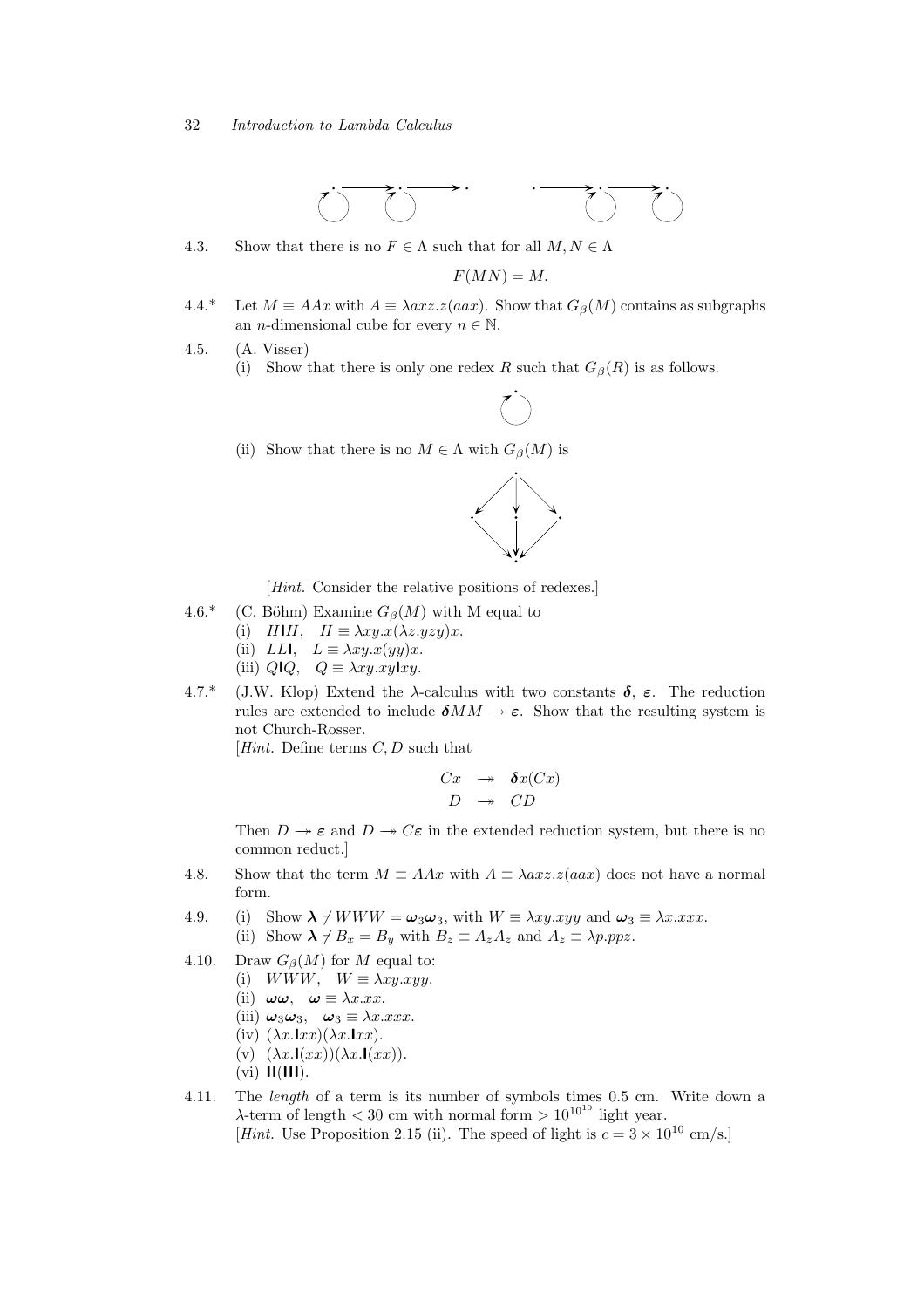4.3. Show that there is no $F \in \Lambda$ such that for all $M, N \in \Lambda$

$$F(MN) = M.$$

4.4.* Let $M \equiv AAx$ with $A \equiv \lambda axz.z(aax)$. Show that $G_\beta(M)$ contains as subgraphs an $n$-dimensional cube for every $n \in \mathbb{N}$.

4.5. (A. Visser)

(i) Show that there is only one redex $R$ such that $G_\beta(R)$ is as follows.

(ii) Show that there is no $M \in \Lambda$ with $G_\beta(M)$ is

[*Hint.* Consider the relative positions of redexes.]

4.6.* (C. Böhm) Examine $G_\beta(M)$ with M equal to

(i) $H\mathsf{I}H$, $\quad H \equiv \lambda xy.x(\lambda z.yzy)x$.

(ii) $LL\mathsf{I}$, $\quad L \equiv \lambda xy.x(yy)x$.

(iii) $Q\mathsf{I}Q$, $\quad Q \equiv \lambda xy.xy\mathsf{I}xy$.

4.7.* (J.W. Klop) Extend the $\lambda$-calculus with two constants $\boldsymbol{\delta}$, $\boldsymbol{\varepsilon}$. The reduction rules are extended to include $\boldsymbol{\delta}MM \to \boldsymbol{\varepsilon}$. Show that the resulting system is not Church-Rosser.

[*Hint.* Define terms $C, D$ such that

$$\begin{array}{rcl} Cx & \twoheadrightarrow & \boldsymbol{\delta}x(Cx) \\ D & \twoheadrightarrow & CD \end{array}$$

Then $D \twoheadrightarrow \boldsymbol{\varepsilon}$ and $D \twoheadrightarrow C\boldsymbol{\varepsilon}$ in the extended reduction system, but there is no common reduct.]

4.8. Show that the term $M \equiv AAx$ with $A \equiv \lambda axz.z(aax)$ does not have a normal form.

4.9. (i) Show $\boldsymbol{\lambda} \not\vdash WWW = \boldsymbol{\omega}_3\boldsymbol{\omega}_3$, with $W \equiv \lambda xy.xyy$ and $\boldsymbol{\omega}_3 \equiv \lambda x.xxx$.

(ii) Show $\boldsymbol{\lambda} \not\vdash B_x = B_y$ with $B_z \equiv A_zA_z$ and $A_z \equiv \lambda p.ppz$.

4.10. Draw $G_\beta(M)$ for $M$ equal to:

(i) $WWW$, $\quad W \equiv \lambda xy.xyy$.

(ii) $\boldsymbol{\omega}\boldsymbol{\omega}$, $\quad \boldsymbol{\omega} \equiv \lambda x.xx$.

(iii) $\boldsymbol{\omega}_3\boldsymbol{\omega}_3$, $\quad \boldsymbol{\omega}_3 \equiv \lambda x.xxx$.

(iv) $(\lambda x.\mathsf{I}xx)(\lambda x.\mathsf{I}xx)$.

(v) $(\lambda x.\mathsf{I}(xx))(\lambda x.\mathsf{I}(xx))$.

(vi) $\mathsf{II}(\mathsf{III})$.

4.11. The *length* of a term is its number of symbols times 0.5 cm. Write down a $\lambda$-term of length $< 30$ cm with normal form $> 10^{10^{10}}$ light year.

[*Hint.* Use Proposition 2.15 (ii). The speed of light is $c = 3 \times 10^{10}$ cm/s.]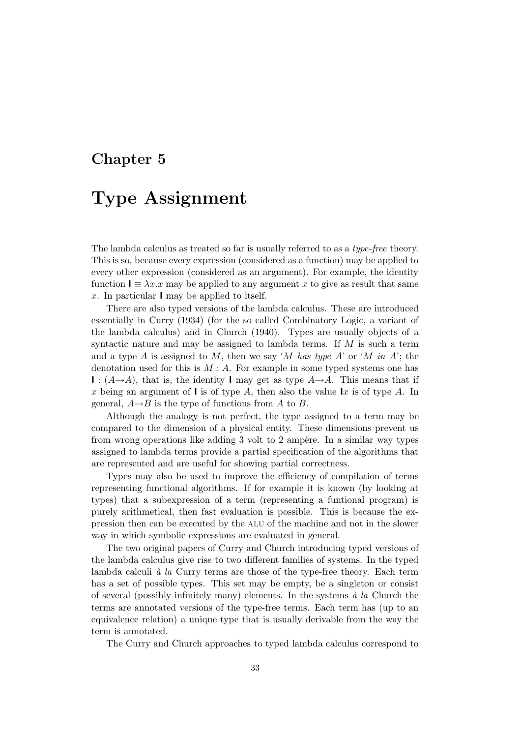# Chapter 5

# Type Assignment

The lambda calculus as treated so far is usually referred to as a *type-free* theory. This is so, because every expression (considered as a function) may be applied to every other expression (considered as an argument). For example, the identity function $\mathsf{I} \equiv \lambda x.x$ may be applied to any argument $x$ to give as result that same $x$. In particular $\mathsf{I}$ may be applied to itself.

There are also typed versions of the lambda calculus. These are introduced essentially in Curry (1934) (for the so called Combinatory Logic, a variant of the lambda calculus) and in Church (1940). Types are usually objects of a syntactic nature and may be assigned to lambda terms. If $M$ is such a term and a type $A$ is assigned to $M$, then we say '$M$ *has type* $A$' or '$M$ *in* $A$'; the denotation used for this is $M : A$. For example in some typed systems one has $\mathsf{I} : (A \to A)$, that is, the identity $\mathsf{I}$ may get as type $A \to A$. This means that if $x$ being an argument of $\mathsf{I}$ is of type $A$, then also the value $\mathsf{I}x$ is of type $A$. In general, $A \to B$ is the type of functions from $A$ to $B$.

Although the analogy is not perfect, the type assigned to a term may be compared to the dimension of a physical entity. These dimensions prevent us from wrong operations like adding 3 volt to 2 ampère. In a similar way types assigned to lambda terms provide a partial specification of the algorithms that are represented and are useful for showing partial correctness.

Types may also be used to improve the efficiency of compilation of terms representing functional algorithms. If for example it is known (by looking at types) that a subexpression of a term (representing a funtional program) is purely arithmetical, then fast evaluation is possible. This is because the expression then can be executed by the ALU of the machine and not in the slower way in which symbolic expressions are evaluated in general.

The two original papers of Curry and Church introducing typed versions of the lambda calculus give rise to two different families of systems. In the typed lambda calculi *à la* Curry terms are those of the type-free theory. Each term has a set of possible types. This set may be empty, be a singleton or consist of several (possibly infinitely many) elements. In the systems *à la* Church the terms are annotated versions of the type-free terms. Each term has (up to an equivalence relation) a unique type that is usually derivable from the way the term is annotated.

The Curry and Church approaches to typed lambda calculus correspond to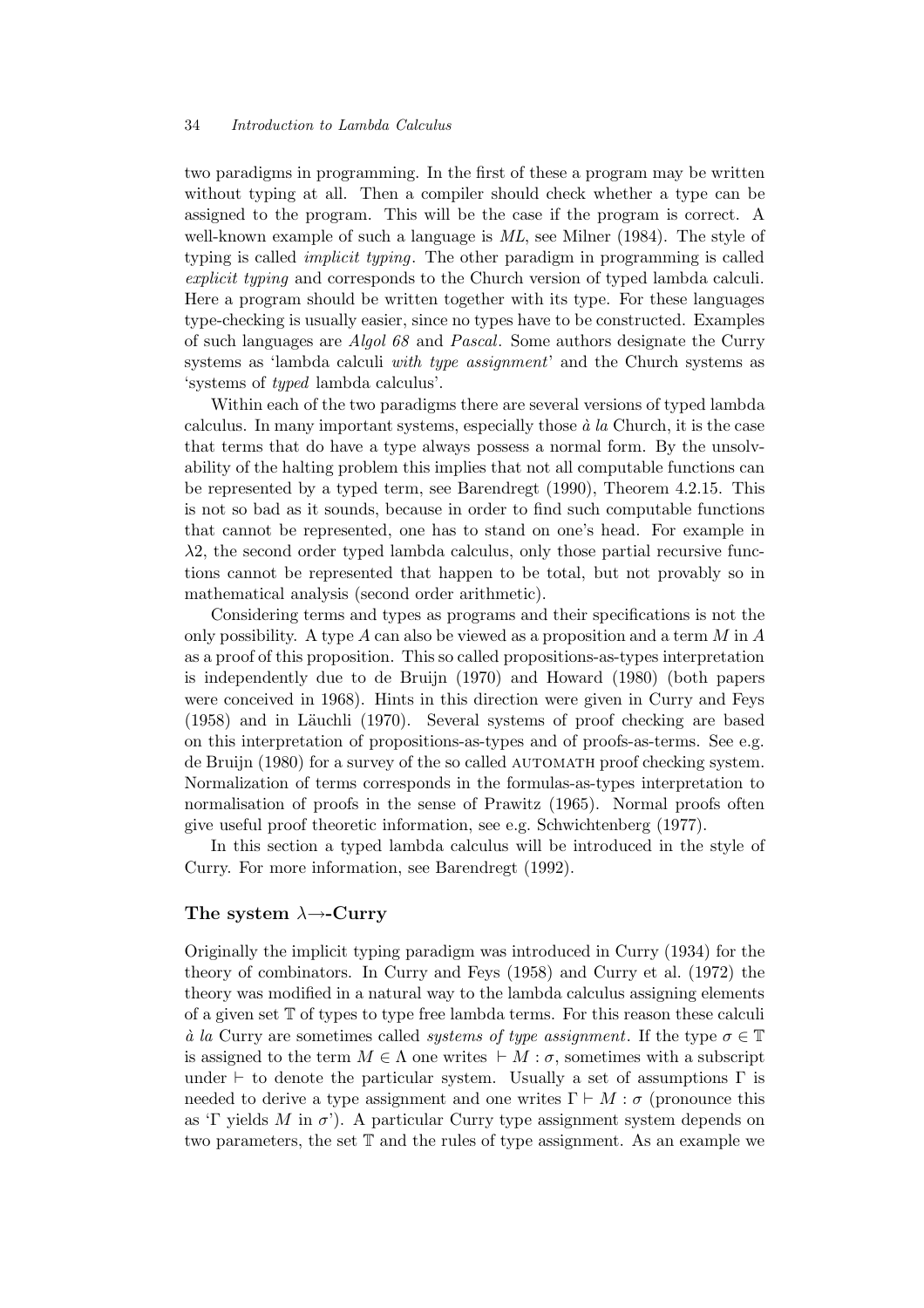two paradigms in programming. In the first of these a program may be written without typing at all. Then a compiler should check whether a type can be assigned to the program. This will be the case if the program is correct. A well-known example of such a language is *ML*, see Milner (1984). The style of typing is called *implicit typing*. The other paradigm in programming is called *explicit typing* and corresponds to the Church version of typed lambda calculi. Here a program should be written together with its type. For these languages type-checking is usually easier, since no types have to be constructed. Examples of such languages are *Algol 68* and *Pascal*. Some authors designate the Curry systems as 'lambda calculi *with type assignment*' and the Church systems as 'systems of *typed* lambda calculus'.

Within each of the two paradigms there are several versions of typed lambda calculus. In many important systems, especially those *à la* Church, it is the case that terms that do have a type always possess a normal form. By the unsolvability of the halting problem this implies that not all computable functions can be represented by a typed term, see Barendregt (1990), Theorem 4.2.15. This is not so bad as it sounds, because in order to find such computable functions that cannot be represented, one has to stand on one's head. For example in $\lambda 2$, the second order typed lambda calculus, only those partial recursive functions cannot be represented that happen to be total, but not provably so in mathematical analysis (second order arithmetic).

Considering terms and types as programs and their specifications is not the only possibility. A type $A$ can also be viewed as a proposition and a term $M$ in $A$ as a proof of this proposition. This so called propositions-as-types interpretation is independently due to de Bruijn (1970) and Howard (1980) (both papers were conceived in 1968). Hints in this direction were given in Curry and Feys (1958) and in Läuchli (1970). Several systems of proof checking are based on this interpretation of propositions-as-types and of proofs-as-terms. See e.g. de Bruijn (1980) for a survey of the so called AUTOMATH proof checking system. Normalization of terms corresponds in the formulas-as-types interpretation to normalisation of proofs in the sense of Prawitz (1965). Normal proofs often give useful proof theoretic information, see e.g. Schwichtenberg (1977).

In this section a typed lambda calculus will be introduced in the style of Curry. For more information, see Barendregt (1992).

### The system $\lambda\!\rightarrow$-Curry

Originally the implicit typing paradigm was introduced in Curry (1934) for the theory of combinators. In Curry and Feys (1958) and Curry et al. (1972) the theory was modified in a natural way to the lambda calculus assigning elements of a given set $\mathbb{T}$ of types to type free lambda terms. For this reason these calculi *à la* Curry are sometimes called *systems of type assignment*. If the type $\sigma \in \mathbb{T}$ is assigned to the term $M \in \Lambda$ one writes $\vdash M : \sigma$, sometimes with a subscript under $\vdash$ to denote the particular system. Usually a set of assumptions $\Gamma$ is needed to derive a type assignment and one writes $\Gamma \vdash M : \sigma$ (pronounce this as '$\Gamma$ yields $M$ in $\sigma$'). A particular Curry type assignment system depends on two parameters, the set $\mathbb{T}$ and the rules of type assignment. As an example we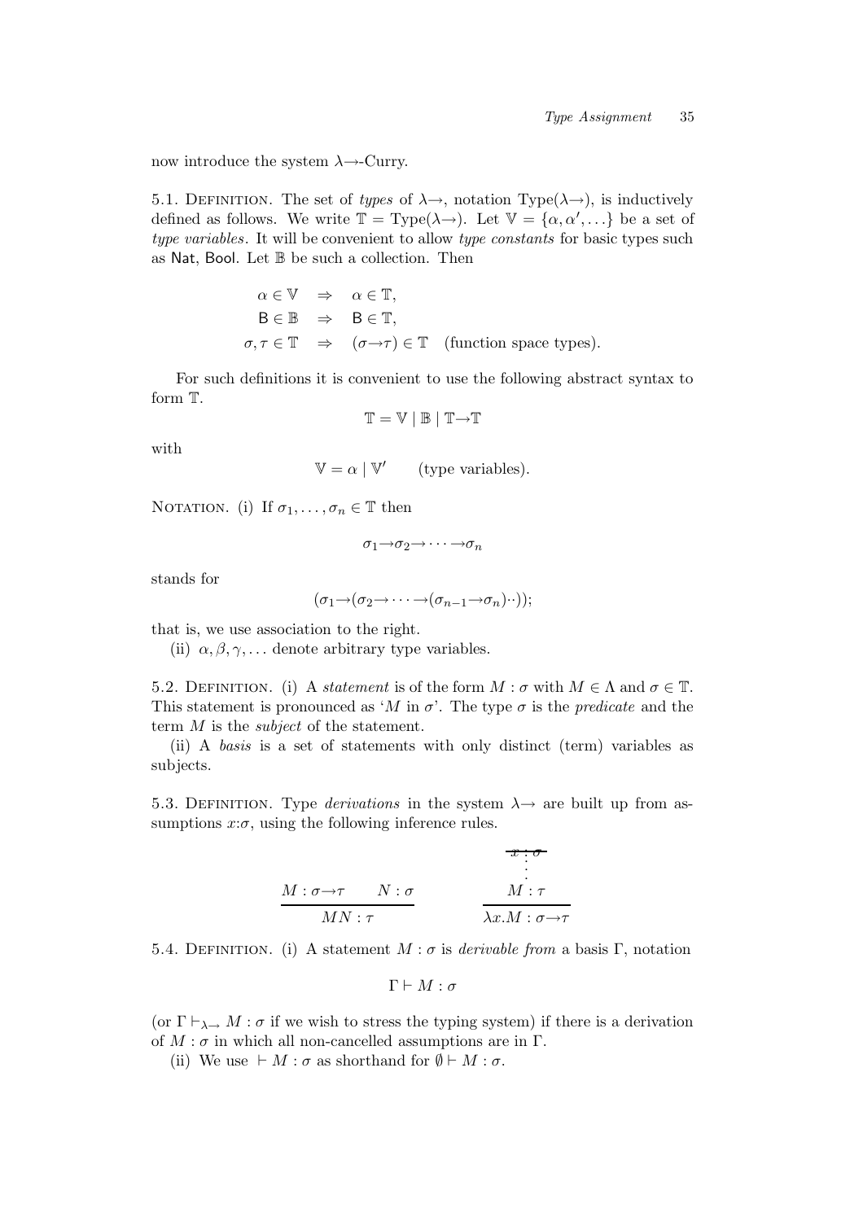now introduce the system $\lambda\!\to$-Curry.

5.1. Definition. The set of *types* of $\lambda\!\to$, notation $\mathrm{Type}(\lambda\!\to)$, is inductively defined as follows. We write $\mathbb{T} = \mathrm{Type}(\lambda\!\to)$. Let $\mathbb{V} = \{\alpha, \alpha', \ldots\}$ be a set of *type variables*. It will be convenient to allow *type constants* for basic types such as $\mathsf{Nat}$, $\mathsf{Bool}$. Let $\mathbb{B}$ be such a collection. Then

$$
\begin{array}{rcl}
\alpha \in \mathbb{V} & \Rightarrow & \alpha \in \mathbb{T}, \\
\mathsf{B} \in \mathbb{B} & \Rightarrow & \mathsf{B} \in \mathbb{T}, \\
\sigma, \tau \in \mathbb{T} & \Rightarrow & (\sigma\!\to\!\tau) \in \mathbb{T} \quad \text{(function space types).}
\end{array}
$$

For such definitions it is convenient to use the following abstract syntax to form $\mathbb{T}$.

$$\mathbb{T} = \mathbb{V} \mid \mathbb{B} \mid \mathbb{T}\!\to\!\mathbb{T}$$

with

$$\mathbb{V} = \alpha \mid \mathbb{V}' \qquad \text{(type variables).}$$

Notation. (i) If $\sigma_1, \ldots, \sigma_n \in \mathbb{T}$ then

$$\sigma_1\!\to\!\sigma_2\!\to\!\cdots\!\to\!\sigma_n$$

stands for

$$(\sigma_1\!\to\!(\sigma_2\!\to\!\cdots\!\to\!(\sigma_{n-1}\!\to\!\sigma_n)\cdot\cdot));$$

that is, we use association to the right.

(ii) $\alpha, \beta, \gamma, \ldots$ denote arbitrary type variables.

5.2. Definition. (i) A *statement* is of the form $M : \sigma$ with $M \in \Lambda$ and $\sigma \in \mathbb{T}$. This statement is pronounced as '$M$ in $\sigma$'. The type $\sigma$ is the *predicate* and the term $M$ is the *subject* of the statement.

(ii) A *basis* is a set of statements with only distinct (term) variables as subjects.

5.3. Definition. Type *derivations* in the system $\lambda\!\to$ are built up from assumptions $x{:}\sigma$, using the following inference rules.

$$
\frac{M : \sigma\!\to\!\tau \qquad N : \sigma}{MN : \tau}
\qquad\qquad
\frac{\begin{array}{c}\cancel{x : \sigma} \\ \vdots \\ M : \tau\end{array}}{\lambda x.M : \sigma\!\to\!\tau}
$$

5.4. Definition. (i) A statement $M : \sigma$ is *derivable from* a basis $\Gamma$, notation

$$\Gamma \vdash M : \sigma$$

(or $\Gamma \vdash_{\lambda\to} M : \sigma$ if we wish to stress the typing system) if there is a derivation of $M : \sigma$ in which all non-cancelled assumptions are in $\Gamma$.

(ii) We use $\vdash M : \sigma$ as shorthand for $\emptyset \vdash M : \sigma$.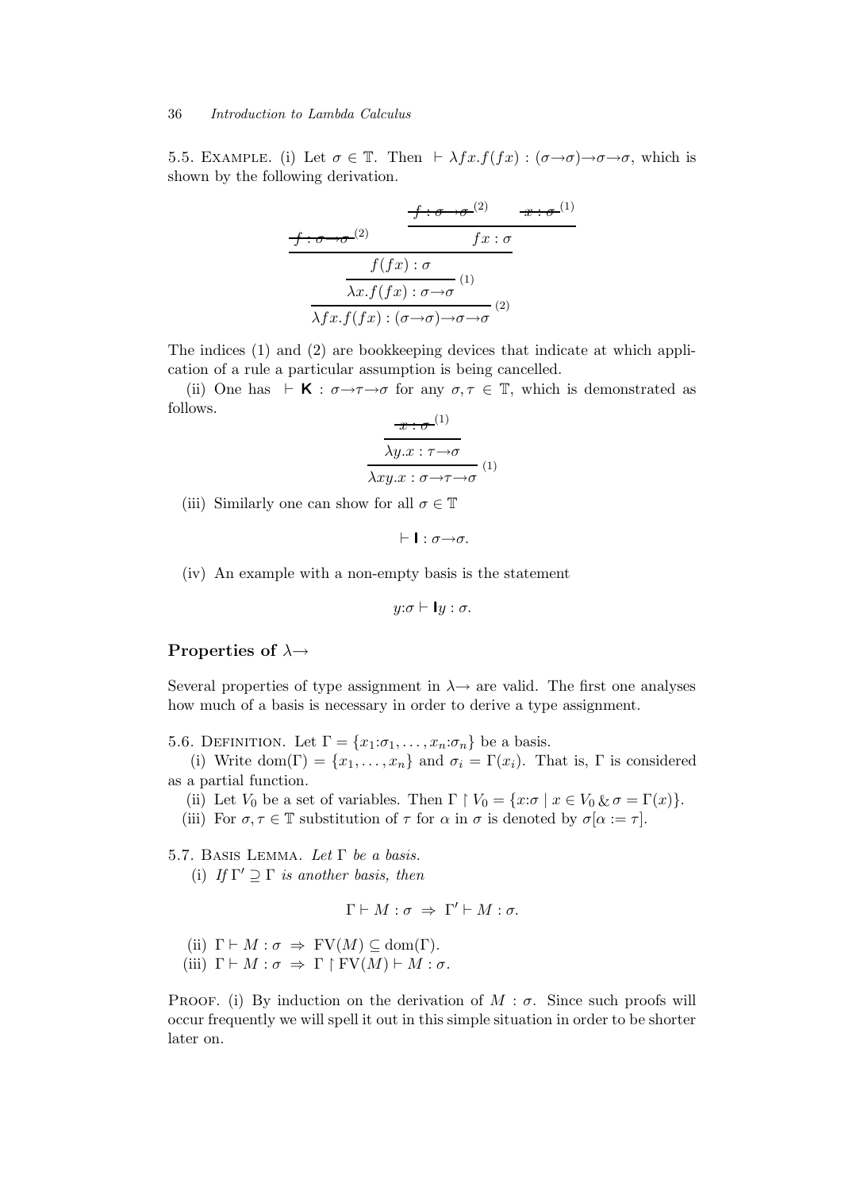5.5. Example. (i) Let $\sigma \in \mathbb{T}$. Then $\vdash \lambda fx.f(fx) : (\sigma{\to}\sigma){\to}\sigma{\to}\sigma$, which is shown by the following derivation.

$$
\dfrac{\dfrac{\dfrac{\cancel{f : \sigma \to \sigma}^{(2)} \qquad \dfrac{\cancel{f : \sigma \to \sigma}^{(2)} \qquad \cancel{x : \sigma}^{(1)}}{fx : \sigma}}{f(fx) : \sigma}}{\lambda x.f(fx) : \sigma{\to}\sigma}\,(1)}{\lambda fx.f(fx) : (\sigma{\to}\sigma){\to}\sigma{\to}\sigma}\,(2)
$$

The indices (1) and (2) are bookkeeping devices that indicate at which application of a rule a particular assumption is being cancelled.

(ii) One has $\vdash \mathbf{K} : \sigma{\to}\tau{\to}\sigma$ for any $\sigma, \tau \in \mathbb{T}$, which is demonstrated as follows.

$$
\dfrac{\dfrac{\cancel{x : \sigma}^{(1)}}{\lambda y.x : \tau{\to}\sigma}}{\lambda xy.x : \sigma{\to}\tau{\to}\sigma}\,(1)
$$

(iii) Similarly one can show for all $\sigma \in \mathbb{T}$

$$\vdash \mathbf{I} : \sigma{\to}\sigma.$$

(iv) An example with a non-empty basis is the statement

$$y{:}\sigma \vdash \mathbf{I}y : \sigma.$$

## Properties of $\lambda{\to}$

Several properties of type assignment in $\lambda{\to}$ are valid. The first one analyses how much of a basis is necessary in order to derive a type assignment.

5.6. Definition. Let $\Gamma = \{x_1{:}\sigma_1, \ldots, x_n{:}\sigma_n\}$ be a basis.

(i) Write $\mathrm{dom}(\Gamma) = \{x_1, \ldots, x_n\}$ and $\sigma_i = \Gamma(x_i)$. That is, $\Gamma$ is considered as a partial function.

(ii) Let $V_0$ be a set of variables. Then $\Gamma \restriction V_0 = \{x{:}\sigma \mid x \in V_0 \,\&\, \sigma = \Gamma(x)\}$.

(iii) For $\sigma, \tau \in \mathbb{T}$ substitution of $\tau$ for $\alpha$ in $\sigma$ is denoted by $\sigma[\alpha := \tau]$.

5.7. Basis Lemma. *Let $\Gamma$ be a basis.*

(i) *If $\Gamma' \supseteq \Gamma$ is another basis, then*

$$\Gamma \vdash M : \sigma \;\Rightarrow\; \Gamma' \vdash M : \sigma.$$

(ii) $\Gamma \vdash M : \sigma \;\Rightarrow\; \mathrm{FV}(M) \subseteq \mathrm{dom}(\Gamma)$.

(iii) $\Gamma \vdash M : \sigma \;\Rightarrow\; \Gamma \restriction \mathrm{FV}(M) \vdash M : \sigma$.

Proof. (i) By induction on the derivation of $M : \sigma$. Since such proofs will occur frequently we will spell it out in this simple situation in order to be shorter later on.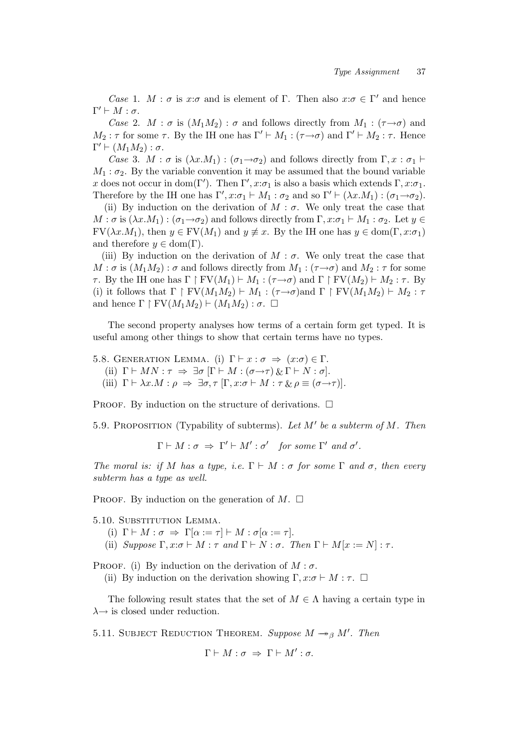*Case* 1. $M : \sigma$ is $x{:}\sigma$ and is element of $\Gamma$. Then also $x{:}\sigma \in \Gamma'$ and hence $\Gamma' \vdash M : \sigma$.

*Case* 2. $M : \sigma$ is $(M_1 M_2) : \sigma$ and follows directly from $M_1 : (\tau {\to} \sigma)$ and $M_2 : \tau$ for some $\tau$. By the IH one has $\Gamma' \vdash M_1 : (\tau {\to} \sigma)$ and $\Gamma' \vdash M_2 : \tau$. Hence $\Gamma' \vdash (M_1 M_2) : \sigma$.

*Case* 3. $M : \sigma$ is $(\lambda x.M_1) : (\sigma_1 {\to} \sigma_2)$ and follows directly from $\Gamma, x : \sigma_1 \vdash M_1 : \sigma_2$. By the variable convention it may be assumed that the bound variable $x$ does not occur in $\text{dom}(\Gamma')$. Then $\Gamma', x{:}\sigma_1$ is also a basis which extends $\Gamma, x{:}\sigma_1$. Therefore by the IH one has $\Gamma', x{:}\sigma_1 \vdash M_1 : \sigma_2$ and so $\Gamma' \vdash (\lambda x.M_1) : (\sigma_1 {\to} \sigma_2)$.

(ii) By induction on the derivation of $M : \sigma$. We only treat the case that $M : \sigma$ is $(\lambda x.M_1) : (\sigma_1 {\to} \sigma_2)$ and follows directly from $\Gamma, x{:}\sigma_1 \vdash M_1 : \sigma_2$. Let $y \in \text{FV}(\lambda x.M_1)$, then $y \in \text{FV}(M_1)$ and $y \not\equiv x$. By the IH one has $y \in \text{dom}(\Gamma, x{:}\sigma_1)$ and therefore $y \in \text{dom}(\Gamma)$.

(iii) By induction on the derivation of $M : \sigma$. We only treat the case that $M : \sigma$ is $(M_1 M_2) : \sigma$ and follows directly from $M_1 : (\tau {\to} \sigma)$ and $M_2 : \tau$ for some $\tau$. By the IH one has $\Gamma \restriction \text{FV}(M_1) \vdash M_1 : (\tau {\to} \sigma)$ and $\Gamma \restriction \text{FV}(M_2) \vdash M_2 : \tau$. By (i) it follows that $\Gamma \restriction \text{FV}(M_1 M_2) \vdash M_1 : (\tau {\to} \sigma)$and $\Gamma \restriction \text{FV}(M_1 M_2) \vdash M_2 : \tau$ and hence $\Gamma \restriction \text{FV}(M_1 M_2) \vdash (M_1 M_2) : \sigma$. $\square$

The second property analyses how terms of a certain form get typed. It is useful among other things to show that certain terms have no types.

5.8. Generation Lemma. (i) $\Gamma \vdash x : \sigma \;\Rightarrow\; (x{:}\sigma) \in \Gamma$.

(ii) $\Gamma \vdash MN : \tau \;\Rightarrow\; \exists \sigma \, [\Gamma \vdash M : (\sigma {\to} \tau) \,\&\, \Gamma \vdash N : \sigma]$.

(iii) $\Gamma \vdash \lambda x.M : \rho \;\Rightarrow\; \exists \sigma, \tau \, [\Gamma, x{:}\sigma \vdash M : \tau \,\&\, \rho \equiv (\sigma {\to} \tau)]$.

Proof. By induction on the structure of derivations. $\square$

5.9. Proposition (Typability of subterms). *Let $M'$ be a subterm of $M$. Then*

$$\Gamma \vdash M : \sigma \;\Rightarrow\; \Gamma' \vdash M' : \sigma' \quad \textit{for some } \Gamma' \textit{ and } \sigma'.$$

*The moral is: if $M$ has a type, i.e. $\Gamma \vdash M : \sigma$ for some $\Gamma$ and $\sigma$, then every subterm has a type as well.*

Proof. By induction on the generation of $M$. $\square$

5.10. Substitution Lemma.

(i) $\Gamma \vdash M : \sigma \;\Rightarrow\; \Gamma[\alpha := \tau] \vdash M : \sigma[\alpha := \tau]$.

(ii) *Suppose $\Gamma, x{:}\sigma \vdash M : \tau$ and $\Gamma \vdash N : \sigma$. Then $\Gamma \vdash M[x := N] : \tau$.*

Proof. (i) By induction on the derivation of $M : \sigma$.

(ii) By induction on the derivation showing $\Gamma, x{:}\sigma \vdash M : \tau$. $\square$

The following result states that the set of $M \in \Lambda$ having a certain type in $\lambda{\to}$ is closed under reduction.

5.11. Subject Reduction Theorem. *Suppose $M \twoheadrightarrow_\beta M'$. Then*

$$\Gamma \vdash M : \sigma \;\Rightarrow\; \Gamma \vdash M' : \sigma.$$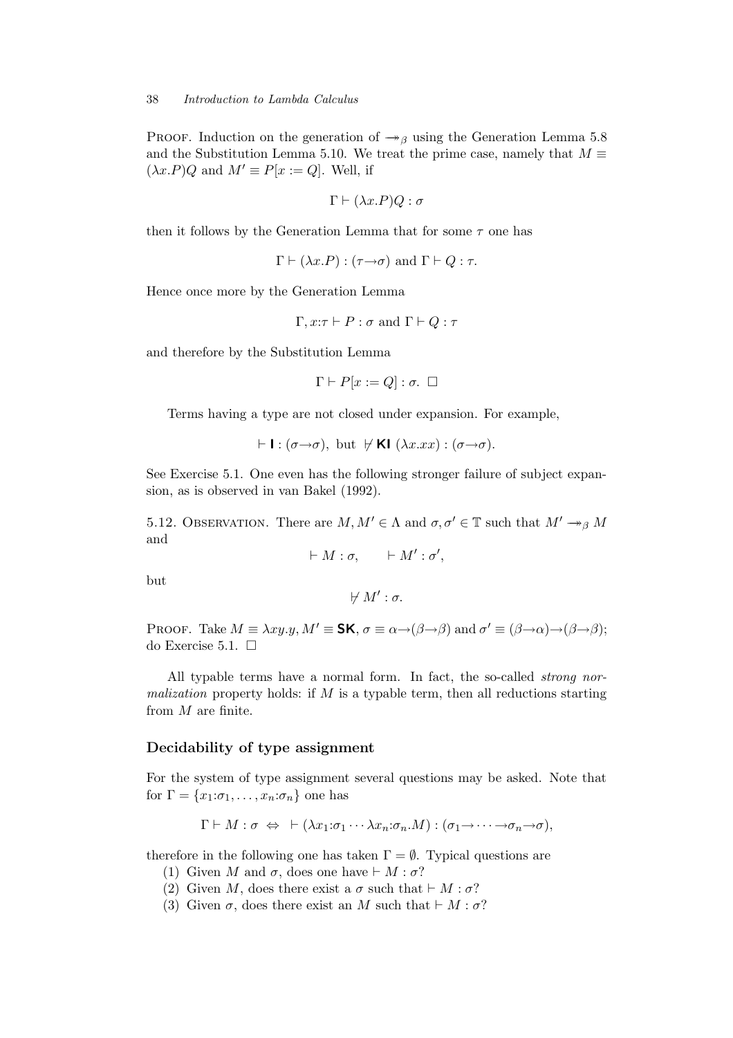PROOF. Induction on the generation of $\twoheadrightarrow_\beta$ using the Generation Lemma 5.8 and the Substitution Lemma 5.10. We treat the prime case, namely that $M \equiv (\lambda x.P)Q$ and $M' \equiv P[x := Q]$. Well, if

$$\Gamma \vdash (\lambda x.P)Q : \sigma$$

then it follows by the Generation Lemma that for some $\tau$ one has

$$\Gamma \vdash (\lambda x.P) : (\tau \to \sigma) \text{ and } \Gamma \vdash Q : \tau.$$

Hence once more by the Generation Lemma

$$\Gamma, x{:}\tau \vdash P : \sigma \text{ and } \Gamma \vdash Q : \tau$$

and therefore by the Substitution Lemma

$$\Gamma \vdash P[x := Q] : \sigma. \ \square$$

Terms having a type are not closed under expansion. For example,

$$\vdash \mathsf{I} : (\sigma \to \sigma), \text{ but } \nvdash \mathsf{KI}\ (\lambda x.xx) : (\sigma \to \sigma).$$

See Exercise 5.1. One even has the following stronger failure of subject expansion, as is observed in van Bakel (1992).

5.12. OBSERVATION. There are $M, M' \in \Lambda$ and $\sigma, \sigma' \in \mathbb{T}$ such that $M' \twoheadrightarrow_\beta M$ and

$$\vdash M : \sigma, \qquad \vdash M' : \sigma',$$

but

$$\nvdash M' : \sigma.$$

PROOF. Take $M \equiv \lambda xy.y$, $M' \equiv \mathsf{SK}$, $\sigma \equiv \alpha \to (\beta \to \beta)$ and $\sigma' \equiv (\beta \to \alpha) \to (\beta \to \beta)$; do Exercise 5.1. $\square$

All typable terms have a normal form. In fact, the so-called *strong normalization* property holds: if $M$ is a typable term, then all reductions starting from $M$ are finite.

### Decidability of type assignment

For the system of type assignment several questions may be asked. Note that for $\Gamma = \{x_1{:}\sigma_1, \ldots, x_n{:}\sigma_n\}$ one has

$$\Gamma \vdash M : \sigma \ \Leftrightarrow\ \vdash (\lambda x_1{:}\sigma_1 \cdots \lambda x_n{:}\sigma_n.M) : (\sigma_1 \to \cdots \to \sigma_n \to \sigma),$$

therefore in the following one has taken $\Gamma = \emptyset$. Typical questions are

(1) Given $M$ and $\sigma$, does one have $\vdash M : \sigma$?
(2) Given $M$, does there exist a $\sigma$ such that $\vdash M : \sigma$?
(3) Given $\sigma$, does there exist an $M$ such that $\vdash M : \sigma$?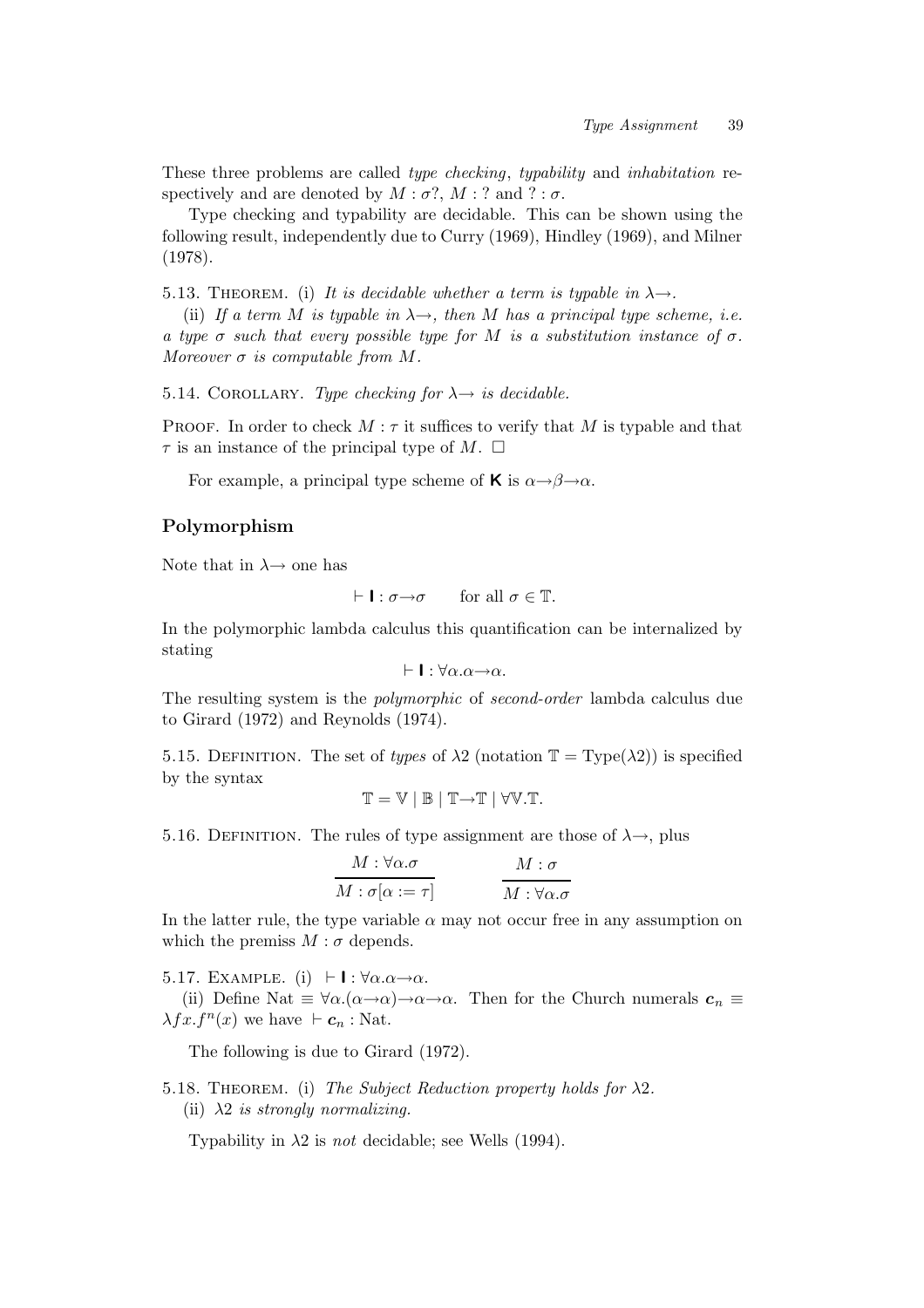These three problems are called *type checking*, *typability* and *inhabitation* respectively and are denoted by $M : \sigma?$, $M : ?$ and $? : \sigma$.

Type checking and typability are decidable. This can be shown using the following result, independently due to Curry (1969), Hindley (1969), and Milner (1978).

5.13. Theorem. (i) *It is decidable whether a term is typable in* $\lambda{\rightarrow}$.

(ii) *If a term* $M$ *is typable in* $\lambda{\rightarrow}$*, then* $M$ *has a principal type scheme, i.e. a type* $\sigma$ *such that every possible type for* $M$ *is a substitution instance of* $\sigma$*. Moreover* $\sigma$ *is computable from* $M$.

5.14. Corollary. *Type checking for* $\lambda{\rightarrow}$ *is decidable.*

Proof. In order to check $M : \tau$ it suffices to verify that $M$ is typable and that $\tau$ is an instance of the principal type of $M$. $\square$

For example, a principal type scheme of $\mathsf{K}$ is $\alpha{\rightarrow}\beta{\rightarrow}\alpha$.

## Polymorphism

Note that in $\lambda{\rightarrow}$ one has

$$\vdash \mathsf{I} : \sigma{\rightarrow}\sigma \qquad \text{for all } \sigma \in \mathbb{T}.$$

In the polymorphic lambda calculus this quantification can be internalized by stating

$$\vdash \mathsf{I} : \forall \alpha.\alpha{\rightarrow}\alpha.$$

The resulting system is the *polymorphic* of *second-order* lambda calculus due to Girard (1972) and Reynolds (1974).

5.15. Definition. The set of *types* of $\lambda 2$ (notation $\mathbb{T} = \text{Type}(\lambda 2)$) is specified by the syntax

$$\mathbb{T} = \mathbb{V} \mid \mathbb{B} \mid \mathbb{T}{\rightarrow}\mathbb{T} \mid \forall \mathbb{V}.\mathbb{T}.$$

5.16. Definition. The rules of type assignment are those of $\lambda{\rightarrow}$, plus

$$\frac{M : \forall \alpha.\sigma}{M : \sigma[\alpha := \tau]} \qquad\qquad \frac{M : \sigma}{M : \forall \alpha.\sigma}$$

In the latter rule, the type variable $\alpha$ may not occur free in any assumption on which the premiss $M : \sigma$ depends.

5.17. Example. (i) $\vdash \mathsf{I} : \forall \alpha.\alpha{\rightarrow}\alpha$.

(ii) Define $\text{Nat} \equiv \forall \alpha.(\alpha{\rightarrow}\alpha){\rightarrow}\alpha{\rightarrow}\alpha$. Then for the Church numerals $\boldsymbol{c}_n \equiv \lambda f x.f^n(x)$ we have $\vdash \boldsymbol{c}_n : \text{Nat}$.

The following is due to Girard (1972).

5.18. Theorem. (i) *The Subject Reduction property holds for* $\lambda 2$.

(ii) $\lambda 2$ *is strongly normalizing.*

Typability in $\lambda 2$ is *not* decidable; see Wells (1994).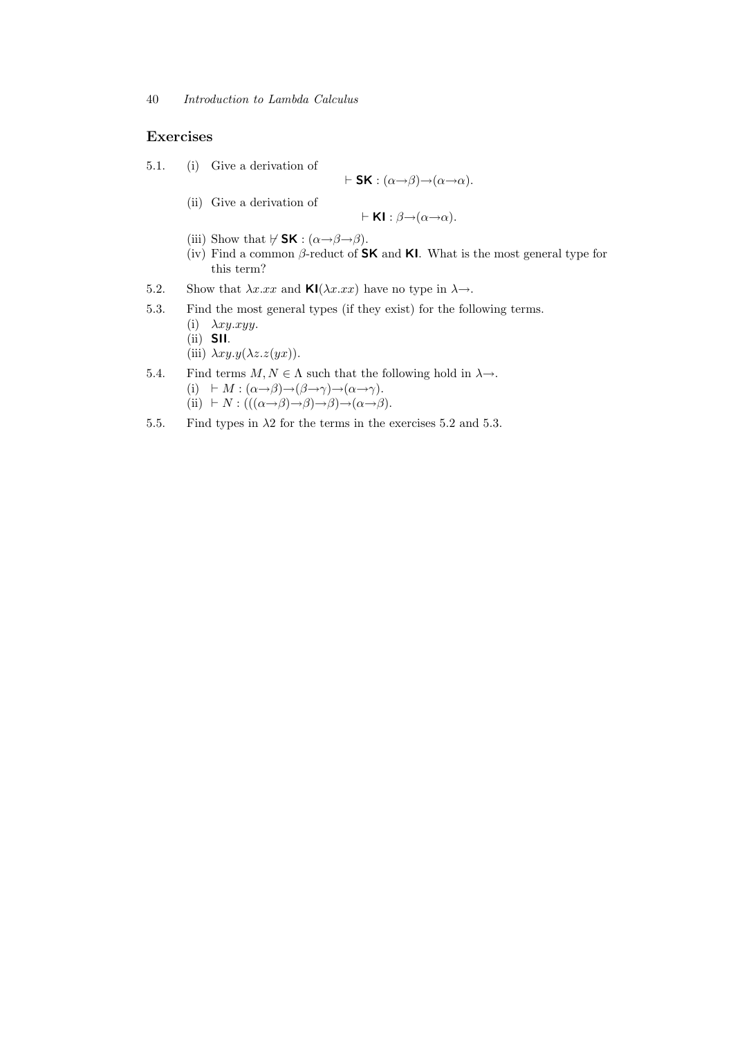## Exercises

5.1. (i) Give a derivation of

$$\vdash \mathsf{SK} : (\alpha{\to}\beta){\to}(\alpha{\to}\alpha).$$

(ii) Give a derivation of

$$\vdash \mathsf{KI} : \beta{\to}(\alpha{\to}\alpha).$$

(iii) Show that $\not\vdash \mathsf{SK} : (\alpha{\to}\beta{\to}\beta)$.

(iv) Find a common $\beta$-reduct of $\mathsf{SK}$ and $\mathsf{KI}$. What is the most general type for this term?

5.2. Show that $\lambda x.xx$ and $\mathsf{KI}(\lambda x.xx)$ have no type in $\lambda{\to}$.

5.3. Find the most general types (if they exist) for the following terms.

(i) $\lambda xy.xyy$.

(ii) $\mathsf{SII}$.

(iii) $\lambda xy.y(\lambda z.z(yx))$.

5.4. Find terms $M, N \in \Lambda$ such that the following hold in $\lambda{\to}$.

(i) $\vdash M : (\alpha{\to}\beta){\to}(\beta{\to}\gamma){\to}(\alpha{\to}\gamma)$.

(ii) $\vdash N : (((\alpha{\to}\beta){\to}\beta){\to}\beta){\to}(\alpha{\to}\beta)$.

5.5. Find types in $\lambda 2$ for the terms in the exercises 5.2 and 5.3.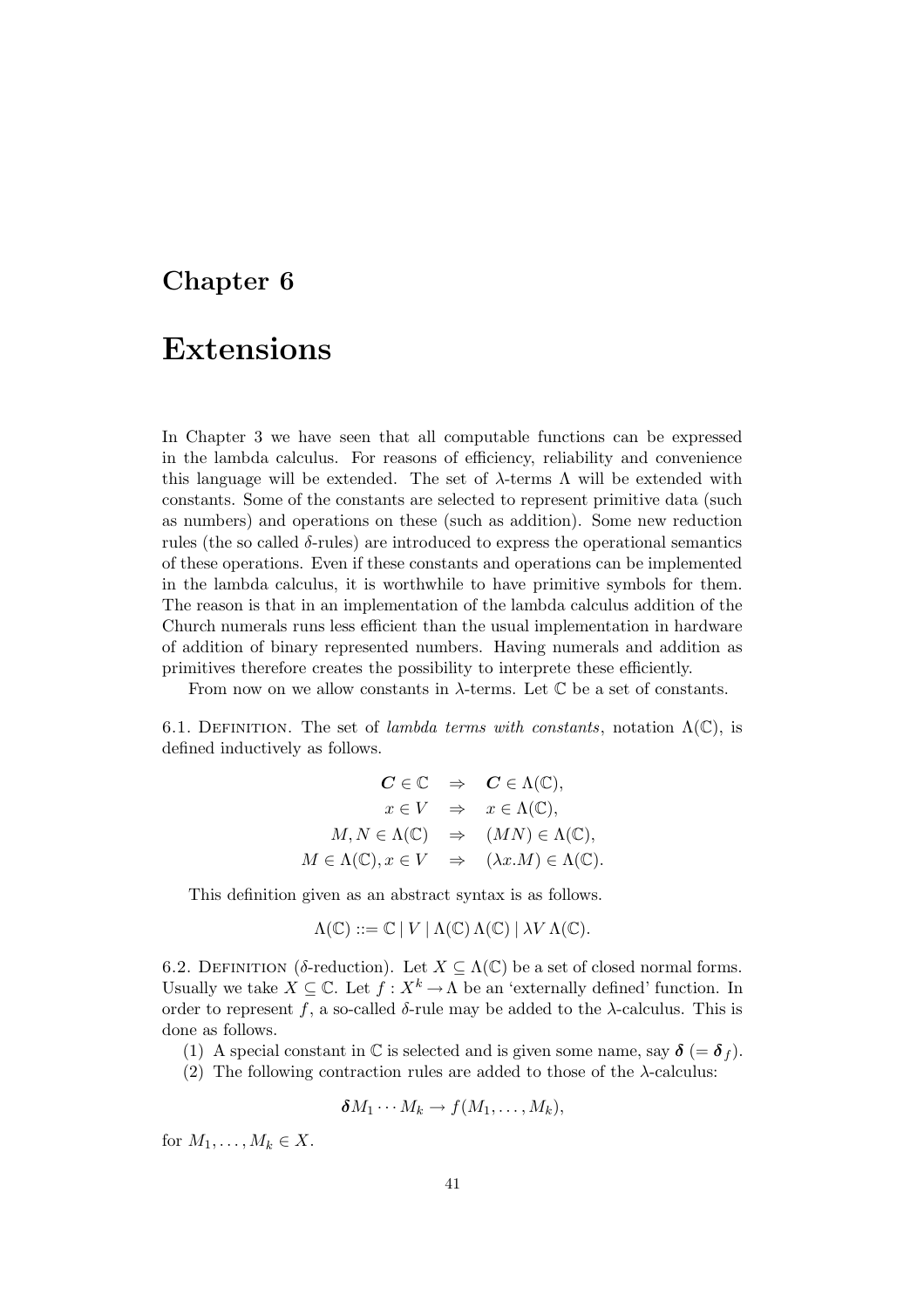# Chapter 6

# Extensions

In Chapter 3 we have seen that all computable functions can be expressed in the lambda calculus. For reasons of efficiency, reliability and convenience this language will be extended. The set of $\lambda$-terms $\Lambda$ will be extended with constants. Some of the constants are selected to represent primitive data (such as numbers) and operations on these (such as addition). Some new reduction rules (the so called $\delta$-rules) are introduced to express the operational semantics of these operations. Even if these constants and operations can be implemented in the lambda calculus, it is worthwhile to have primitive symbols for them. The reason is that in an implementation of the lambda calculus addition of the Church numerals runs less efficient than the usual implementation in hardware of addition of binary represented numbers. Having numerals and addition as primitives therefore creates the possibility to interprete these efficiently.

From now on we allow constants in $\lambda$-terms. Let $\mathbb{C}$ be a set of constants.

6.1. Definition. The set of *lambda terms with constants*, notation $\Lambda(\mathbb{C})$, is defined inductively as follows.

$$\begin{aligned}
\boldsymbol{C} \in \mathbb{C} \quad &\Rightarrow \quad \boldsymbol{C} \in \Lambda(\mathbb{C}), \\
x \in V \quad &\Rightarrow \quad x \in \Lambda(\mathbb{C}), \\
M, N \in \Lambda(\mathbb{C}) \quad &\Rightarrow \quad (MN) \in \Lambda(\mathbb{C}), \\
M \in \Lambda(\mathbb{C}), x \in V \quad &\Rightarrow \quad (\lambda x.M) \in \Lambda(\mathbb{C}).
\end{aligned}$$

This definition given as an abstract syntax is as follows.

$$\Lambda(\mathbb{C}) ::= \mathbb{C} \mid V \mid \Lambda(\mathbb{C})\,\Lambda(\mathbb{C}) \mid \lambda V\,\Lambda(\mathbb{C}).$$

6.2. Definition ($\delta$-reduction). Let $X \subseteq \Lambda(\mathbb{C})$ be a set of closed normal forms. Usually we take $X \subseteq \mathbb{C}$. Let $f : X^k \to \Lambda$ be an 'externally defined' function. In order to represent $f$, a so-called $\delta$-rule may be added to the $\lambda$-calculus. This is done as follows.

(1) A special constant in $\mathbb{C}$ is selected and is given some name, say $\boldsymbol{\delta}$ ($= \boldsymbol{\delta}_f$).

(2) The following contraction rules are added to those of the $\lambda$-calculus:

$$\boldsymbol{\delta} M_1 \cdots M_k \to f(M_1, \ldots, M_k),$$

for $M_1, \ldots, M_k \in X$.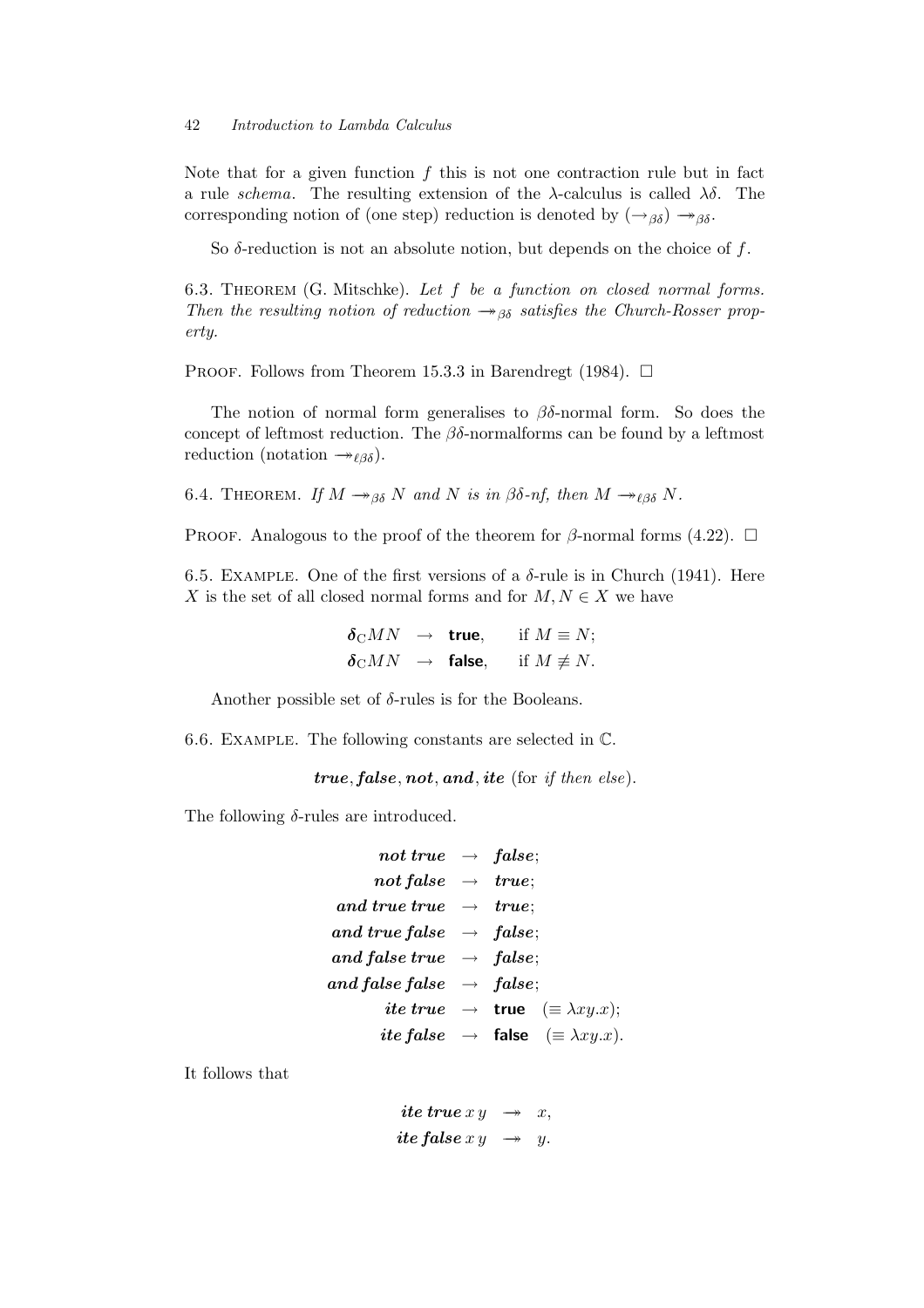Note that for a given function $f$ this is not one contraction rule but in fact a rule *schema*. The resulting extension of the $\lambda$-calculus is called $\lambda\delta$. The corresponding notion of (one step) reduction is denoted by $(\rightarrow_{\beta\delta})$ $\twoheadrightarrow_{\beta\delta}$.

So $\delta$-reduction is not an absolute notion, but depends on the choice of $f$.

6.3. Theorem (G. Mitschke). *Let $f$ be a function on closed normal forms. Then the resulting notion of reduction $\twoheadrightarrow_{\beta\delta}$ satisfies the Church-Rosser property.*

Proof. Follows from Theorem 15.3.3 in Barendregt (1984). $\square$

The notion of normal form generalises to $\beta\delta$-normal form. So does the concept of leftmost reduction. The $\beta\delta$-normalforms can be found by a leftmost reduction (notation $\twoheadrightarrow_{\ell\beta\delta}$).

6.4. Theorem. *If $M \twoheadrightarrow_{\beta\delta} N$ and $N$ is in $\beta\delta$-nf, then $M \twoheadrightarrow_{\ell\beta\delta} N$.*

Proof. Analogous to the proof of the theorem for $\beta$-normal forms (4.22). $\square$

6.5. Example. One of the first versions of a $\delta$-rule is in Church (1941). Here $X$ is the set of all closed normal forms and for $M, N \in X$ we have

$$
\begin{aligned}
\boldsymbol{\delta}_{\mathrm{C}} MN &\rightarrow \textsf{true}, \quad \text{if } M \equiv N;\\
\boldsymbol{\delta}_{\mathrm{C}} MN &\rightarrow \textsf{false}, \quad \text{if } M \not\equiv N.
\end{aligned}
$$

Another possible set of $\delta$-rules is for the Booleans.

6.6. Example. The following constants are selected in $\mathbb{C}$.

$$\boldsymbol{true}, \boldsymbol{false}, \boldsymbol{not}, \boldsymbol{and}, \boldsymbol{ite} \text{ (for } \textit{if then else}\text{)}.$$

The following $\delta$-rules are introduced.

$$
\begin{aligned}
\boldsymbol{not}\,\boldsymbol{true} &\rightarrow \boldsymbol{false};\\
\boldsymbol{not}\,\boldsymbol{false} &\rightarrow \boldsymbol{true};\\
\boldsymbol{and}\,\boldsymbol{true}\,\boldsymbol{true} &\rightarrow \boldsymbol{true};\\
\boldsymbol{and}\,\boldsymbol{true}\,\boldsymbol{false} &\rightarrow \boldsymbol{false};\\
\boldsymbol{and}\,\boldsymbol{false}\,\boldsymbol{true} &\rightarrow \boldsymbol{false};\\
\boldsymbol{and}\,\boldsymbol{false}\,\boldsymbol{false} &\rightarrow \boldsymbol{false};\\
\boldsymbol{ite}\,\boldsymbol{true} &\rightarrow \textsf{true} \quad (\equiv \lambda xy.x);\\
\boldsymbol{ite}\,\boldsymbol{false} &\rightarrow \textsf{false} \quad (\equiv \lambda xy.x).
\end{aligned}
$$

It follows that

$$
\begin{aligned}
\boldsymbol{ite}\,\boldsymbol{true}\,x\,y &\twoheadrightarrow x,\\
\boldsymbol{ite}\,\boldsymbol{false}\,x\,y &\twoheadrightarrow y.
\end{aligned}
$$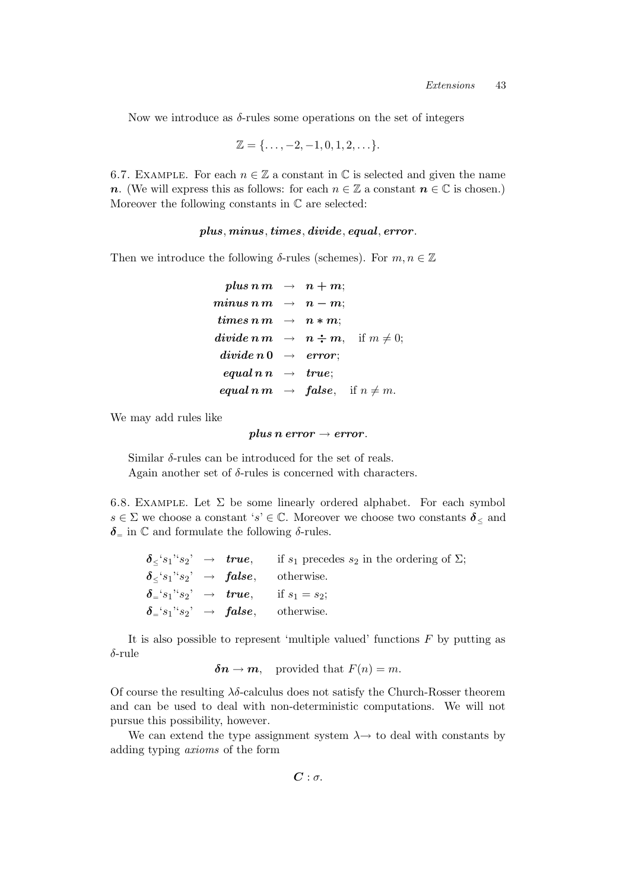Now we introduce as $\delta$-rules some operations on the set of integers

$$\mathbb{Z} = \{\ldots, -2, -1, 0, 1, 2, \ldots\}.$$

6.7. Example. For each $n \in \mathbb{Z}$ a constant in $\mathbb{C}$ is selected and given the name $\boldsymbol{n}$. (We will express this as follows: for each $n \in \mathbb{Z}$ a constant $\boldsymbol{n} \in \mathbb{C}$ is chosen.) Moreover the following constants in $\mathbb{C}$ are selected:

$$\boldsymbol{plus}, \boldsymbol{minus}, \boldsymbol{times}, \boldsymbol{divide}, \boldsymbol{equal}, \boldsymbol{error}.$$

Then we introduce the following $\delta$-rules (schemes). For $m, n \in \mathbb{Z}$

$$\begin{array}{rcll}
\boldsymbol{plus}\,\boldsymbol{n}\,\boldsymbol{m} & \to & \boldsymbol{n+m}; & \\
\boldsymbol{minus}\,\boldsymbol{n}\,\boldsymbol{m} & \to & \boldsymbol{n-m}; & \\
\boldsymbol{times}\,\boldsymbol{n}\,\boldsymbol{m} & \to & \boldsymbol{n*m}; & \\
\boldsymbol{divide}\,\boldsymbol{n}\,\boldsymbol{m} & \to & \boldsymbol{n \div m}, & \text{if } m \neq 0; \\
\boldsymbol{divide}\,\boldsymbol{n}\,\boldsymbol{0} & \to & \boldsymbol{error}; & \\
\boldsymbol{equal}\,\boldsymbol{n}\,\boldsymbol{n} & \to & \boldsymbol{true}; & \\
\boldsymbol{equal}\,\boldsymbol{n}\,\boldsymbol{m} & \to & \boldsymbol{false}, & \text{if } n \neq m.
\end{array}$$

We may add rules like

$$\boldsymbol{plus}\,\boldsymbol{n}\,\boldsymbol{error} \to \boldsymbol{error}.$$

Similar $\delta$-rules can be introduced for the set of reals.

Again another set of $\delta$-rules is concerned with characters.

6.8. Example. Let $\Sigma$ be some linearly ordered alphabet. For each symbol $s \in \Sigma$ we choose a constant '$s$' $\in \mathbb{C}$. Moreover we choose two constants $\boldsymbol{\delta}_{\leq}$ and $\boldsymbol{\delta}_{=}$ in $\mathbb{C}$ and formulate the following $\delta$-rules.

$$\begin{array}{rcll}
\boldsymbol{\delta}_{\leq}\text{`}s_1\text{'`}s_2\text{'} & \to & \boldsymbol{true}, & \text{if } s_1 \text{ precedes } s_2 \text{ in the ordering of } \Sigma; \\
\boldsymbol{\delta}_{\leq}\text{`}s_1\text{'`}s_2\text{'} & \to & \boldsymbol{false}, & \text{otherwise.} \\
\boldsymbol{\delta}_{=}\text{`}s_1\text{'`}s_2\text{'} & \to & \boldsymbol{true}, & \text{if } s_1 = s_2; \\
\boldsymbol{\delta}_{=}\text{`}s_1\text{'`}s_2\text{'} & \to & \boldsymbol{false}, & \text{otherwise.}
\end{array}$$

It is also possible to represent 'multiple valued' functions $F$ by putting as $\delta$-rule

$$\boldsymbol{\delta n} \to \boldsymbol{m}, \quad \text{provided that } F(n) = m.$$

Of course the resulting $\lambda\delta$-calculus does not satisfy the Church-Rosser theorem and can be used to deal with non-deterministic computations. We will not pursue this possibility, however.

We can extend the type assignment system $\lambda\!\!\to$ to deal with constants by adding typing *axioms* of the form

$$\boldsymbol{C} : \sigma.$$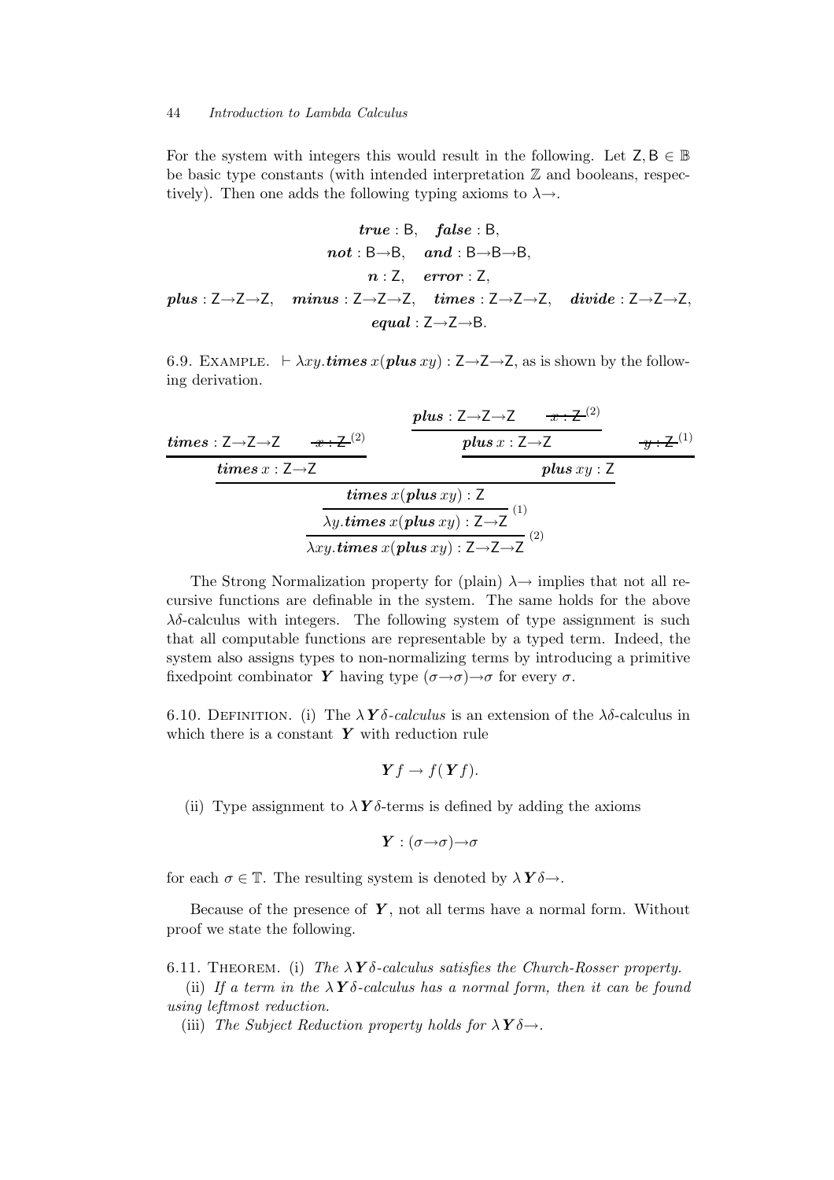For the system with integers this would result in the following. Let $\mathsf{Z}, \mathsf{B} \in \mathbb{B}$ be basic type constants (with intended interpretation $\mathbb{Z}$ and booleans, respectively). Then one adds the following typing axioms to $\lambda\!\rightarrow$.

$$\begin{gathered}
\boldsymbol{true} : \mathsf{B}, \quad \boldsymbol{false} : \mathsf{B}, \\
\boldsymbol{not} : \mathsf{B}{\rightarrow}\mathsf{B}, \quad \boldsymbol{and} : \mathsf{B}{\rightarrow}\mathsf{B}{\rightarrow}\mathsf{B}, \\
\boldsymbol{n} : \mathsf{Z}, \quad \boldsymbol{error} : \mathsf{Z}, \\
\boldsymbol{plus} : \mathsf{Z}{\rightarrow}\mathsf{Z}{\rightarrow}\mathsf{Z}, \quad \boldsymbol{minus} : \mathsf{Z}{\rightarrow}\mathsf{Z}{\rightarrow}\mathsf{Z}, \quad \boldsymbol{times} : \mathsf{Z}{\rightarrow}\mathsf{Z}{\rightarrow}\mathsf{Z}, \quad \boldsymbol{divide} : \mathsf{Z}{\rightarrow}\mathsf{Z}{\rightarrow}\mathsf{Z}, \\
\boldsymbol{equal} : \mathsf{Z}{\rightarrow}\mathsf{Z}{\rightarrow}\mathsf{B}.
\end{gathered}$$

6.9. Example. $\vdash \lambda xy.\boldsymbol{times}\, x(\boldsymbol{plus}\, xy) : \mathsf{Z}{\rightarrow}\mathsf{Z}{\rightarrow}\mathsf{Z}$, as is shown by the following derivation.

$$\dfrac{\dfrac{\dfrac{\dfrac{\boldsymbol{times} : \mathsf{Z}{\rightarrow}\mathsf{Z}{\rightarrow}\mathsf{Z} \qquad \cancel{x : \mathsf{Z}}^{(2)}}{\boldsymbol{times}\, x : \mathsf{Z}{\rightarrow}\mathsf{Z}} \qquad \dfrac{\dfrac{\boldsymbol{plus} : \mathsf{Z}{\rightarrow}\mathsf{Z}{\rightarrow}\mathsf{Z} \qquad \cancel{x : \mathsf{Z}}^{(2)}}{\boldsymbol{plus}\, x : \mathsf{Z}{\rightarrow}\mathsf{Z}} \qquad \cancel{y : \mathsf{Z}}^{(1)}}{\boldsymbol{plus}\, xy : \mathsf{Z}}}{\boldsymbol{times}\, x(\boldsymbol{plus}\, xy) : \mathsf{Z}}}{\lambda y.\boldsymbol{times}\, x(\boldsymbol{plus}\, xy) : \mathsf{Z}{\rightarrow}\mathsf{Z}}\,(1)}{\lambda xy.\boldsymbol{times}\, x(\boldsymbol{plus}\, xy) : \mathsf{Z}{\rightarrow}\mathsf{Z}{\rightarrow}\mathsf{Z}}\,(2)$$

The Strong Normalization property for (plain) $\lambda\!\rightarrow$ implies that not all recursive functions are definable in the system. The same holds for the above $\lambda\delta$-calculus with integers. The following system of type assignment is such that all computable functions are representable by a typed term. Indeed, the system also assigns types to non-normalizing terms by introducing a primitive fixedpoint combinator $\boldsymbol{Y}$ having type $(\sigma{\rightarrow}\sigma){\rightarrow}\sigma$ for every $\sigma$.

6.10. Definition. (i) The *$\lambda\boldsymbol{Y}\delta$-calculus* is an extension of the $\lambda\delta$-calculus in which there is a constant $\boldsymbol{Y}$ with reduction rule

$$\boldsymbol{Y} f \rightarrow f(\boldsymbol{Y} f).$$

(ii) Type assignment to $\lambda\boldsymbol{Y}\delta$-terms is defined by adding the axioms

$$\boldsymbol{Y} : (\sigma{\rightarrow}\sigma){\rightarrow}\sigma$$

for each $\sigma \in \mathbb{T}$. The resulting system is denoted by $\lambda\boldsymbol{Y}\delta\!\rightarrow$.

Because of the presence of $\boldsymbol{Y}$, not all terms have a normal form. Without proof we state the following.

6.11. Theorem. (i) *The $\lambda\boldsymbol{Y}\delta$-calculus satisfies the Church-Rosser property.*

(ii) *If a term in the $\lambda\boldsymbol{Y}\delta$-calculus has a normal form, then it can be found using leftmost reduction.*

(iii) *The Subject Reduction property holds for $\lambda\boldsymbol{Y}\delta\!\rightarrow$.*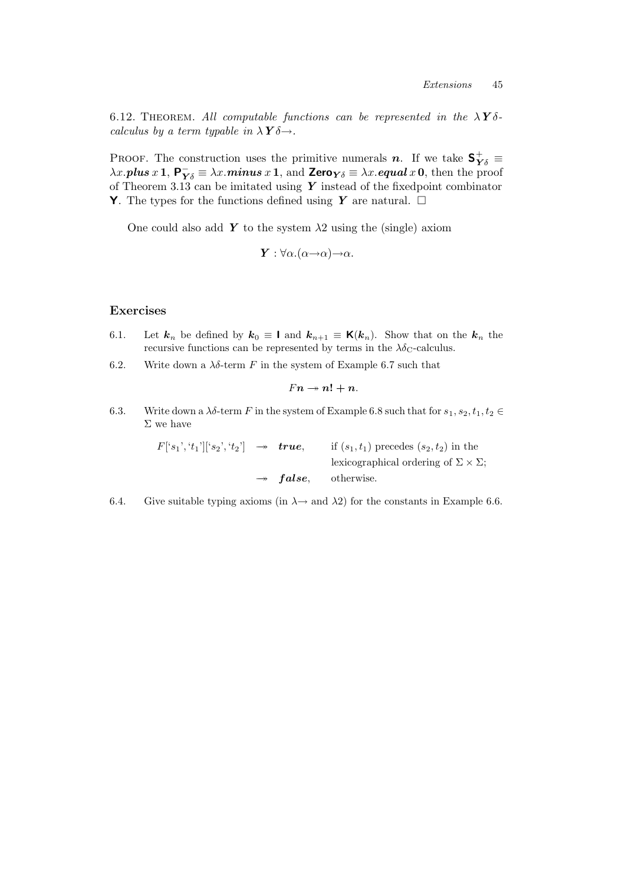6.12. Theorem. *All computable functions can be represented in the $\lambda \boldsymbol{Y} \delta$-calculus by a term typable in $\lambda \boldsymbol{Y} \delta{\to}$.*

Proof. The construction uses the primitive numerals $\boldsymbol{n}$. If we take $\mathsf{S}^{+}_{\boldsymbol{Y}\delta} \equiv \lambda x.\boldsymbol{plus}\, x\, \boldsymbol{1}$, $\mathsf{P}^{-}_{\boldsymbol{Y}\delta} \equiv \lambda x.\boldsymbol{minus}\, x\, \boldsymbol{1}$, and $\mathsf{Zero}_{\boldsymbol{Y}\delta} \equiv \lambda x.\boldsymbol{equal}\, x\, \boldsymbol{0}$, then the proof of Theorem 3.13 can be imitated using $\boldsymbol{Y}$ instead of the fixedpoint combinator $\mathsf{Y}$. The types for the functions defined using $\boldsymbol{Y}$ are natural. □

One could also add $\boldsymbol{Y}$ to the system $\lambda 2$ using the (single) axiom

$$\boldsymbol{Y} : \forall\alpha.(\alpha{\to}\alpha){\to}\alpha.$$

## Exercises

6.1. Let $\boldsymbol{k}_n$ be defined by $\boldsymbol{k}_0 \equiv \mathsf{I}$ and $\boldsymbol{k}_{n+1} \equiv \mathsf{K}(\boldsymbol{k}_n)$. Show that on the $\boldsymbol{k}_n$ the recursive functions can be represented by terms in the $\lambda\delta_{\mathrm{C}}$-calculus.

6.2. Write down a $\lambda\delta$-term $F$ in the system of Example 6.7 such that

$$F\boldsymbol{n} \twoheadrightarrow \boldsymbol{n!} + \boldsymbol{n}.$$

6.3. Write down a $\lambda\delta$-term $F$ in the system of Example 6.8 such that for $s_1, s_2, t_1, t_2 \in \Sigma$ we have

$$
\begin{array}{lll}
F[`s_1\text{'}, `t_1\text{'}][`s_2\text{'}, `t_2\text{'}] & \twoheadrightarrow \boldsymbol{true}, & \text{if } (s_1, t_1) \text{ precedes } (s_2, t_2) \text{ in the} \\
 & & \text{lexicographical ordering of } \Sigma \times \Sigma; \\
 & \twoheadrightarrow \boldsymbol{false}, & \text{otherwise.}
\end{array}
$$

6.4. Give suitable typing axioms (in $\lambda{\to}$ and $\lambda 2$) for the constants in Example 6.6.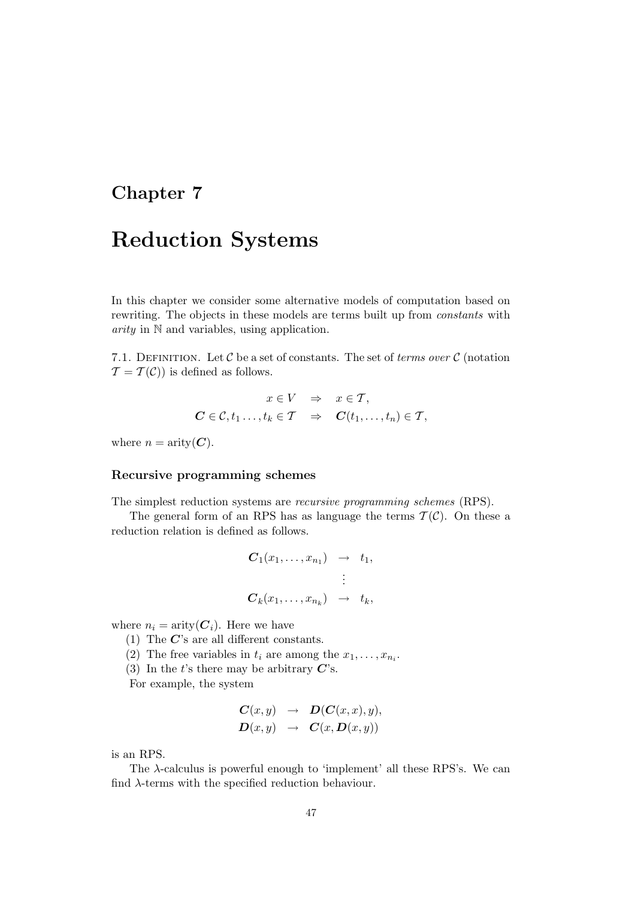# Chapter 7

# Reduction Systems

In this chapter we consider some alternative models of computation based on rewriting. The objects in these models are terms built up from *constants* with *arity* in $\mathbb{N}$ and variables, using application.

7.1. Definition. Let $\mathcal{C}$ be a set of constants. The set of *terms over* $\mathcal{C}$ (notation $\mathcal{T} = \mathcal{T}(\mathcal{C})$) is defined as follows.

$$\begin{array}{rcl} x \in V & \Rightarrow & x \in \mathcal{T}, \\ \boldsymbol{C} \in \mathcal{C}, t_1 \ldots, t_k \in \mathcal{T} & \Rightarrow & \boldsymbol{C}(t_1, \ldots, t_n) \in \mathcal{T}, \end{array}$$

where $n = \text{arity}(\boldsymbol{C})$.

### Recursive programming schemes

The simplest reduction systems are *recursive programming schemes* (RPS).

The general form of an RPS has as language the terms $\mathcal{T}(\mathcal{C})$. On these a reduction relation is defined as follows.

$$\begin{array}{rcl} \boldsymbol{C}_1(x_1, \ldots, x_{n_1}) & \to & t_1, \\ & \vdots & \\ \boldsymbol{C}_k(x_1, \ldots, x_{n_k}) & \to & t_k, \end{array}$$

where $n_i = \text{arity}(\boldsymbol{C}_i)$. Here we have

(1) The $\boldsymbol{C}$'s are all different constants.

(2) The free variables in $t_i$ are among the $x_1, \ldots, x_{n_i}$.

(3) In the $t$'s there may be arbitrary $\boldsymbol{C}$'s.

For example, the system

$$\begin{array}{rcl} \boldsymbol{C}(x, y) & \to & \boldsymbol{D}(\boldsymbol{C}(x, x), y), \\ \boldsymbol{D}(x, y) & \to & \boldsymbol{C}(x, \boldsymbol{D}(x, y)) \end{array}$$

is an RPS.

The $\lambda$-calculus is powerful enough to 'implement' all these RPS's. We can find $\lambda$-terms with the specified reduction behaviour.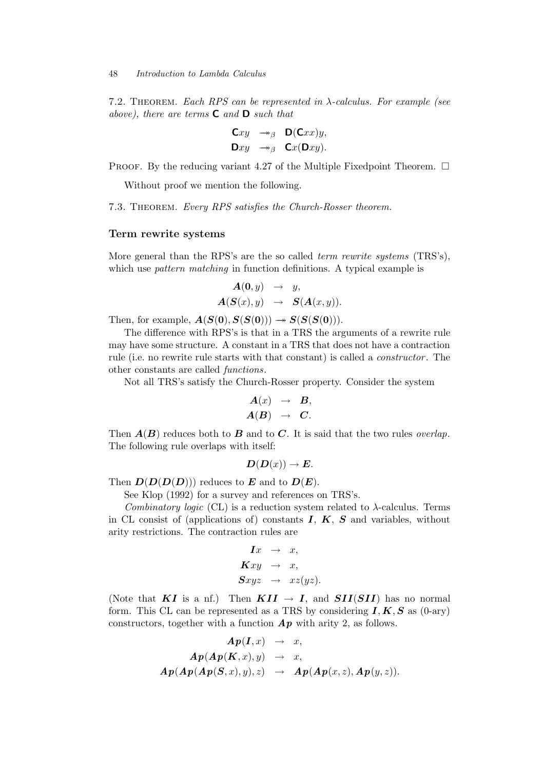7.2. Theorem. *Each RPS can be represented in $\lambda$-calculus. For example (see above), there are terms* $\mathsf{C}$ *and* $\mathsf{D}$ *such that*

$$\begin{aligned} \mathsf{C}xy &\twoheadrightarrow_\beta \mathsf{D}(\mathsf{C}xx)y, \\ \mathsf{D}xy &\twoheadrightarrow_\beta \mathsf{C}x(\mathsf{D}xy). \end{aligned}$$

Proof. By the reducing variant 4.27 of the Multiple Fixedpoint Theorem. □

Without proof we mention the following.

7.3. Theorem. *Every RPS satisfies the Church-Rosser theorem.*

### Term rewrite systems

More general than the RPS's are the so called *term rewrite systems* (TRS's), which use *pattern matching* in function definitions. A typical example is

$$\begin{aligned} \boldsymbol{A}(\boldsymbol{0}, y) &\to y, \\ \boldsymbol{A}(\boldsymbol{S}(x), y) &\to \boldsymbol{S}(\boldsymbol{A}(x, y)). \end{aligned}$$

Then, for example, $\boldsymbol{A}(\boldsymbol{S}(\boldsymbol{0}), \boldsymbol{S}(\boldsymbol{S}(\boldsymbol{0}))) \twoheadrightarrow \boldsymbol{S}(\boldsymbol{S}(\boldsymbol{S}(\boldsymbol{0})))$.

The difference with RPS's is that in a TRS the arguments of a rewrite rule may have some structure. A constant in a TRS that does not have a contraction rule (i.e. no rewrite rule starts with that constant) is called a *constructor*. The other constants are called *functions*.

Not all TRS's satisfy the Church-Rosser property. Consider the system

$$\begin{aligned} \boldsymbol{A}(x) &\to \boldsymbol{B}, \\ \boldsymbol{A}(\boldsymbol{B}) &\to \boldsymbol{C}. \end{aligned}$$

Then $\boldsymbol{A}(\boldsymbol{B})$ reduces both to $\boldsymbol{B}$ and to $\boldsymbol{C}$. It is said that the two rules *overlap*. The following rule overlaps with itself:

$$\boldsymbol{D}(\boldsymbol{D}(x)) \to \boldsymbol{E}.$$

Then $\boldsymbol{D}(\boldsymbol{D}(\boldsymbol{D}(\boldsymbol{D})))$ reduces to $\boldsymbol{E}$ and to $\boldsymbol{D}(\boldsymbol{E})$.

See Klop (1992) for a survey and references on TRS's.

*Combinatory logic* (CL) is a reduction system related to $\lambda$-calculus. Terms in CL consist of (applications of) constants $\boldsymbol{I}$, $\boldsymbol{K}$, $\boldsymbol{S}$ and variables, without arity restrictions. The contraction rules are

$$\begin{aligned} \boldsymbol{I}x &\to x, \\ \boldsymbol{K}xy &\to x, \\ \boldsymbol{S}xyz &\to xz(yz). \end{aligned}$$

(Note that $\boldsymbol{KI}$ is a nf.) Then $\boldsymbol{KII} \to \boldsymbol{I}$, and $\boldsymbol{SII}(\boldsymbol{SII})$ has no normal form. This CL can be represented as a TRS by considering $\boldsymbol{I}, \boldsymbol{K}, \boldsymbol{S}$ as (0-ary) constructors, together with a function $\boldsymbol{Ap}$ with arity 2, as follows.

$$\begin{aligned} \boldsymbol{Ap}(\boldsymbol{I}, x) &\to x, \\ \boldsymbol{Ap}(\boldsymbol{Ap}(\boldsymbol{K}, x), y) &\to x, \\ \boldsymbol{Ap}(\boldsymbol{Ap}(\boldsymbol{Ap}(\boldsymbol{S}, x), y), z) &\to \boldsymbol{Ap}(\boldsymbol{Ap}(x, z), \boldsymbol{Ap}(y, z)). \end{aligned}$$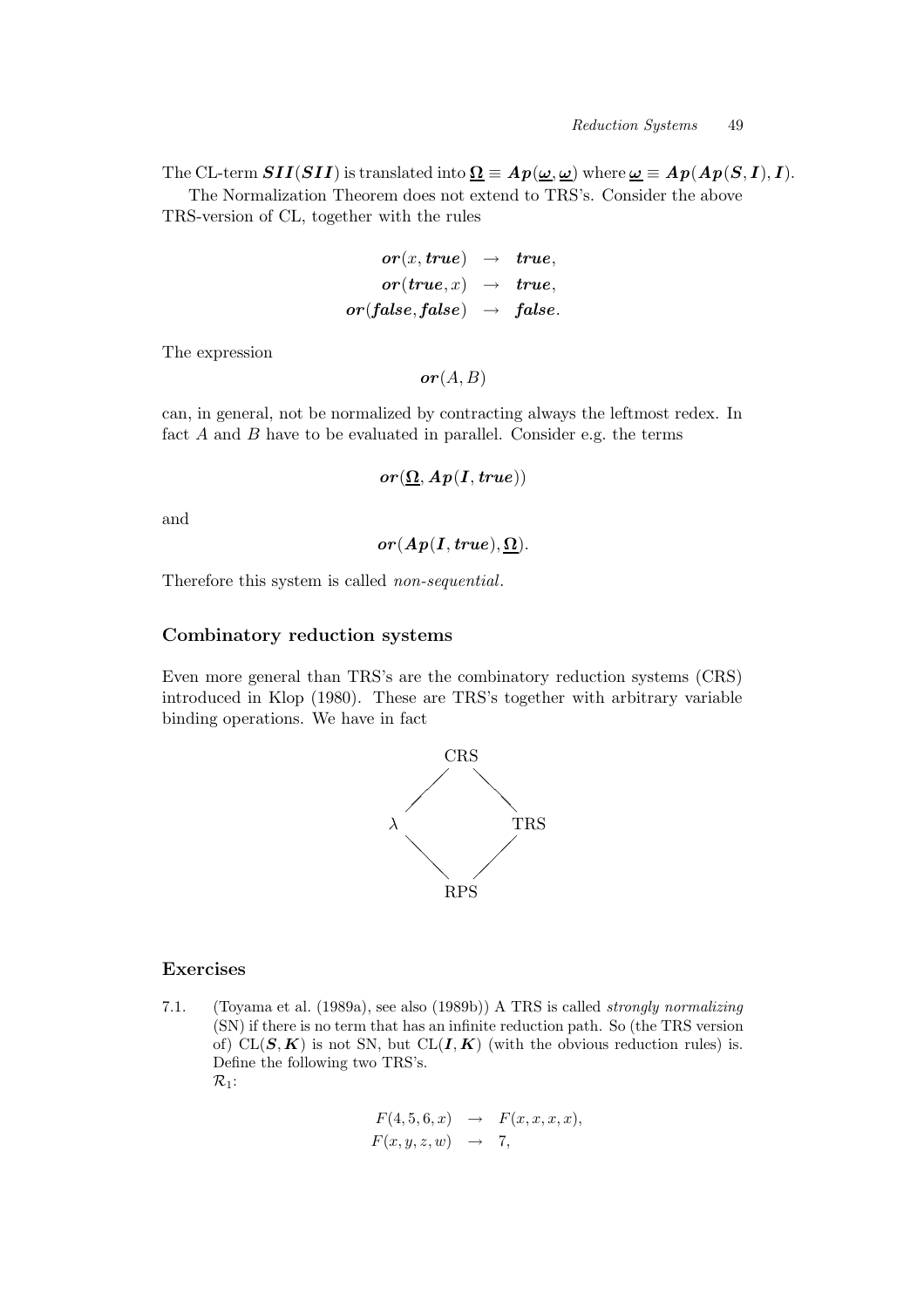The CL-term $\boldsymbol{SII}(\boldsymbol{SII})$ is translated into $\underline{\boldsymbol{\Omega}} \equiv \boldsymbol{Ap}(\underline{\boldsymbol{\omega}}, \underline{\boldsymbol{\omega}})$ where $\underline{\boldsymbol{\omega}} \equiv \boldsymbol{Ap}(\boldsymbol{Ap}(\boldsymbol{S}, \boldsymbol{I}), \boldsymbol{I})$.

The Normalization Theorem does not extend to TRS's. Consider the above TRS-version of CL, together with the rules

$$
\begin{aligned}
\boldsymbol{or}(x, \boldsymbol{true}) &\rightarrow \boldsymbol{true}, \\
\boldsymbol{or}(\boldsymbol{true}, x) &\rightarrow \boldsymbol{true}, \\
\boldsymbol{or}(\boldsymbol{false}, \boldsymbol{false}) &\rightarrow \boldsymbol{false}.
\end{aligned}
$$

The expression

$$\boldsymbol{or}(A, B)$$

can, in general, not be normalized by contracting always the leftmost redex. In fact $A$ and $B$ have to be evaluated in parallel. Consider e.g. the terms

$$\boldsymbol{or}(\underline{\boldsymbol{\Omega}}, \boldsymbol{Ap}(\boldsymbol{I}, \boldsymbol{true}))$$

and

$$\boldsymbol{or}(\boldsymbol{Ap}(\boldsymbol{I}, \boldsymbol{true}), \underline{\boldsymbol{\Omega}}).$$

Therefore this system is called *non-sequential*.

### Combinatory reduction systems

Even more general than TRS's are the combinatory reduction systems (CRS) introduced in Klop (1980). These are TRS's together with arbitrary variable binding operations. We have in fact

```
          CRS
         /   \
       λ       TRS
         \   /
          RPS
```

### Exercises

7.1. (Toyama et al. (1989a), see also (1989b)) A TRS is called *strongly normalizing* (SN) if there is no term that has an infinite reduction path. So (the TRS version of) CL($\boldsymbol{S}, \boldsymbol{K}$) is not SN, but CL($\boldsymbol{I}, \boldsymbol{K}$) (with the obvious reduction rules) is. Define the following two TRS's.

$\mathcal{R}_1$:

$$
\begin{aligned}
F(4, 5, 6, x) &\rightarrow F(x, x, x, x), \\
F(x, y, z, w) &\rightarrow 7,
\end{aligned}
$$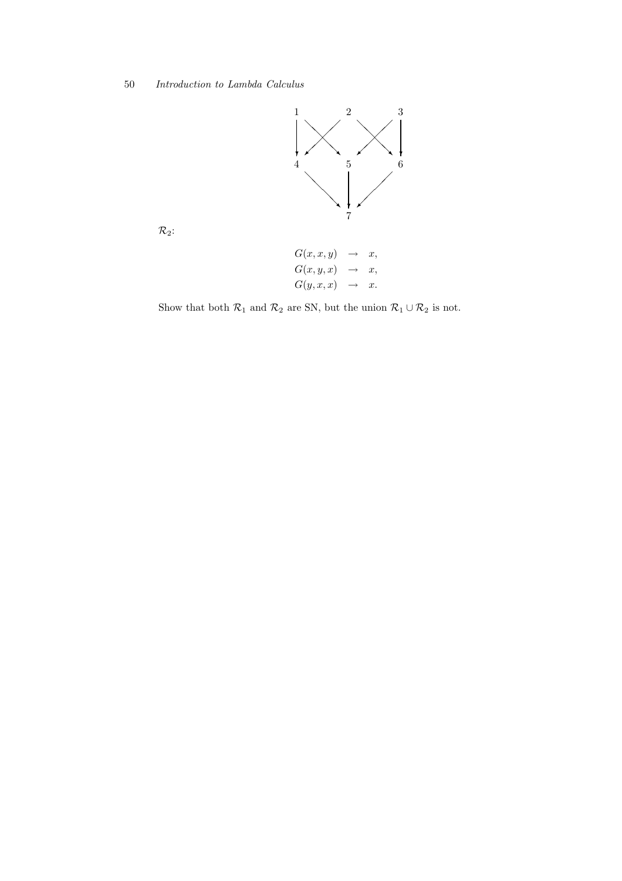$\mathcal{R}_2$:

$$
\begin{aligned}
G(x, x, y) &\rightarrow x, \\
G(x, y, x) &\rightarrow x, \\
G(y, x, x) &\rightarrow x.
\end{aligned}
$$

Show that both $\mathcal{R}_1$ and $\mathcal{R}_2$ are SN, but the union $\mathcal{R}_1 \cup \mathcal{R}_2$ is not.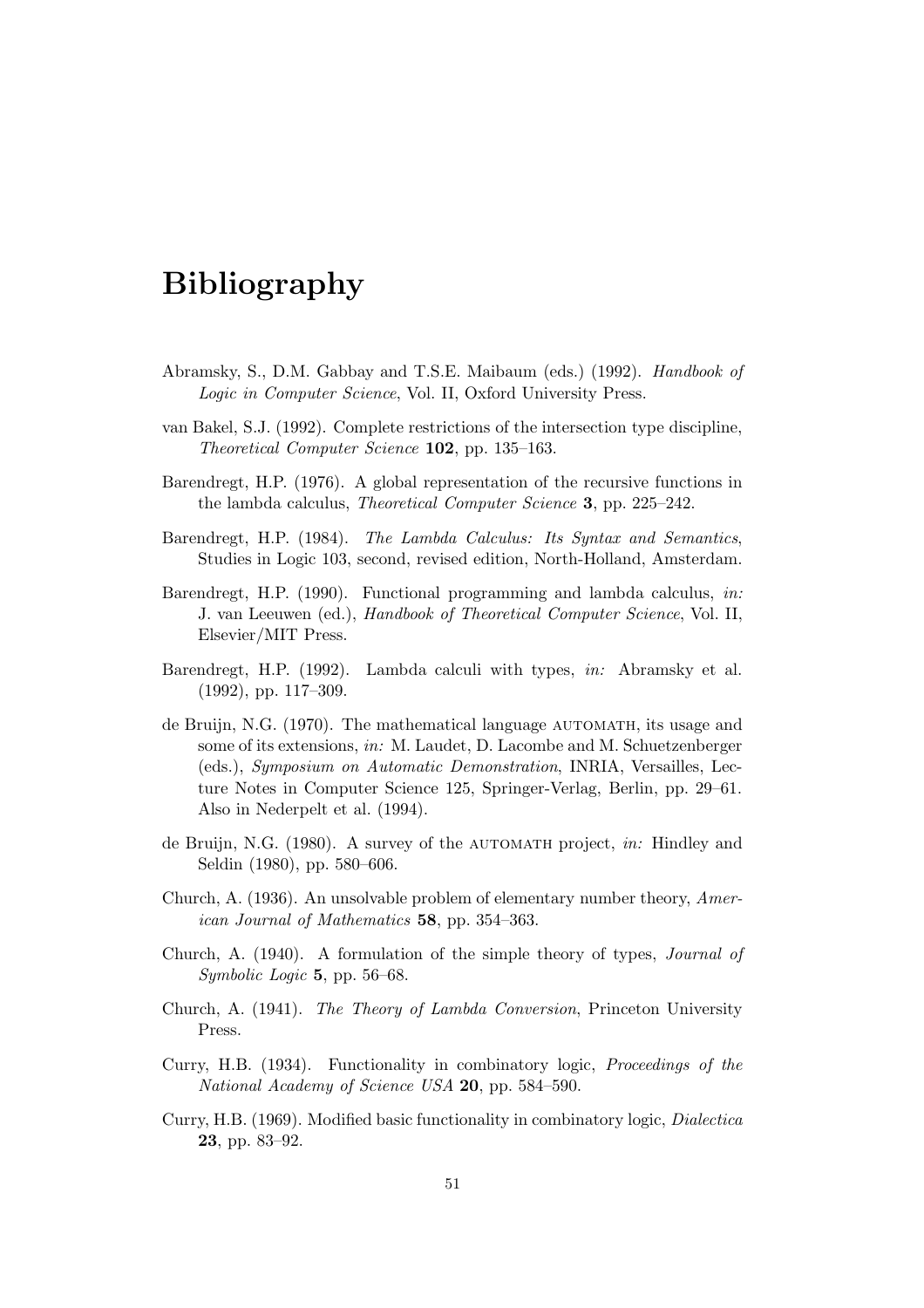# Bibliography

Abramsky, S., D.M. Gabbay and T.S.E. Maibaum (eds.) (1992). *Handbook of Logic in Computer Science*, Vol. II, Oxford University Press.

van Bakel, S.J. (1992). Complete restrictions of the intersection type discipline, *Theoretical Computer Science* **102**, pp. 135–163.

Barendregt, H.P. (1976). A global representation of the recursive functions in the lambda calculus, *Theoretical Computer Science* **3**, pp. 225–242.

Barendregt, H.P. (1984). *The Lambda Calculus: Its Syntax and Semantics*, Studies in Logic 103, second, revised edition, North-Holland, Amsterdam.

Barendregt, H.P. (1990). Functional programming and lambda calculus, *in:* J. van Leeuwen (ed.), *Handbook of Theoretical Computer Science*, Vol. II, Elsevier/MIT Press.

Barendregt, H.P. (1992). Lambda calculi with types, *in:* Abramsky et al. (1992), pp. 117–309.

de Bruijn, N.G. (1970). The mathematical language AUTOMATH, its usage and some of its extensions, *in:* M. Laudet, D. Lacombe and M. Schuetzenberger (eds.), *Symposium on Automatic Demonstration*, INRIA, Versailles, Lecture Notes in Computer Science 125, Springer-Verlag, Berlin, pp. 29–61. Also in Nederpelt et al. (1994).

de Bruijn, N.G. (1980). A survey of the AUTOMATH project, *in:* Hindley and Seldin (1980), pp. 580–606.

Church, A. (1936). An unsolvable problem of elementary number theory, *American Journal of Mathematics* **58**, pp. 354–363.

Church, A. (1940). A formulation of the simple theory of types, *Journal of Symbolic Logic* **5**, pp. 56–68.

Church, A. (1941). *The Theory of Lambda Conversion*, Princeton University Press.

Curry, H.B. (1934). Functionality in combinatory logic, *Proceedings of the National Academy of Science USA* **20**, pp. 584–590.

Curry, H.B. (1969). Modified basic functionality in combinatory logic, *Dialectica* **23**, pp. 83–92.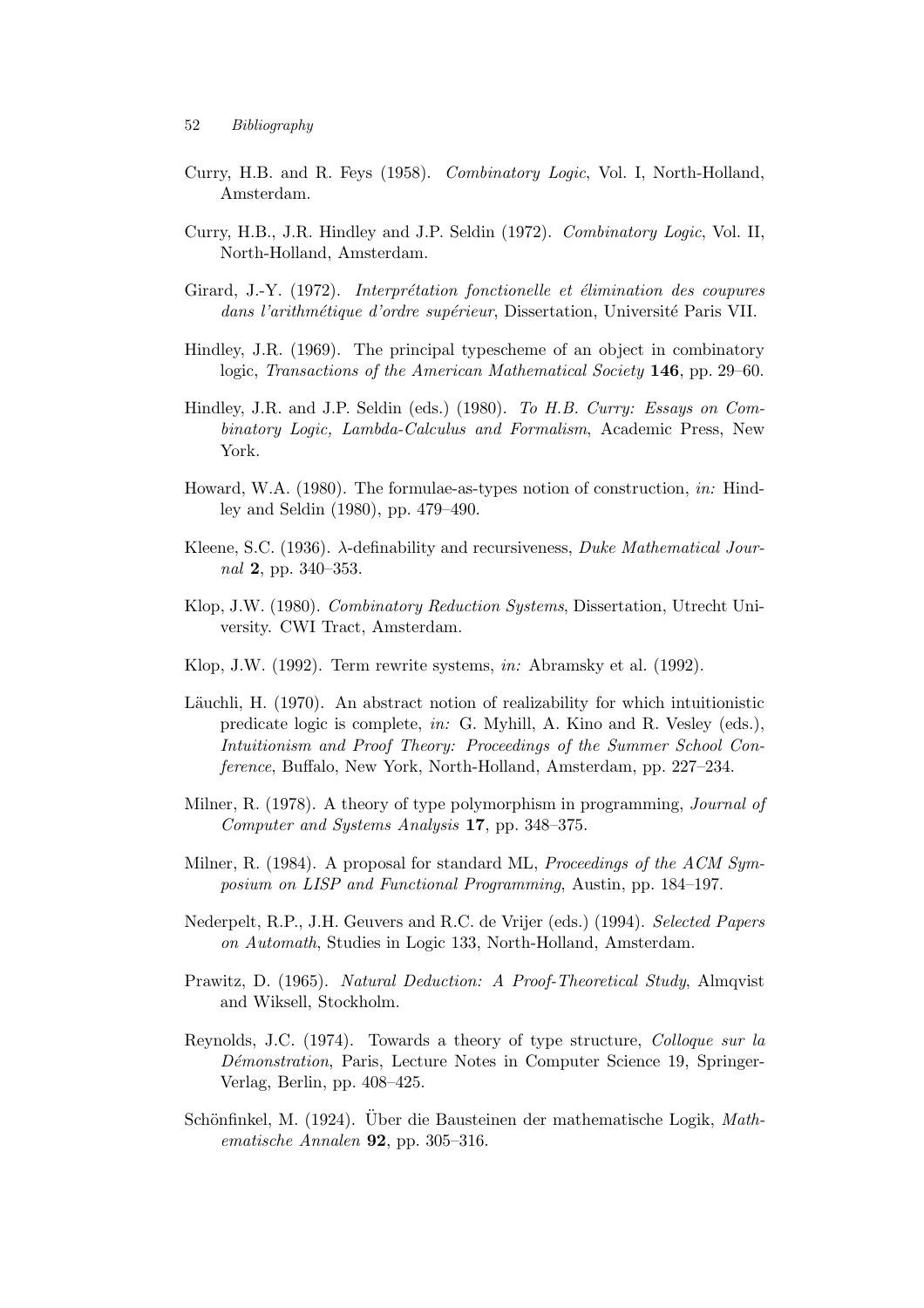Curry, H.B. and R. Feys (1958). *Combinatory Logic*, Vol. I, North-Holland, Amsterdam.

Curry, H.B., J.R. Hindley and J.P. Seldin (1972). *Combinatory Logic*, Vol. II, North-Holland, Amsterdam.

Girard, J.-Y. (1972). *Interprétation fonctionelle et élimination des coupures dans l'arithmétique d'ordre supérieur*, Dissertation, Université Paris VII.

Hindley, J.R. (1969). The principal typescheme of an object in combinatory logic, *Transactions of the American Mathematical Society* **146**, pp. 29–60.

Hindley, J.R. and J.P. Seldin (eds.) (1980). *To H.B. Curry: Essays on Combinatory Logic, Lambda-Calculus and Formalism*, Academic Press, New York.

Howard, W.A. (1980). The formulae-as-types notion of construction, *in:* Hindley and Seldin (1980), pp. 479–490.

Kleene, S.C. (1936). $\lambda$-definability and recursiveness, *Duke Mathematical Journal* **2**, pp. 340–353.

Klop, J.W. (1980). *Combinatory Reduction Systems*, Dissertation, Utrecht University. CWI Tract, Amsterdam.

Klop, J.W. (1992). Term rewrite systems, *in:* Abramsky et al. (1992).

Läuchli, H. (1970). An abstract notion of realizability for which intuitionistic predicate logic is complete, *in:* G. Myhill, A. Kino and R. Vesley (eds.), *Intuitionism and Proof Theory: Proceedings of the Summer School Conference*, Buffalo, New York, North-Holland, Amsterdam, pp. 227–234.

Milner, R. (1978). A theory of type polymorphism in programming, *Journal of Computer and Systems Analysis* **17**, pp. 348–375.

Milner, R. (1984). A proposal for standard ML, *Proceedings of the ACM Symposium on LISP and Functional Programming*, Austin, pp. 184–197.

Nederpelt, R.P., J.H. Geuvers and R.C. de Vrijer (eds.) (1994). *Selected Papers on Automath*, Studies in Logic 133, North-Holland, Amsterdam.

Prawitz, D. (1965). *Natural Deduction: A Proof-Theoretical Study*, Almqvist and Wiksell, Stockholm.

Reynolds, J.C. (1974). Towards a theory of type structure, *Colloque sur la Démonstration*, Paris, Lecture Notes in Computer Science 19, Springer-Verlag, Berlin, pp. 408–425.

Schönfinkel, M. (1924). Über die Bausteinen der mathematische Logik, *Mathematische Annalen* **92**, pp. 305–316.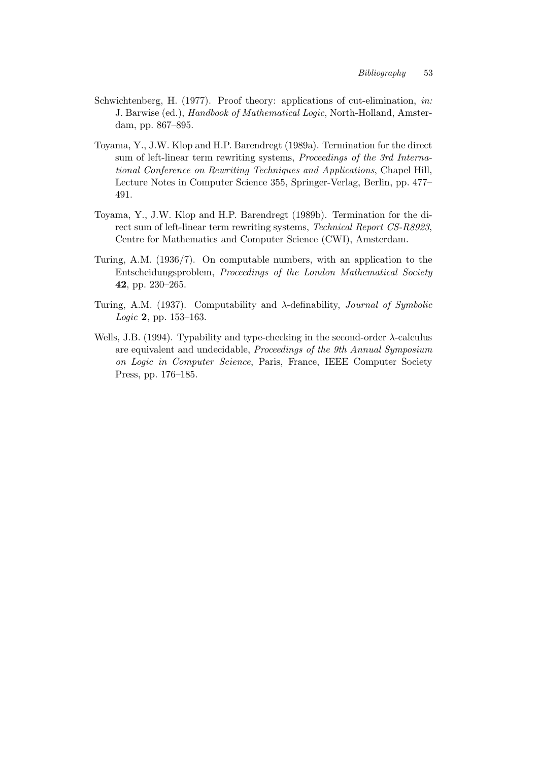Schwichtenberg, H. (1977). Proof theory: applications of cut-elimination, *in:* J. Barwise (ed.), *Handbook of Mathematical Logic*, North-Holland, Amsterdam, pp. 867–895.

Toyama, Y., J.W. Klop and H.P. Barendregt (1989a). Termination for the direct sum of left-linear term rewriting systems, *Proceedings of the 3rd International Conference on Rewriting Techniques and Applications*, Chapel Hill, Lecture Notes in Computer Science 355, Springer-Verlag, Berlin, pp. 477–491.

Toyama, Y., J.W. Klop and H.P. Barendregt (1989b). Termination for the direct sum of left-linear term rewriting systems, *Technical Report CS-R8923*, Centre for Mathematics and Computer Science (CWI), Amsterdam.

Turing, A.M. (1936/7). On computable numbers, with an application to the Entscheidungsproblem, *Proceedings of the London Mathematical Society* **42**, pp. 230–265.

Turing, A.M. (1937). Computability and $\lambda$-definability, *Journal of Symbolic Logic* **2**, pp. 153–163.

Wells, J.B. (1994). Typability and type-checking in the second-order $\lambda$-calculus are equivalent and undecidable, *Proceedings of the 9th Annual Symposium on Logic in Computer Science*, Paris, France, IEEE Computer Society Press, pp. 176–185.